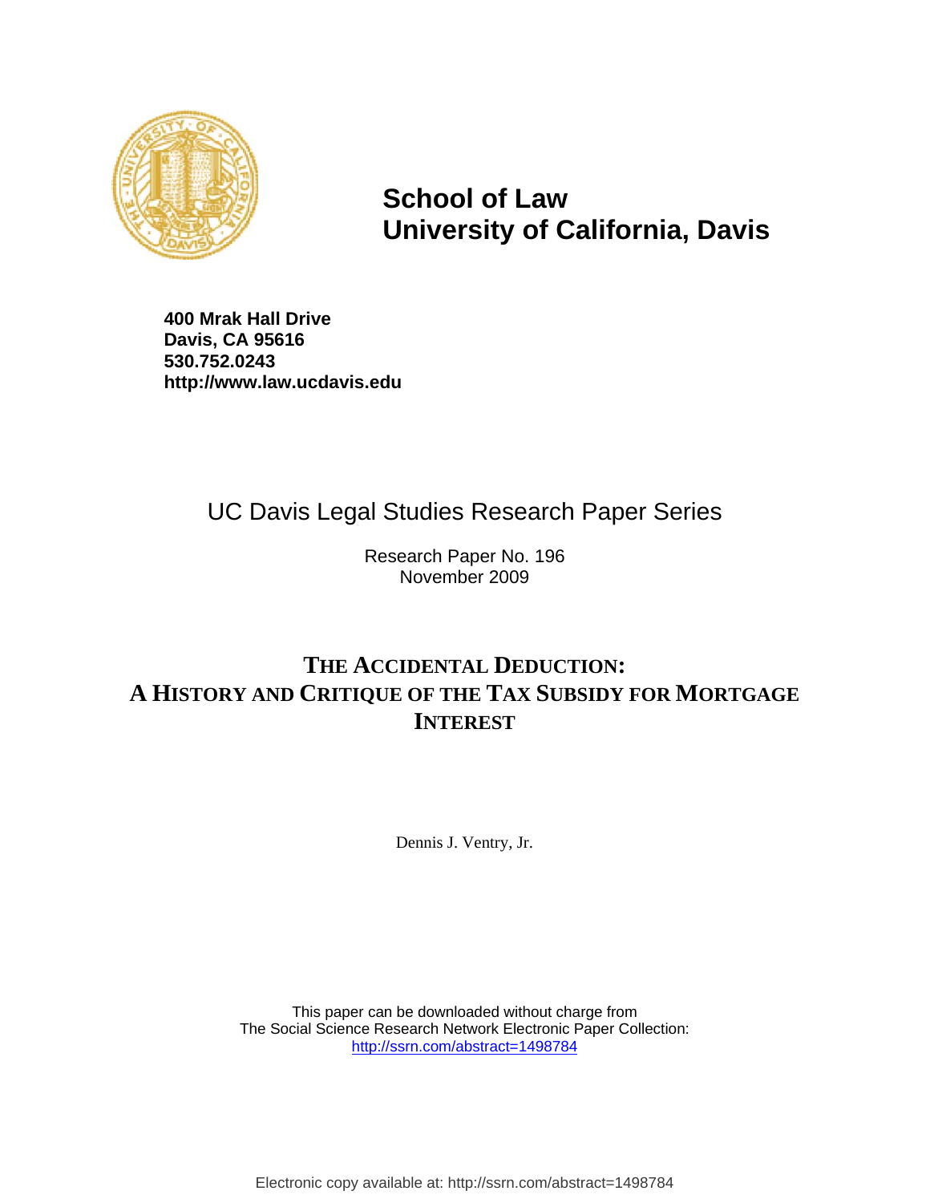# School of Law
# University of California, Davis

**400 Mrak Hall Drive**
**Davis, CA 95616**
**530.752.0243**
**http://www.law.ucdavis.edu**

## UC Davis Legal Studies Research Paper Series

Research Paper No. 196
November 2009

# THE ACCIDENTAL DEDUCTION: A HISTORY AND CRITIQUE OF THE TAX SUBSIDY FOR MORTGAGE INTEREST

Dennis J. Ventry, Jr.

This paper can be downloaded without charge from
The Social Science Research Network Electronic Paper Collection:
http://ssrn.com/abstract=1498784

Electronic copy available at: http://ssrn.com/abstract=1498784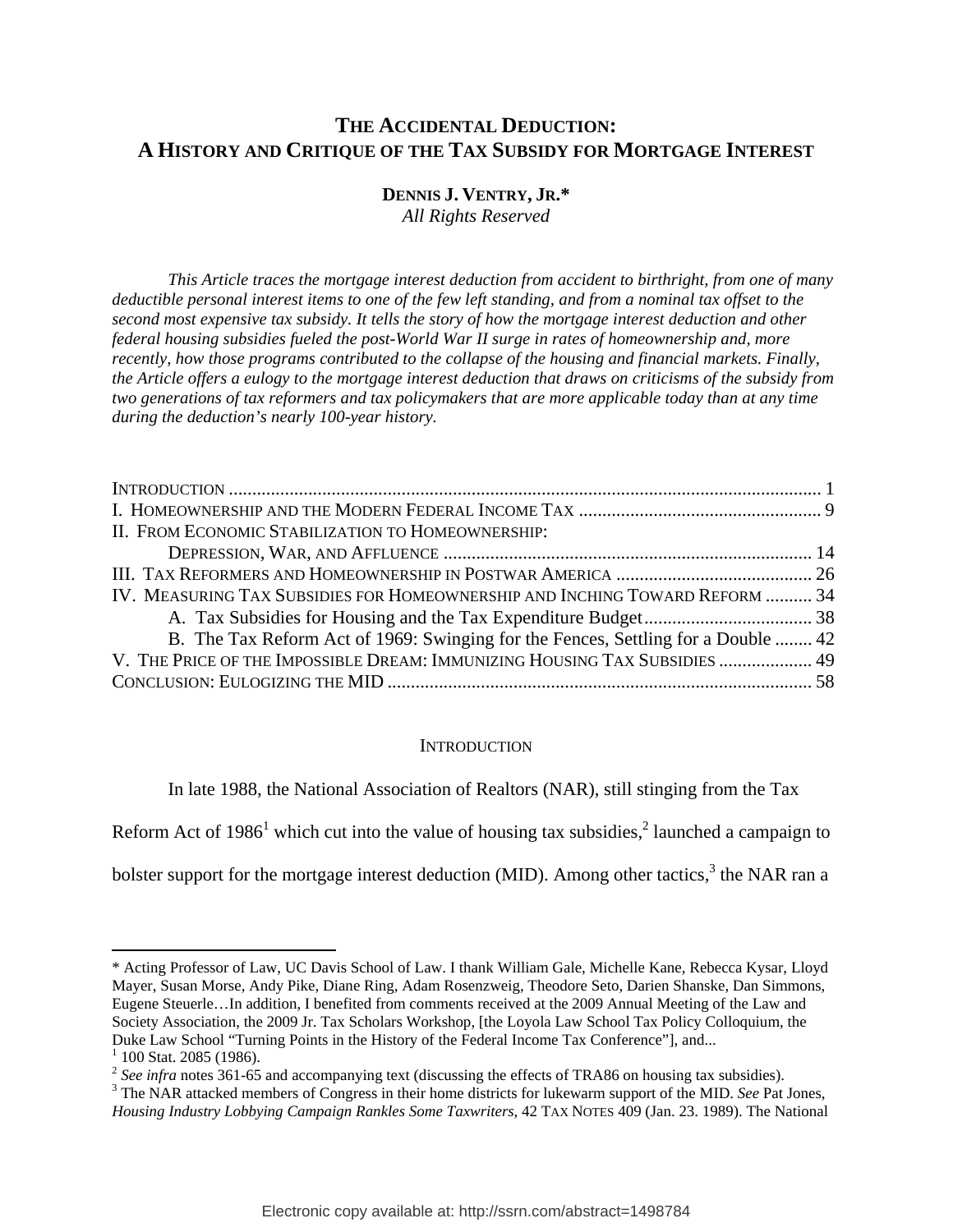# THE ACCIDENTAL DEDUCTION: A HISTORY AND CRITIQUE OF THE TAX SUBSIDY FOR MORTGAGE INTEREST

**DENNIS J. VENTRY, JR.***

*All Rights Reserved*

*This Article traces the mortgage interest deduction from accident to birthright, from one of many deductible personal interest items to one of the few left standing, and from a nominal tax offset to the second most expensive tax subsidy. It tells the story of how the mortgage interest deduction and other federal housing subsidies fueled the post-World War II surge in rates of homeownership and, more recently, how those programs contributed to the collapse of the housing and financial markets. Finally, the Article offers a eulogy to the mortgage interest deduction that draws on criticisms of the subsidy from two generations of tax reformers and tax policymakers that are more applicable today than at any time during the deduction's nearly 100-year history.*

INTRODUCTION .............................................................................................................. 1
I. HOMEOWNERSHIP AND THE MODERN FEDERAL INCOME TAX .................................................... 9
II. FROM ECONOMIC STABILIZATION TO HOMEOWNERSHIP: DEPRESSION, WAR, AND AFFLUENCE ............................................................................... 14
III. TAX REFORMERS AND HOMEOWNERSHIP IN POSTWAR AMERICA .......................................... 26
IV. MEASURING TAX SUBSIDIES FOR HOMEOWNERSHIP AND INCHING TOWARD REFORM .......... 34
 A. Tax Subsidies for Housing and the Tax Expenditure Budget.................................... 38
 B. The Tax Reform Act of 1969: Swinging for the Fences, Settling for a Double ........ 42
V. THE PRICE OF THE IMPOSSIBLE DREAM: IMMUNIZING HOUSING TAX SUBSIDIES .................... 49
CONCLUSION: EULOGIZING THE MID ........................................................................... 58

## INTRODUCTION

In late 1988, the National Association of Realtors (NAR), still stinging from the Tax Reform Act of 1986[1] which cut into the value of housing tax subsidies,[2] launched a campaign to bolster support for the mortgage interest deduction (MID). Among other tactics,[3] the NAR ran a

---

\* Acting Professor of Law, UC Davis School of Law. I thank William Gale, Michelle Kane, Rebecca Kysar, Lloyd Mayer, Susan Morse, Andy Pike, Diane Ring, Adam Rosenzweig, Theodore Seto, Darien Shanske, Dan Simmons, Eugene Steuerle…In addition, I benefited from comments received at the 2009 Annual Meeting of the Law and Society Association, the 2009 Jr. Tax Scholars Workshop, [the Loyola Law School Tax Policy Colloquium, the Duke Law School "Turning Points in the History of the Federal Income Tax Conference"], and...

[1] 100 Stat. 2085 (1986).

[2] *See infra* notes 361-65 and accompanying text (discussing the effects of TRA86 on housing tax subsidies).

[3] The NAR attacked members of Congress in their home districts for lukewarm support of the MID. *See* Pat Jones, *Housing Industry Lobbying Campaign Rankles Some Taxwriters*, 42 TAX NOTES 409 (Jan. 23. 1989). The National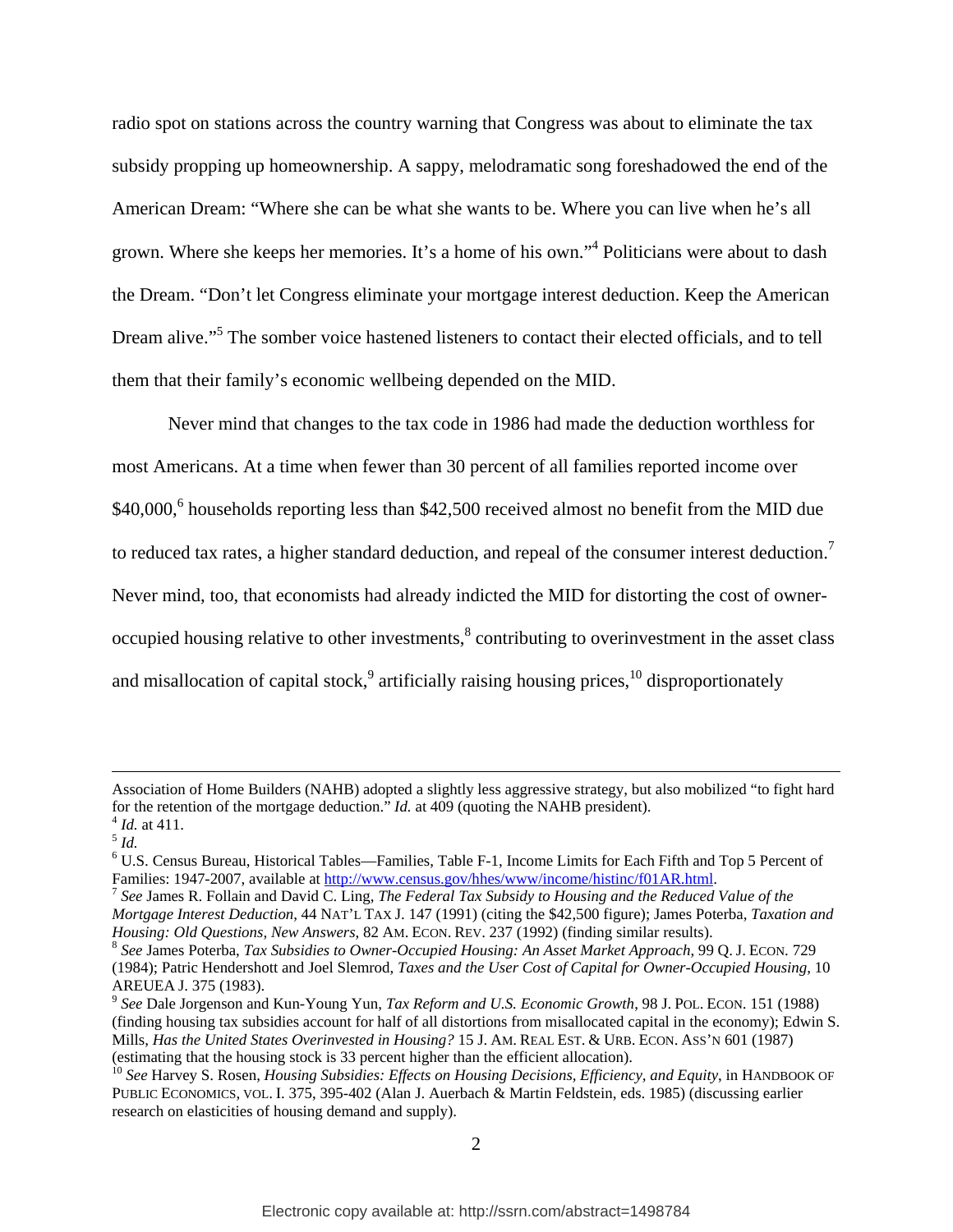radio spot on stations across the country warning that Congress was about to eliminate the tax subsidy propping up homeownership. A sappy, melodramatic song foreshadowed the end of the American Dream: "Where she can be what she wants to be. Where you can live when he's all grown. Where she keeps her memories. It's a home of his own."[4] Politicians were about to dash the Dream. "Don't let Congress eliminate your mortgage interest deduction. Keep the American Dream alive."[5] The somber voice hastened listeners to contact their elected officials, and to tell them that their family's economic wellbeing depended on the MID.

Never mind that changes to the tax code in 1986 had made the deduction worthless for most Americans. At a time when fewer than 30 percent of all families reported income over $40,000,[6] households reporting less than $42,500 received almost no benefit from the MID due to reduced tax rates, a higher standard deduction, and repeal of the consumer interest deduction.[7] Never mind, too, that economists had already indicted the MID for distorting the cost of owner-occupied housing relative to other investments,[8] contributing to overinvestment in the asset class and misallocation of capital stock,[9] artificially raising housing prices,[10] disproportionately

---

Association of Home Builders (NAHB) adopted a slightly less aggressive strategy, but also mobilized "to fight hard for the retention of the mortgage deduction." *Id.* at 409 (quoting the NAHB president).

[4] *Id.* at 411.

[5] *Id.*

[6] U.S. Census Bureau, Historical Tables—Families, Table F-1, Income Limits for Each Fifth and Top 5 Percent of Families: 1947-2007, available at http://www.census.gov/hhes/www/income/histinc/f01AR.html.

[7] *See* James R. Follain and David C. Ling, *The Federal Tax Subsidy to Housing and the Reduced Value of the Mortgage Interest Deduction*, 44 NAT'L TAX J. 147 (1991) (citing the $42,500 figure); James Poterba, *Taxation and Housing: Old Questions, New Answers*, 82 AM. ECON. REV. 237 (1992) (finding similar results).

[8] *See* James Poterba, *Tax Subsidies to Owner-Occupied Housing: An Asset Market Approach*, 99 Q. J. ECON. 729 (1984); Patric Hendershott and Joel Slemrod, *Taxes and the User Cost of Capital for Owner-Occupied Housing*, 10 AREUEA J. 375 (1983).

[9] *See* Dale Jorgenson and Kun-Young Yun, *Tax Reform and U.S. Economic Growth*, 98 J. POL. ECON. 151 (1988) (finding housing tax subsidies account for half of all distortions from misallocated capital in the economy); Edwin S. Mills, *Has the United States Overinvested in Housing?* 15 J. AM. REAL EST. & URB. ECON. ASS'N 601 (1987) (estimating that the housing stock is 33 percent higher than the efficient allocation).

[10] *See* Harvey S. Rosen, *Housing Subsidies: Effects on Housing Decisions, Efficiency, and Equity*, in HANDBOOK OF PUBLIC ECONOMICS, VOL. I. 375, 395-402 (Alan J. Auerbach & Martin Feldstein, eds. 1985) (discussing earlier research on elasticities of housing demand and supply).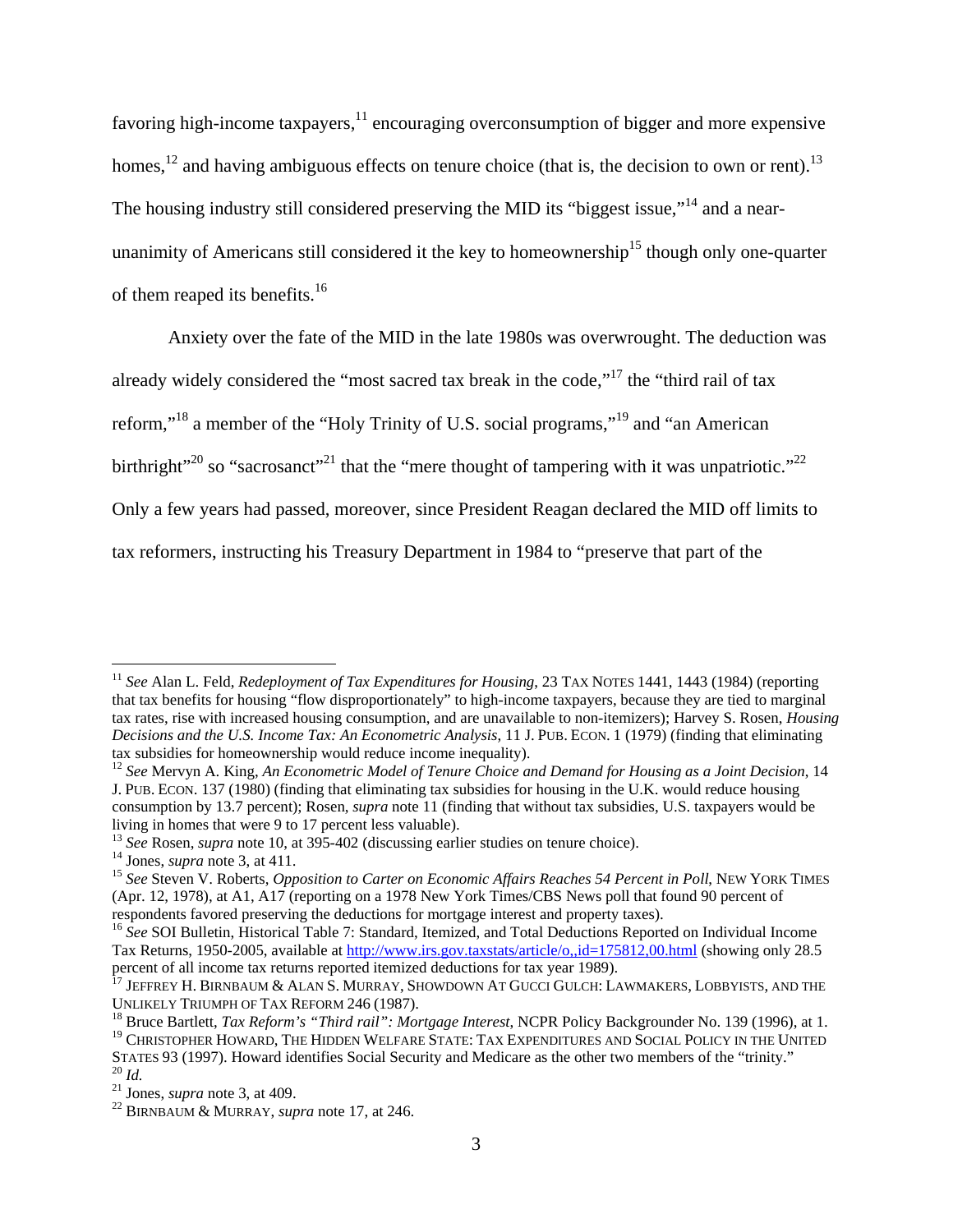favoring high-income taxpayers,[11] encouraging overconsumption of bigger and more expensive homes,[12] and having ambiguous effects on tenure choice (that is, the decision to own or rent).[13] The housing industry still considered preserving the MID its "biggest issue,"[14] and a near-unanimity of Americans still considered it the key to homeownership[15] though only one-quarter of them reaped its benefits.[16]

Anxiety over the fate of the MID in the late 1980s was overwrought. The deduction was already widely considered the "most sacred tax break in the code,"[17] the "third rail of tax reform,"[18] a member of the "Holy Trinity of U.S. social programs,"[19] and "an American birthright"[20] so "sacrosanct"[21] that the "mere thought of tampering with it was unpatriotic."[22] Only a few years had passed, moreover, since President Reagan declared the MID off limits to tax reformers, instructing his Treasury Department in 1984 to "preserve that part of the

---

[11] *See* Alan L. Feld, *Redeployment of Tax Expenditures for Housing*, 23 TAX NOTES 1441, 1443 (1984) (reporting that tax benefits for housing "flow disproportionately" to high-income taxpayers, because they are tied to marginal tax rates, rise with increased housing consumption, and are unavailable to non-itemizers); Harvey S. Rosen, *Housing Decisions and the U.S. Income Tax: An Econometric Analysis*, 11 J. PUB. ECON. 1 (1979) (finding that eliminating tax subsidies for homeownership would reduce income inequality).

[12] *See* Mervyn A. King, *An Econometric Model of Tenure Choice and Demand for Housing as a Joint Decision*, 14 J. PUB. ECON. 137 (1980) (finding that eliminating tax subsidies for housing in the U.K. would reduce housing consumption by 13.7 percent); Rosen, *supra* note 11 (finding that without tax subsidies, U.S. taxpayers would be living in homes that were 9 to 17 percent less valuable).

[13] *See* Rosen, *supra* note 10, at 395-402 (discussing earlier studies on tenure choice).

[14] Jones, *supra* note 3, at 411.

[15] *See* Steven V. Roberts, *Opposition to Carter on Economic Affairs Reaches 54 Percent in Poll*, NEW YORK TIMES (Apr. 12, 1978), at A1, A17 (reporting on a 1978 New York Times/CBS News poll that found 90 percent of respondents favored preserving the deductions for mortgage interest and property taxes).

[16] *See* SOI Bulletin, Historical Table 7: Standard, Itemized, and Total Deductions Reported on Individual Income Tax Returns, 1950-2005, available at http://www.irs.gov.taxstats/article/o,,id=175812,00.html (showing only 28.5 percent of all income tax returns reported itemized deductions for tax year 1989).

[17] JEFFREY H. BIRNBAUM & ALAN S. MURRAY, SHOWDOWN AT GUCCI GULCH: LAWMAKERS, LOBBYISTS, AND THE UNLIKELY TRIUMPH OF TAX REFORM 246 (1987).

[18] Bruce Bartlett, *Tax Reform's "Third rail": Mortgage Interest*, NCPR Policy Backgrounder No. 139 (1996), at 1.

[19] CHRISTOPHER HOWARD, THE HIDDEN WELFARE STATE: TAX EXPENDITURES AND SOCIAL POLICY IN THE UNITED STATES 93 (1997). Howard identifies Social Security and Medicare as the other two members of the "trinity."

[20] *Id.*

[21] Jones, *supra* note 3, at 409.

[22] BIRNBAUM & MURRAY, *supra* note 17, at 246.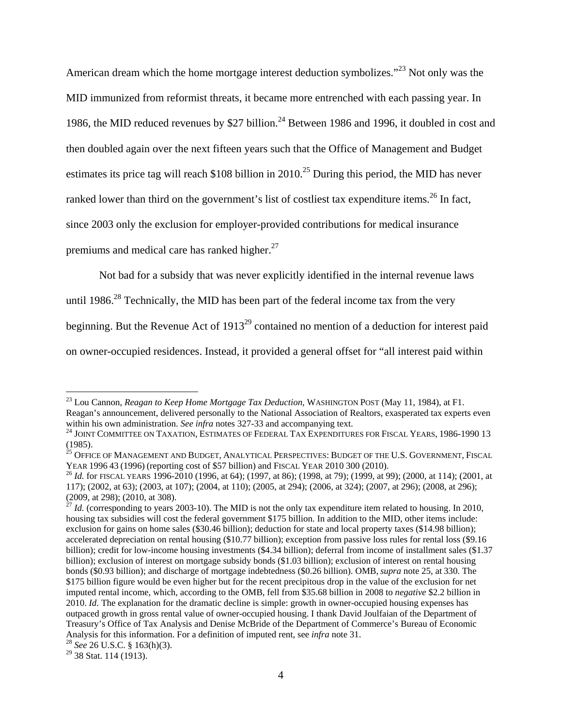American dream which the home mortgage interest deduction symbolizes."[23] Not only was the MID immunized from reformist threats, it became more entrenched with each passing year. In 1986, the MID reduced revenues by $27 billion.[24] Between 1986 and 1996, it doubled in cost and then doubled again over the next fifteen years such that the Office of Management and Budget estimates its price tag will reach $108 billion in 2010.[25] During this period, the MID has never ranked lower than third on the government's list of costliest tax expenditure items.[26] In fact, since 2003 only the exclusion for employer-provided contributions for medical insurance premiums and medical care has ranked higher.[27]

Not bad for a subsidy that was never explicitly identified in the internal revenue laws until 1986.[28] Technically, the MID has been part of the federal income tax from the very beginning. But the Revenue Act of 1913[29] contained no mention of a deduction for interest paid on owner-occupied residences. Instead, it provided a general offset for "all interest paid within

---

[23] Lou Cannon, *Reagan to Keep Home Mortgage Tax Deduction*, WASHINGTON POST (May 11, 1984), at F1. Reagan's announcement, delivered personally to the National Association of Realtors, exasperated tax experts even within his own administration. *See infra* notes 327-33 and accompanying text.

[24] JOINT COMMITTEE ON TAXATION, ESTIMATES OF FEDERAL TAX EXPENDITURES FOR FISCAL YEARS, 1986-1990 13 (1985).

[25] OFFICE OF MANAGEMENT AND BUDGET, ANALYTICAL PERSPECTIVES: BUDGET OF THE U.S. GOVERNMENT, FISCAL YEAR 1996 43 (1996) (reporting cost of $57 billion) and FISCAL YEAR 2010 300 (2010).

[26] *Id.* for FISCAL YEARS 1996-2010 (1996, at 64); (1997, at 86); (1998, at 79); (1999, at 99); (2000, at 114); (2001, at 117); (2002, at 63); (2003, at 107); (2004, at 110); (2005, at 294); (2006, at 324); (2007, at 296); (2008, at 296); (2009, at 298); (2010, at 308).

[27] *Id.* (corresponding to years 2003-10). The MID is not the only tax expenditure item related to housing. In 2010, housing tax subsidies will cost the federal government $175 billion. In addition to the MID, other items include: exclusion for gains on home sales ($30.46 billion); deduction for state and local property taxes ($14.98 billion); accelerated depreciation on rental housing ($10.77 billion); exception from passive loss rules for rental loss ($9.16 billion); credit for low-income housing investments ($4.34 billion); deferral from income of installment sales ($1.37 billion); exclusion of interest on mortgage subsidy bonds ($1.03 billion); exclusion of interest on rental housing bonds ($0.93 billion); and discharge of mortgage indebtedness ($0.26 billion). OMB, *supra* note 25, at 330. The $175 billion figure would be even higher but for the recent precipitous drop in the value of the exclusion for net imputed rental income, which, according to the OMB, fell from $35.68 billion in 2008 to *negative* $2.2 billion in 2010. *Id.* The explanation for the dramatic decline is simple: growth in owner-occupied housing expenses has outpaced growth in gross rental value of owner-occupied housing. I thank David Joulfaian of the Department of Treasury's Office of Tax Analysis and Denise McBride of the Department of Commerce's Bureau of Economic Analysis for this information. For a definition of imputed rent, see *infra* note 31.

[28] *See* 26 U.S.C. § 163(h)(3).

[29] 38 Stat. 114 (1913).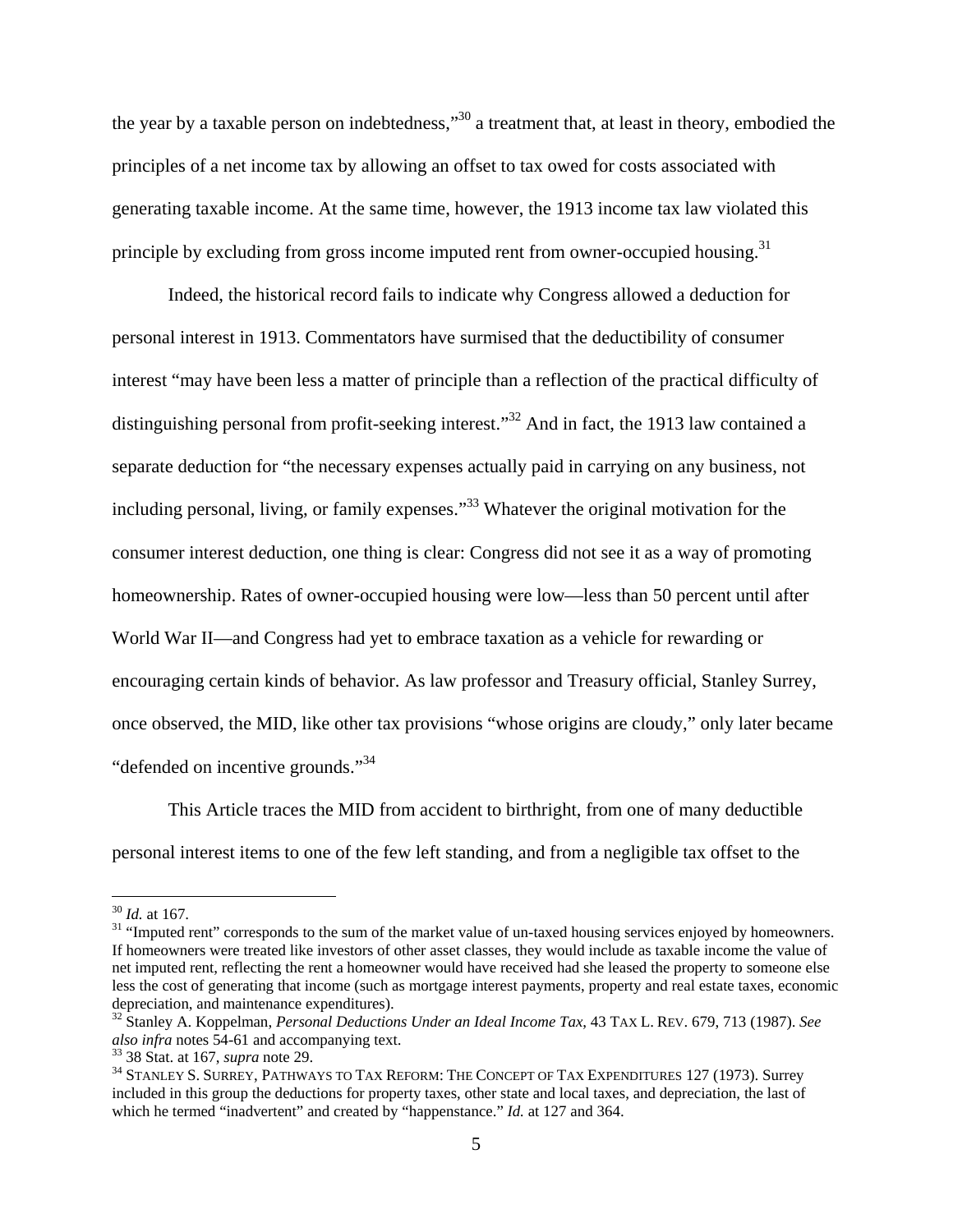the year by a taxable person on indebtedness,"[30] a treatment that, at least in theory, embodied the principles of a net income tax by allowing an offset to tax owed for costs associated with generating taxable income. At the same time, however, the 1913 income tax law violated this principle by excluding from gross income imputed rent from owner-occupied housing.[31]

Indeed, the historical record fails to indicate why Congress allowed a deduction for personal interest in 1913. Commentators have surmised that the deductibility of consumer interest "may have been less a matter of principle than a reflection of the practical difficulty of distinguishing personal from profit-seeking interest."[32] And in fact, the 1913 law contained a separate deduction for "the necessary expenses actually paid in carrying on any business, not including personal, living, or family expenses."[33] Whatever the original motivation for the consumer interest deduction, one thing is clear: Congress did not see it as a way of promoting homeownership. Rates of owner-occupied housing were low—less than 50 percent until after World War II—and Congress had yet to embrace taxation as a vehicle for rewarding or encouraging certain kinds of behavior. As law professor and Treasury official, Stanley Surrey, once observed, the MID, like other tax provisions "whose origins are cloudy," only later became "defended on incentive grounds."[34]

This Article traces the MID from accident to birthright, from one of many deductible personal interest items to one of the few left standing, and from a negligible tax offset to the

---

[30] *Id.* at 167.

[31] "Imputed rent" corresponds to the sum of the market value of un-taxed housing services enjoyed by homeowners. If homeowners were treated like investors of other asset classes, they would include as taxable income the value of net imputed rent, reflecting the rent a homeowner would have received had she leased the property to someone else less the cost of generating that income (such as mortgage interest payments, property and real estate taxes, economic depreciation, and maintenance expenditures).

[32] Stanley A. Koppelman, *Personal Deductions Under an Ideal Income Tax*, 43 TAX L. REV. 679, 713 (1987). *See also infra* notes 54-61 and accompanying text.

[33] 38 Stat. at 167, *supra* note 29.

[34] STANLEY S. SURREY, PATHWAYS TO TAX REFORM: THE CONCEPT OF TAX EXPENDITURES 127 (1973). Surrey included in this group the deductions for property taxes, other state and local taxes, and depreciation, the last of which he termed "inadvertent" and created by "happenstance." *Id.* at 127 and 364.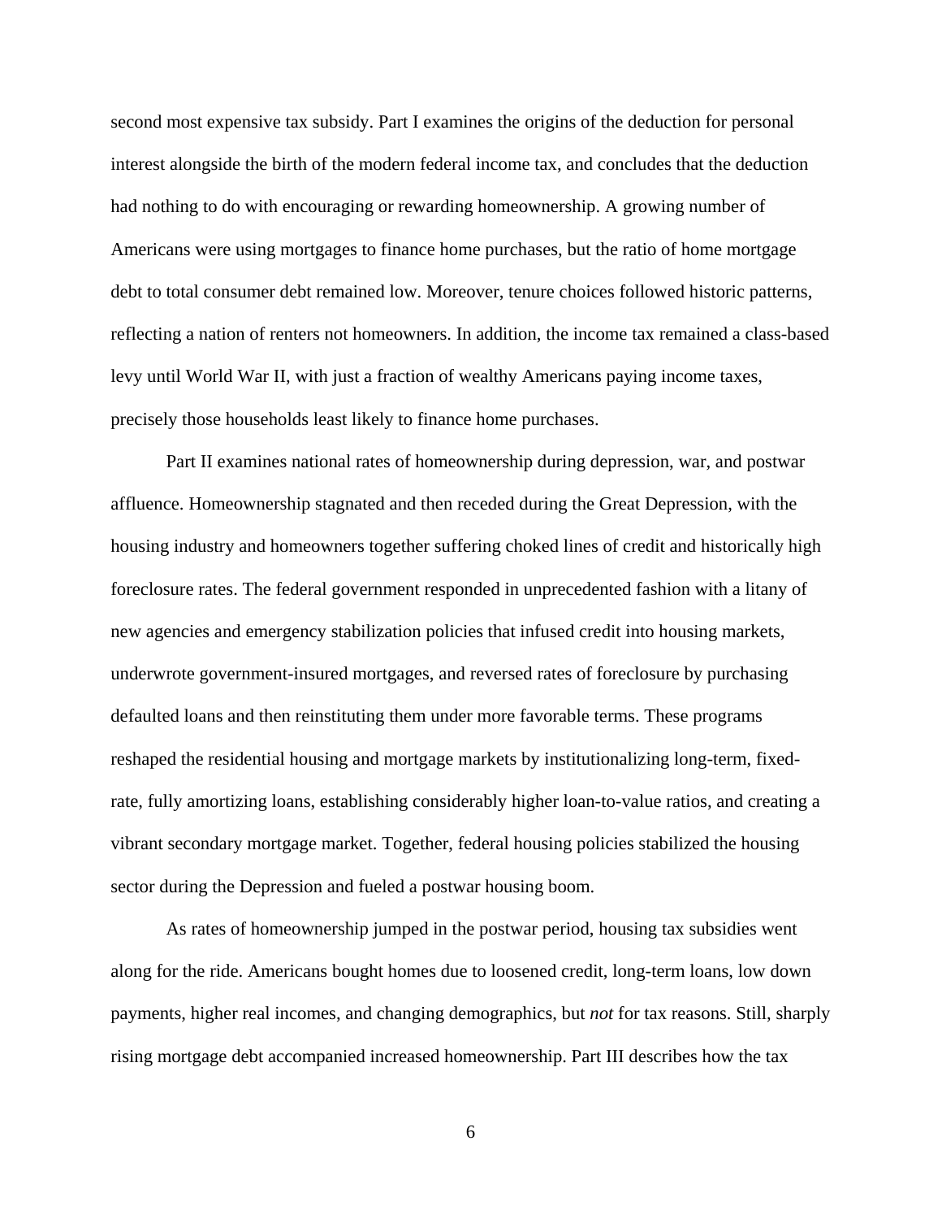second most expensive tax subsidy. Part I examines the origins of the deduction for personal interest alongside the birth of the modern federal income tax, and concludes that the deduction had nothing to do with encouraging or rewarding homeownership. A growing number of Americans were using mortgages to finance home purchases, but the ratio of home mortgage debt to total consumer debt remained low. Moreover, tenure choices followed historic patterns, reflecting a nation of renters not homeowners. In addition, the income tax remained a class-based levy until World War II, with just a fraction of wealthy Americans paying income taxes, precisely those households least likely to finance home purchases.

Part II examines national rates of homeownership during depression, war, and postwar affluence. Homeownership stagnated and then receded during the Great Depression, with the housing industry and homeowners together suffering choked lines of credit and historically high foreclosure rates. The federal government responded in unprecedented fashion with a litany of new agencies and emergency stabilization policies that infused credit into housing markets, underwrote government-insured mortgages, and reversed rates of foreclosure by purchasing defaulted loans and then reinstituting them under more favorable terms. These programs reshaped the residential housing and mortgage markets by institutionalizing long-term, fixed-rate, fully amortizing loans, establishing considerably higher loan-to-value ratios, and creating a vibrant secondary mortgage market. Together, federal housing policies stabilized the housing sector during the Depression and fueled a postwar housing boom.

As rates of homeownership jumped in the postwar period, housing tax subsidies went along for the ride. Americans bought homes due to loosened credit, long-term loans, low down payments, higher real incomes, and changing demographics, but *not* for tax reasons. Still, sharply rising mortgage debt accompanied increased homeownership. Part III describes how the tax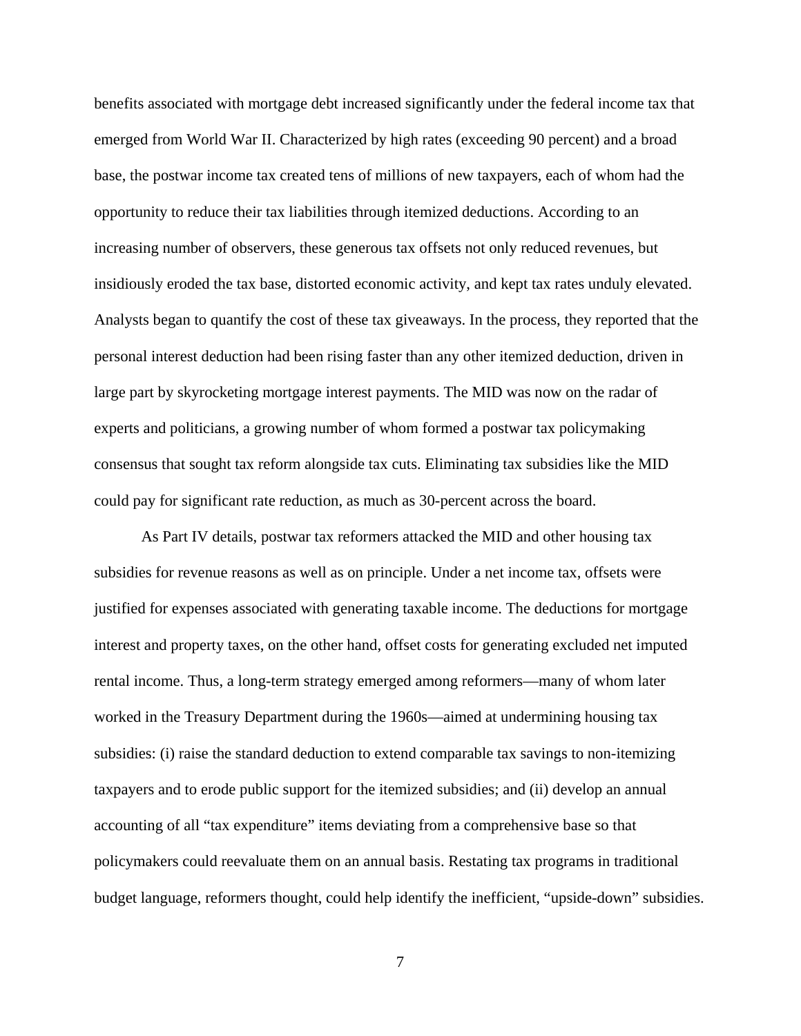benefits associated with mortgage debt increased significantly under the federal income tax that emerged from World War II. Characterized by high rates (exceeding 90 percent) and a broad base, the postwar income tax created tens of millions of new taxpayers, each of whom had the opportunity to reduce their tax liabilities through itemized deductions. According to an increasing number of observers, these generous tax offsets not only reduced revenues, but insidiously eroded the tax base, distorted economic activity, and kept tax rates unduly elevated. Analysts began to quantify the cost of these tax giveaways. In the process, they reported that the personal interest deduction had been rising faster than any other itemized deduction, driven in large part by skyrocketing mortgage interest payments. The MID was now on the radar of experts and politicians, a growing number of whom formed a postwar tax policymaking consensus that sought tax reform alongside tax cuts. Eliminating tax subsidies like the MID could pay for significant rate reduction, as much as 30-percent across the board.

As Part IV details, postwar tax reformers attacked the MID and other housing tax subsidies for revenue reasons as well as on principle. Under a net income tax, offsets were justified for expenses associated with generating taxable income. The deductions for mortgage interest and property taxes, on the other hand, offset costs for generating excluded net imputed rental income. Thus, a long-term strategy emerged among reformers—many of whom later worked in the Treasury Department during the 1960s—aimed at undermining housing tax subsidies: (i) raise the standard deduction to extend comparable tax savings to non-itemizing taxpayers and to erode public support for the itemized subsidies; and (ii) develop an annual accounting of all "tax expenditure" items deviating from a comprehensive base so that policymakers could reevaluate them on an annual basis. Restating tax programs in traditional budget language, reformers thought, could help identify the inefficient, "upside-down" subsidies.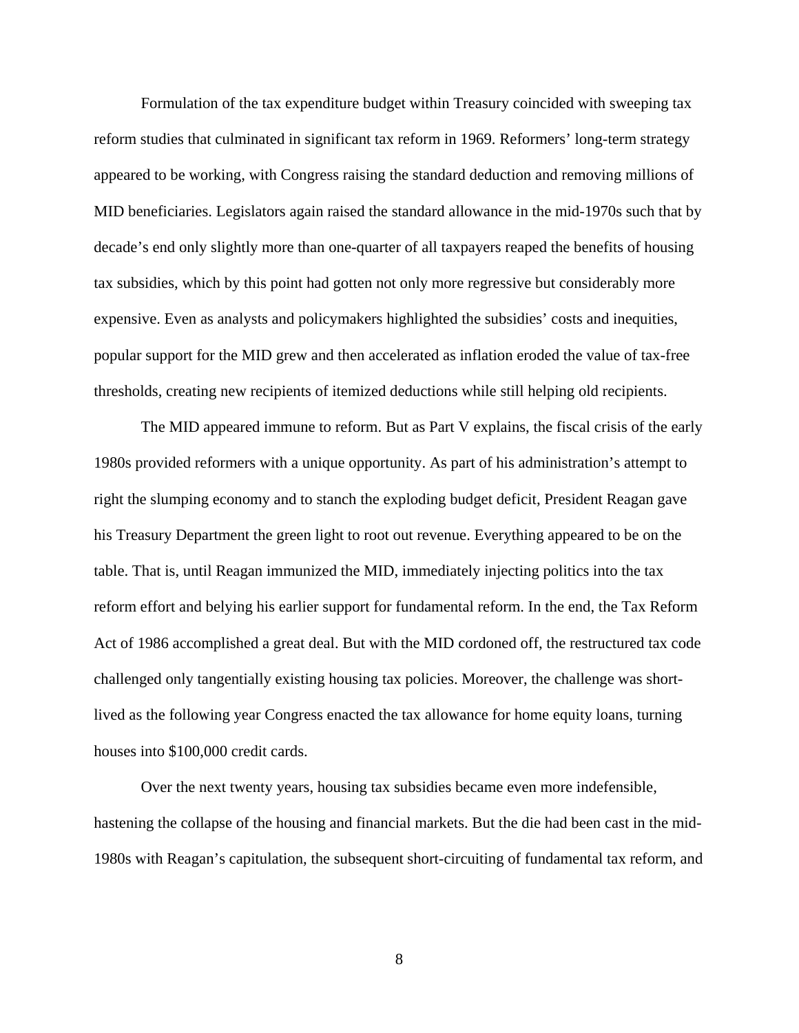Formulation of the tax expenditure budget within Treasury coincided with sweeping tax reform studies that culminated in significant tax reform in 1969. Reformers' long-term strategy appeared to be working, with Congress raising the standard deduction and removing millions of MID beneficiaries. Legislators again raised the standard allowance in the mid-1970s such that by decade's end only slightly more than one-quarter of all taxpayers reaped the benefits of housing tax subsidies, which by this point had gotten not only more regressive but considerably more expensive. Even as analysts and policymakers highlighted the subsidies' costs and inequities, popular support for the MID grew and then accelerated as inflation eroded the value of tax-free thresholds, creating new recipients of itemized deductions while still helping old recipients.

The MID appeared immune to reform. But as Part V explains, the fiscal crisis of the early 1980s provided reformers with a unique opportunity. As part of his administration's attempt to right the slumping economy and to stanch the exploding budget deficit, President Reagan gave his Treasury Department the green light to root out revenue. Everything appeared to be on the table. That is, until Reagan immunized the MID, immediately injecting politics into the tax reform effort and belying his earlier support for fundamental reform. In the end, the Tax Reform Act of 1986 accomplished a great deal. But with the MID cordoned off, the restructured tax code challenged only tangentially existing housing tax policies. Moreover, the challenge was short-lived as the following year Congress enacted the tax allowance for home equity loans, turning houses into $100,000 credit cards.

Over the next twenty years, housing tax subsidies became even more indefensible, hastening the collapse of the housing and financial markets. But the die had been cast in the mid-1980s with Reagan's capitulation, the subsequent short-circuiting of fundamental tax reform, and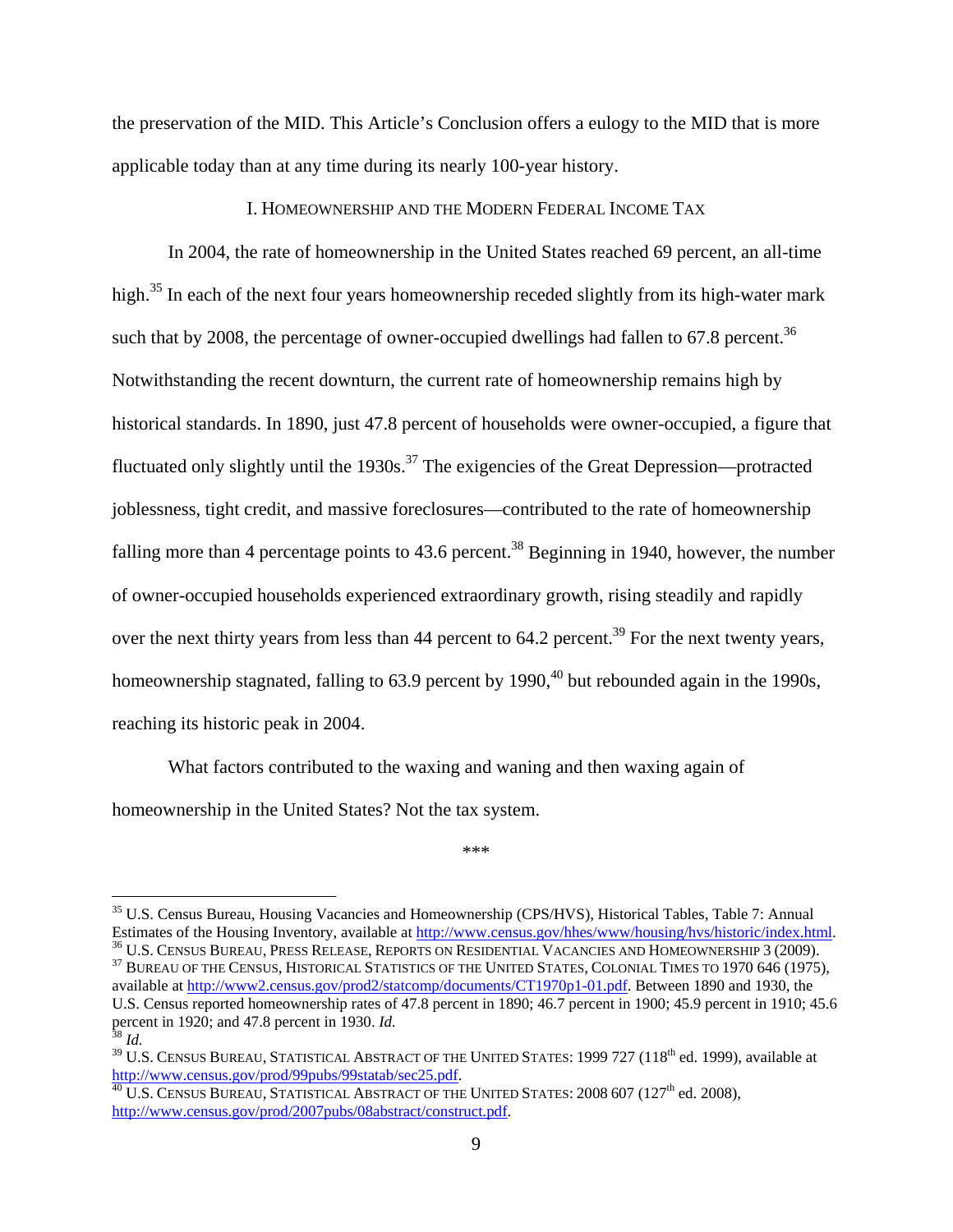the preservation of the MID. This Article's Conclusion offers a eulogy to the MID that is more applicable today than at any time during its nearly 100-year history.

## I. HOMEOWNERSHIP AND THE MODERN FEDERAL INCOME TAX

In 2004, the rate of homeownership in the United States reached 69 percent, an all-time high.[35] In each of the next four years homeownership receded slightly from its high-water mark such that by 2008, the percentage of owner-occupied dwellings had fallen to 67.8 percent.[36] Notwithstanding the recent downturn, the current rate of homeownership remains high by historical standards. In 1890, just 47.8 percent of households were owner-occupied, a figure that fluctuated only slightly until the 1930s.[37] The exigencies of the Great Depression—protracted joblessness, tight credit, and massive foreclosures—contributed to the rate of homeownership falling more than 4 percentage points to 43.6 percent.[38] Beginning in 1940, however, the number of owner-occupied households experienced extraordinary growth, rising steadily and rapidly over the next thirty years from less than 44 percent to 64.2 percent.[39] For the next twenty years, homeownership stagnated, falling to 63.9 percent by 1990,[40] but rebounded again in the 1990s, reaching its historic peak in 2004.

What factors contributed to the waxing and waning and then waxing again of homeownership in the United States? Not the tax system.

***

---

[35] U.S. Census Bureau, Housing Vacancies and Homeownership (CPS/HVS), Historical Tables, Table 7: Annual Estimates of the Housing Inventory, available at http://www.census.gov/hhes/www/housing/hvs/historic/index.html.

[36] U.S. CENSUS BUREAU, PRESS RELEASE, REPORTS ON RESIDENTIAL VACANCIES AND HOMEOWNERSHIP 3 (2009).

[37] BUREAU OF THE CENSUS, HISTORICAL STATISTICS OF THE UNITED STATES, COLONIAL TIMES TO 1970 646 (1975), available at http://www2.census.gov/prod2/statcomp/documents/CT1970p1-01.pdf. Between 1890 and 1930, the U.S. Census reported homeownership rates of 47.8 percent in 1890; 46.7 percent in 1900; 45.9 percent in 1910; 45.6 percent in 1920; and 47.8 percent in 1930. *Id.*

[38] *Id.*

[39] U.S. CENSUS BUREAU, STATISTICAL ABSTRACT OF THE UNITED STATES: 1999 727 (118th ed. 1999), available at http://www.census.gov/prod/99pubs/99statab/sec25.pdf.

[40] U.S. CENSUS BUREAU, STATISTICAL ABSTRACT OF THE UNITED STATES: 2008 607 (127th ed. 2008), http://www.census.gov/prod/2007pubs/08abstract/construct.pdf.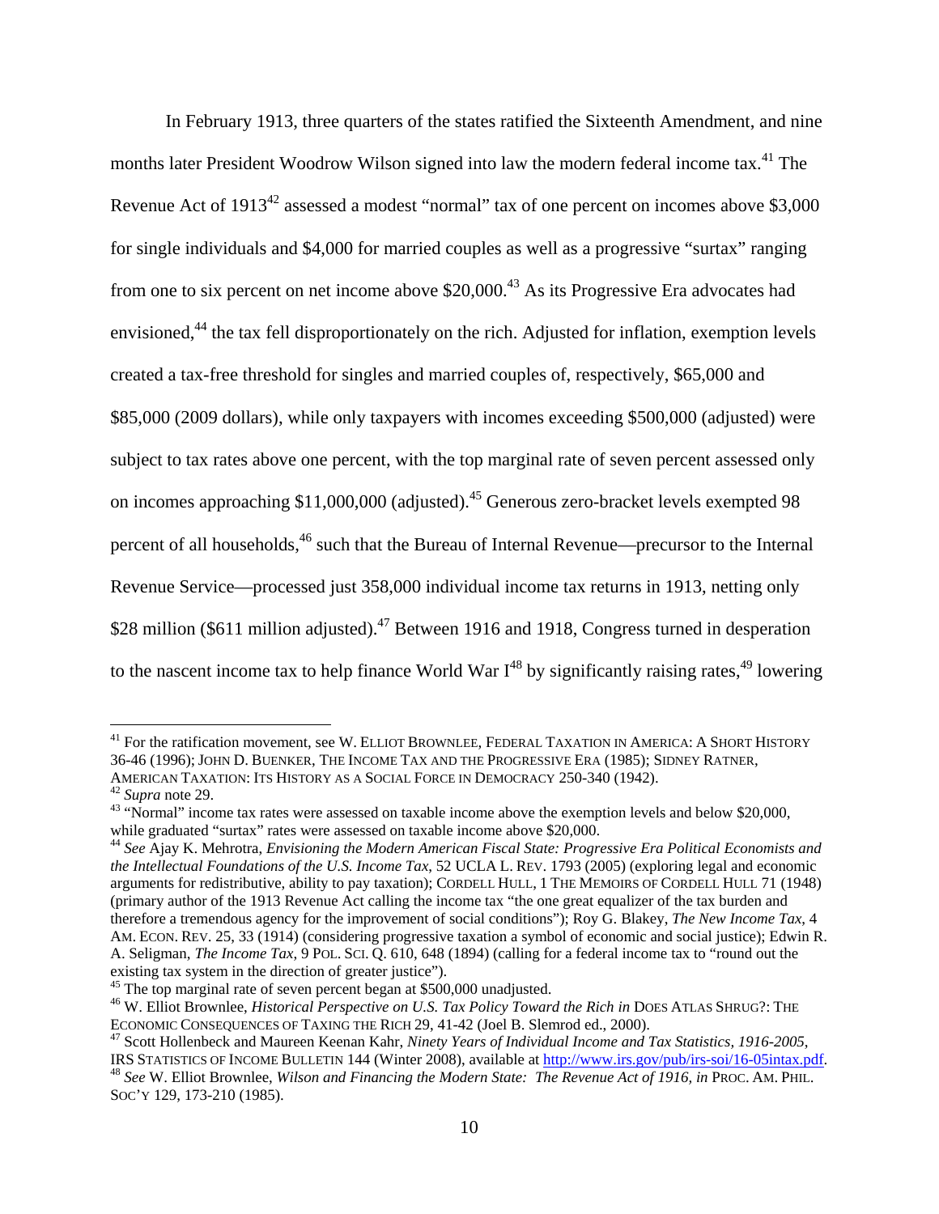In February 1913, three quarters of the states ratified the Sixteenth Amendment, and nine months later President Woodrow Wilson signed into law the modern federal income tax.[41] The Revenue Act of 1913[42] assessed a modest "normal" tax of one percent on incomes above $3,000 for single individuals and $4,000 for married couples as well as a progressive "surtax" ranging from one to six percent on net income above $20,000.[43] As its Progressive Era advocates had envisioned,[44] the tax fell disproportionately on the rich. Adjusted for inflation, exemption levels created a tax-free threshold for singles and married couples of, respectively, $65,000 and $85,000 (2009 dollars), while only taxpayers with incomes exceeding $500,000 (adjusted) were subject to tax rates above one percent, with the top marginal rate of seven percent assessed only on incomes approaching $11,000,000 (adjusted).[45] Generous zero-bracket levels exempted 98 percent of all households,[46] such that the Bureau of Internal Revenue—precursor to the Internal Revenue Service—processed just 358,000 individual income tax returns in 1913, netting only $28 million ($611 million adjusted).[47] Between 1916 and 1918, Congress turned in desperation to the nascent income tax to help finance World War I[48] by significantly raising rates,[49] lowering

---

[41] For the ratification movement, see W. ELLIOT BROWNLEE, FEDERAL TAXATION IN AMERICA: A SHORT HISTORY 36-46 (1996); JOHN D. BUENKER, THE INCOME TAX AND THE PROGRESSIVE ERA (1985); SIDNEY RATNER, AMERICAN TAXATION: ITS HISTORY AS A SOCIAL FORCE IN DEMOCRACY 250-340 (1942).

[42] *Supra* note 29.

[43] "Normal" income tax rates were assessed on taxable income above the exemption levels and below $20,000, while graduated "surtax" rates were assessed on taxable income above $20,000.

[44] *See* Ajay K. Mehrotra, *Envisioning the Modern American Fiscal State: Progressive Era Political Economists and the Intellectual Foundations of the U.S. Income Tax*, 52 UCLA L. REV. 1793 (2005) (exploring legal and economic arguments for redistributive, ability to pay taxation); CORDELL HULL, 1 THE MEMOIRS OF CORDELL HULL 71 (1948) (primary author of the 1913 Revenue Act calling the income tax "the one great equalizer of the tax burden and therefore a tremendous agency for the improvement of social conditions"); Roy G. Blakey, *The New Income Tax*, 4 AM. ECON. REV. 25, 33 (1914) (considering progressive taxation a symbol of economic and social justice); Edwin R. A. Seligman, *The Income Tax*, 9 POL. SCI. Q. 610, 648 (1894) (calling for a federal income tax to "round out the existing tax system in the direction of greater justice").

[45] The top marginal rate of seven percent began at $500,000 unadjusted.

[46] W. Elliot Brownlee, *Historical Perspective on U.S. Tax Policy Toward the Rich in* DOES ATLAS SHRUG?: THE ECONOMIC CONSEQUENCES OF TAXING THE RICH 29, 41-42 (Joel B. Slemrod ed., 2000).

[47] Scott Hollenbeck and Maureen Keenan Kahr, *Ninety Years of Individual Income and Tax Statistics, 1916-2005*, IRS STATISTICS OF INCOME BULLETIN 144 (Winter 2008), available at http://www.irs.gov/pub/irs-soi/16-05intax.pdf.

[48] *See* W. Elliot Brownlee, *Wilson and Financing the Modern State: The Revenue Act of 1916, in* PROC. AM. PHIL. SOC'Y 129, 173-210 (1985).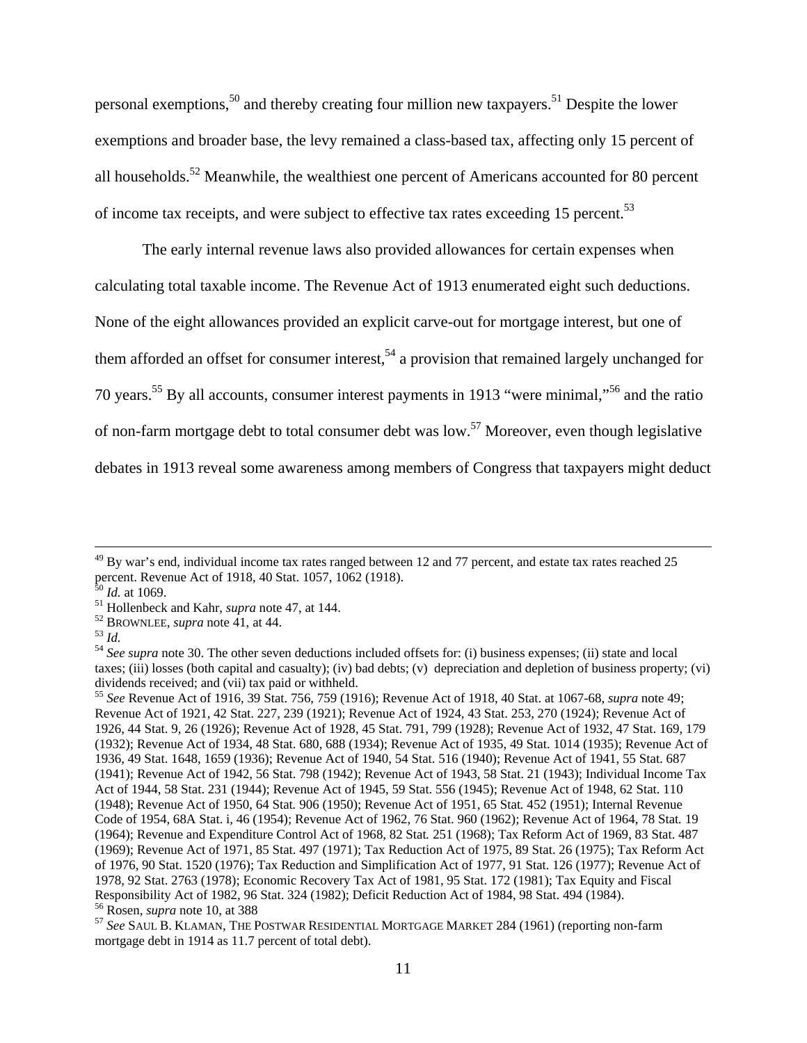personal exemptions,[50] and thereby creating four million new taxpayers.[51] Despite the lower exemptions and broader base, the levy remained a class-based tax, affecting only 15 percent of all households.[52] Meanwhile, the wealthiest one percent of Americans accounted for 80 percent of income tax receipts, and were subject to effective tax rates exceeding 15 percent.[53]

The early internal revenue laws also provided allowances for certain expenses when calculating total taxable income. The Revenue Act of 1913 enumerated eight such deductions. None of the eight allowances provided an explicit carve-out for mortgage interest, but one of them afforded an offset for consumer interest,[54] a provision that remained largely unchanged for 70 years.[55] By all accounts, consumer interest payments in 1913 "were minimal,"[56] and the ratio of non-farm mortgage debt to total consumer debt was low.[57] Moreover, even though legislative debates in 1913 reveal some awareness among members of Congress that taxpayers might deduct

---

[49] By war's end, individual income tax rates ranged between 12 and 77 percent, and estate tax rates reached 25 percent. Revenue Act of 1918, 40 Stat. 1057, 1062 (1918).

[50] *Id.* at 1069.

[51] Hollenbeck and Kahr, *supra* note 47, at 144.

[52] BROWNLEE, *supra* note 41, at 44.

[53] *Id.*

[54] *See supra* note 30. The other seven deductions included offsets for: (i) business expenses; (ii) state and local taxes; (iii) losses (both capital and casualty); (iv) bad debts; (v) depreciation and depletion of business property; (vi) dividends received; and (vii) tax paid or withheld.

[55] *See* Revenue Act of 1916, 39 Stat. 756, 759 (1916); Revenue Act of 1918, 40 Stat. at 1067-68, *supra* note 49; Revenue Act of 1921, 42 Stat. 227, 239 (1921); Revenue Act of 1924, 43 Stat. 253, 270 (1924); Revenue Act of 1926, 44 Stat. 9, 26 (1926); Revenue Act of 1928, 45 Stat. 791, 799 (1928); Revenue Act of 1932, 47 Stat. 169, 179 (1932); Revenue Act of 1934, 48 Stat. 680, 688 (1934); Revenue Act of 1935, 49 Stat. 1014 (1935); Revenue Act of 1936, 49 Stat. 1648, 1659 (1936); Revenue Act of 1940, 54 Stat. 516 (1940); Revenue Act of 1941, 55 Stat. 687 (1941); Revenue Act of 1942, 56 Stat. 798 (1942); Revenue Act of 1943, 58 Stat. 21 (1943); Individual Income Tax Act of 1944, 58 Stat. 231 (1944); Revenue Act of 1945, 59 Stat. 556 (1945); Revenue Act of 1948, 62 Stat. 110 (1948); Revenue Act of 1950, 64 Stat. 906 (1950); Revenue Act of 1951, 65 Stat. 452 (1951); Internal Revenue Code of 1954, 68A Stat. i, 46 (1954); Revenue Act of 1962, 76 Stat. 960 (1962); Revenue Act of 1964, 78 Stat. 19 (1964); Revenue and Expenditure Control Act of 1968, 82 Stat. 251 (1968); Tax Reform Act of 1969, 83 Stat. 487 (1969); Revenue Act of 1971, 85 Stat. 497 (1971); Tax Reduction Act of 1975, 89 Stat. 26 (1975); Tax Reform Act of 1976, 90 Stat. 1520 (1976); Tax Reduction and Simplification Act of 1977, 91 Stat. 126 (1977); Revenue Act of 1978, 92 Stat. 2763 (1978); Economic Recovery Tax Act of 1981, 95 Stat. 172 (1981); Tax Equity and Fiscal Responsibility Act of 1982, 96 Stat. 324 (1982); Deficit Reduction Act of 1984, 98 Stat. 494 (1984).

[56] Rosen, *supra* note 10, at 388

[57] *See* SAUL B. KLAMAN, THE POSTWAR RESIDENTIAL MORTGAGE MARKET 284 (1961) (reporting non-farm mortgage debt in 1914 as 11.7 percent of total debt).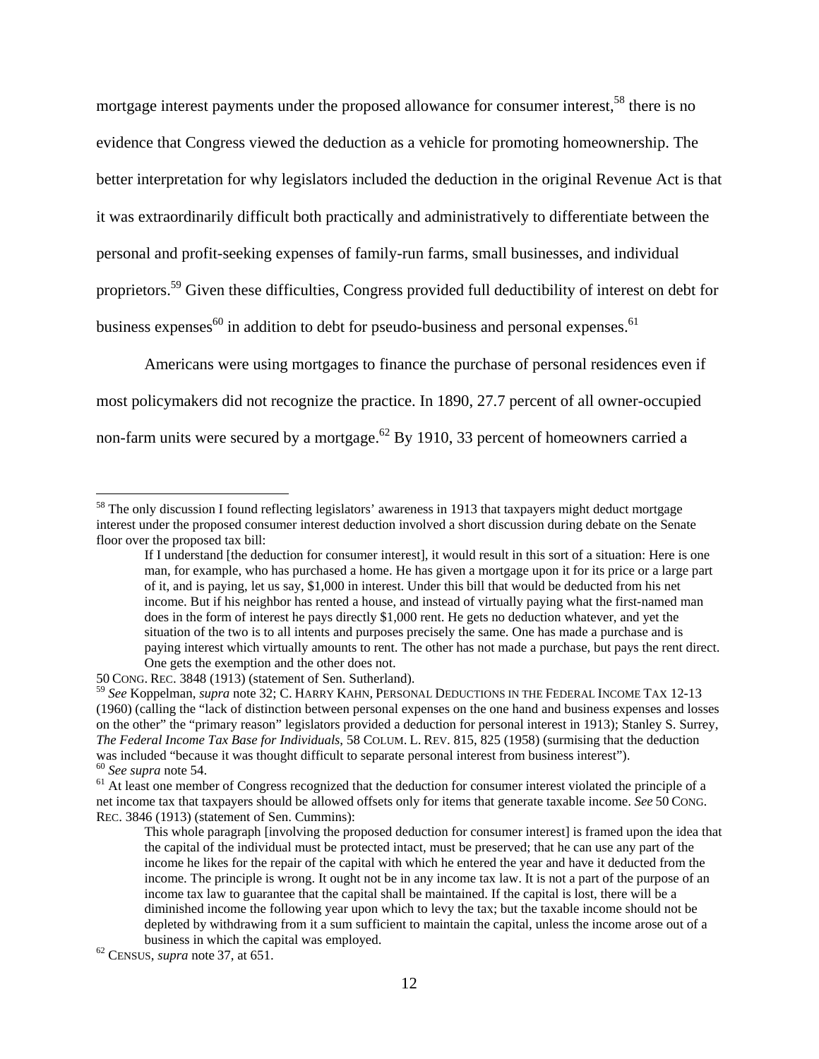mortgage interest payments under the proposed allowance for consumer interest,[58] there is no evidence that Congress viewed the deduction as a vehicle for promoting homeownership. The better interpretation for why legislators included the deduction in the original Revenue Act is that it was extraordinarily difficult both practically and administratively to differentiate between the personal and profit-seeking expenses of family-run farms, small businesses, and individual proprietors.[59] Given these difficulties, Congress provided full deductibility of interest on debt for business expenses[60] in addition to debt for pseudo-business and personal expenses.[61]

Americans were using mortgages to finance the purchase of personal residences even if most policymakers did not recognize the practice. In 1890, 27.7 percent of all owner-occupied non-farm units were secured by a mortgage.[62] By 1910, 33 percent of homeowners carried a

---

[58] The only discussion I found reflecting legislators' awareness in 1913 that taxpayers might deduct mortgage interest under the proposed consumer interest deduction involved a short discussion during debate on the Senate floor over the proposed tax bill:

> If I understand [the deduction for consumer interest], it would result in this sort of a situation: Here is one man, for example, who has purchased a home. He has given a mortgage upon it for its price or a large part of it, and is paying, let us say, $1,000 in interest. Under this bill that would be deducted from his net income. But if his neighbor has rented a house, and instead of virtually paying what the first-named man does in the form of interest he pays directly $1,000 rent. He gets no deduction whatever, and yet the situation of the two is to all intents and purposes precisely the same. One has made a purchase and is paying interest which virtually amounts to rent. The other has not made a purchase, but pays the rent direct. One gets the exemption and the other does not.

50 CONG. REC. 3848 (1913) (statement of Sen. Sutherland).

[59] *See* Koppelman, *supra* note 32; C. HARRY KAHN, PERSONAL DEDUCTIONS IN THE FEDERAL INCOME TAX 12-13 (1960) (calling the "lack of distinction between personal expenses on the one hand and business expenses and losses on the other" the "primary reason" legislators provided a deduction for personal interest in 1913); Stanley S. Surrey, *The Federal Income Tax Base for Individuals*, 58 COLUM. L. REV. 815, 825 (1958) (surmising that the deduction was included "because it was thought difficult to separate personal interest from business interest").

[60] *See supra* note 54.

[61] At least one member of Congress recognized that the deduction for consumer interest violated the principle of a net income tax that taxpayers should be allowed offsets only for items that generate taxable income. *See* 50 CONG. REC. 3846 (1913) (statement of Sen. Cummins):

> This whole paragraph [involving the proposed deduction for consumer interest] is framed upon the idea that the capital of the individual must be protected intact, must be preserved; that he can use any part of the income he likes for the repair of the capital with which he entered the year and have it deducted from the income. The principle is wrong. It ought not be in any income tax law. It is not a part of the purpose of an income tax law to guarantee that the capital shall be maintained. If the capital is lost, there will be a diminished income the following year upon which to levy the tax; but the taxable income should not be depleted by withdrawing from it a sum sufficient to maintain the capital, unless the income arose out of a business in which the capital was employed.

[62] CENSUS, *supra* note 37, at 651.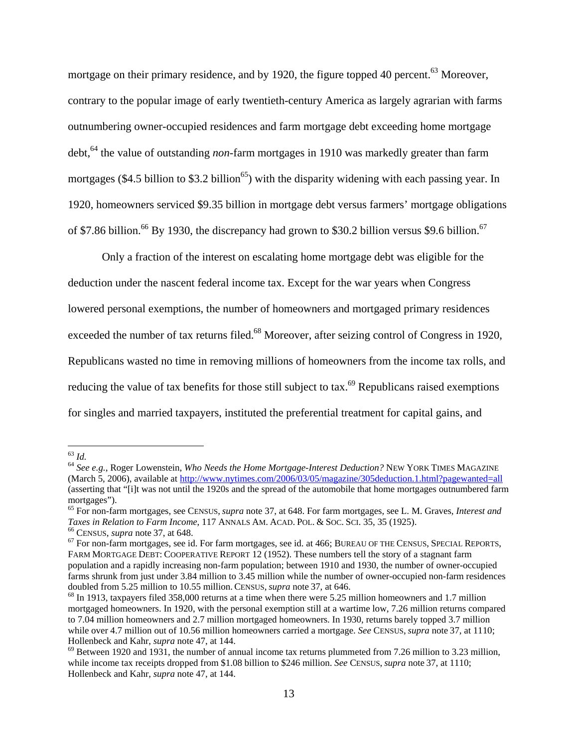mortgage on their primary residence, and by 1920, the figure topped 40 percent.[63] Moreover, contrary to the popular image of early twentieth-century America as largely agrarian with farms outnumbering owner-occupied residences and farm mortgage debt exceeding home mortgage debt,[64] the value of outstanding *non*-farm mortgages in 1910 was markedly greater than farm mortgages ($4.5 billion to $3.2 billion[65]) with the disparity widening with each passing year. In 1920, homeowners serviced $9.35 billion in mortgage debt versus farmers' mortgage obligations of $7.86 billion.[66] By 1930, the discrepancy had grown to $30.2 billion versus $9.6 billion.[67]

Only a fraction of the interest on escalating home mortgage debt was eligible for the deduction under the nascent federal income tax. Except for the war years when Congress lowered personal exemptions, the number of homeowners and mortgaged primary residences exceeded the number of tax returns filed.[68] Moreover, after seizing control of Congress in 1920, Republicans wasted no time in removing millions of homeowners from the income tax rolls, and reducing the value of tax benefits for those still subject to tax.[69] Republicans raised exemptions for singles and married taxpayers, instituted the preferential treatment for capital gains, and

---

[63] *Id.*

[64] *See e.g.*, Roger Lowenstein, *Who Needs the Home Mortgage-Interest Deduction?* NEW YORK TIMES MAGAZINE (March 5, 2006), available at http://www.nytimes.com/2006/03/05/magazine/305deduction.1.html?pagewanted=all (asserting that "[i]t was not until the 1920s and the spread of the automobile that home mortgages outnumbered farm mortgages").

[65] For non-farm mortgages, see CENSUS, *supra* note 37, at 648. For farm mortgages, see L. M. Graves, *Interest and Taxes in Relation to Farm Income*, 117 ANNALS AM. ACAD. POL. & SOC. SCI. 35, 35 (1925).

[66] CENSUS, *supra* note 37, at 648.

[67] For non-farm mortgages, see id. For farm mortgages, see id. at 466; BUREAU OF THE CENSUS, SPECIAL REPORTS, FARM MORTGAGE DEBT: COOPERATIVE REPORT 12 (1952). These numbers tell the story of a stagnant farm population and a rapidly increasing non-farm population; between 1910 and 1930, the number of owner-occupied farms shrunk from just under 3.84 million to 3.45 million while the number of owner-occupied non-farm residences doubled from 5.25 million to 10.55 million. CENSUS, *supra* note 37, at 646.

[68] In 1913, taxpayers filed 358,000 returns at a time when there were 5.25 million homeowners and 1.7 million mortgaged homeowners. In 1920, with the personal exemption still at a wartime low, 7.26 million returns compared to 7.04 million homeowners and 2.7 million mortgaged homeowners. In 1930, returns barely topped 3.7 million while over 4.7 million out of 10.56 million homeowners carried a mortgage. *See* CENSUS, *supra* note 37, at 1110; Hollenbeck and Kahr, *supra* note 47, at 144.

[69] Between 1920 and 1931, the number of annual income tax returns plummeted from 7.26 million to 3.23 million, while income tax receipts dropped from $1.08 billion to $246 million. *See* CENSUS, *supra* note 37, at 1110; Hollenbeck and Kahr, *supra* note 47, at 144.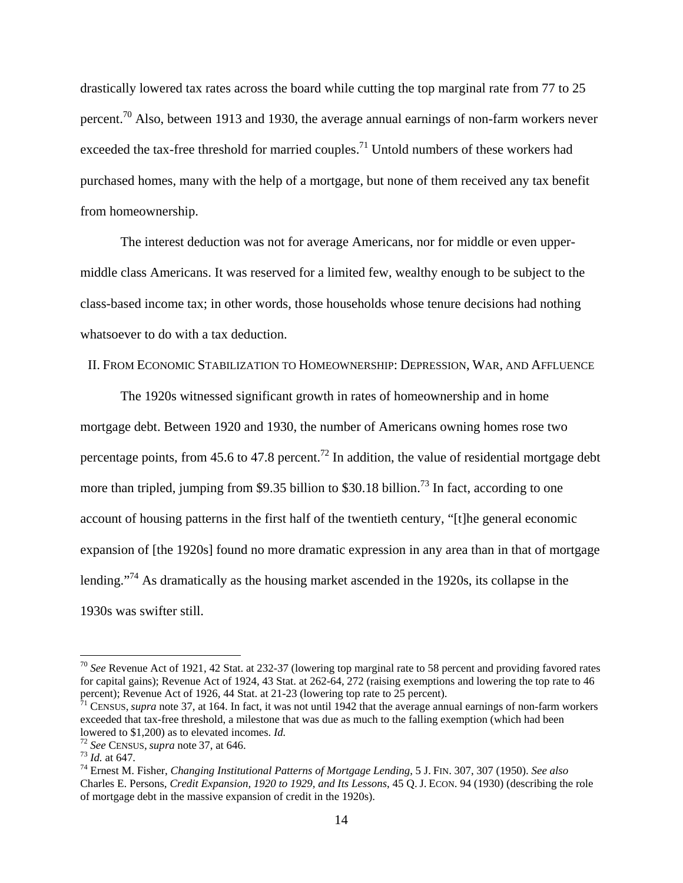drastically lowered tax rates across the board while cutting the top marginal rate from 77 to 25 percent.[70] Also, between 1913 and 1930, the average annual earnings of non-farm workers never exceeded the tax-free threshold for married couples.[71] Untold numbers of these workers had purchased homes, many with the help of a mortgage, but none of them received any tax benefit from homeownership.

The interest deduction was not for average Americans, nor for middle or even upper-middle class Americans. It was reserved for a limited few, wealthy enough to be subject to the class-based income tax; in other words, those households whose tenure decisions had nothing whatsoever to do with a tax deduction.

## II. From Economic Stabilization to Homeownership: Depression, War, and Affluence

The 1920s witnessed significant growth in rates of homeownership and in home mortgage debt. Between 1920 and 1930, the number of Americans owning homes rose two percentage points, from 45.6 to 47.8 percent.[72] In addition, the value of residential mortgage debt more than tripled, jumping from $9.35 billion to $30.18 billion.[73] In fact, according to one account of housing patterns in the first half of the twentieth century, "[t]he general economic expansion of [the 1920s] found no more dramatic expression in any area than in that of mortgage lending."[74] As dramatically as the housing market ascended in the 1920s, its collapse in the 1930s was swifter still.

---

[70] *See* Revenue Act of 1921, 42 Stat. at 232-37 (lowering top marginal rate to 58 percent and providing favored rates for capital gains); Revenue Act of 1924, 43 Stat. at 262-64, 272 (raising exemptions and lowering the top rate to 46 percent); Revenue Act of 1926, 44 Stat. at 21-23 (lowering top rate to 25 percent).

[71] Census, *supra* note 37, at 164. In fact, it was not until 1942 that the average annual earnings of non-farm workers exceeded that tax-free threshold, a milestone that was due as much to the falling exemption (which had been lowered to $1,200) as to elevated incomes. *Id.*

[72] *See* Census, *supra* note 37, at 646.

[73] *Id.* at 647.

[74] Ernest M. Fisher, *Changing Institutional Patterns of Mortgage Lending*, 5 J. Fin. 307, 307 (1950). *See also* Charles E. Persons, *Credit Expansion, 1920 to 1929, and Its Lessons*, 45 Q. J. Econ. 94 (1930) (describing the role of mortgage debt in the massive expansion of credit in the 1920s).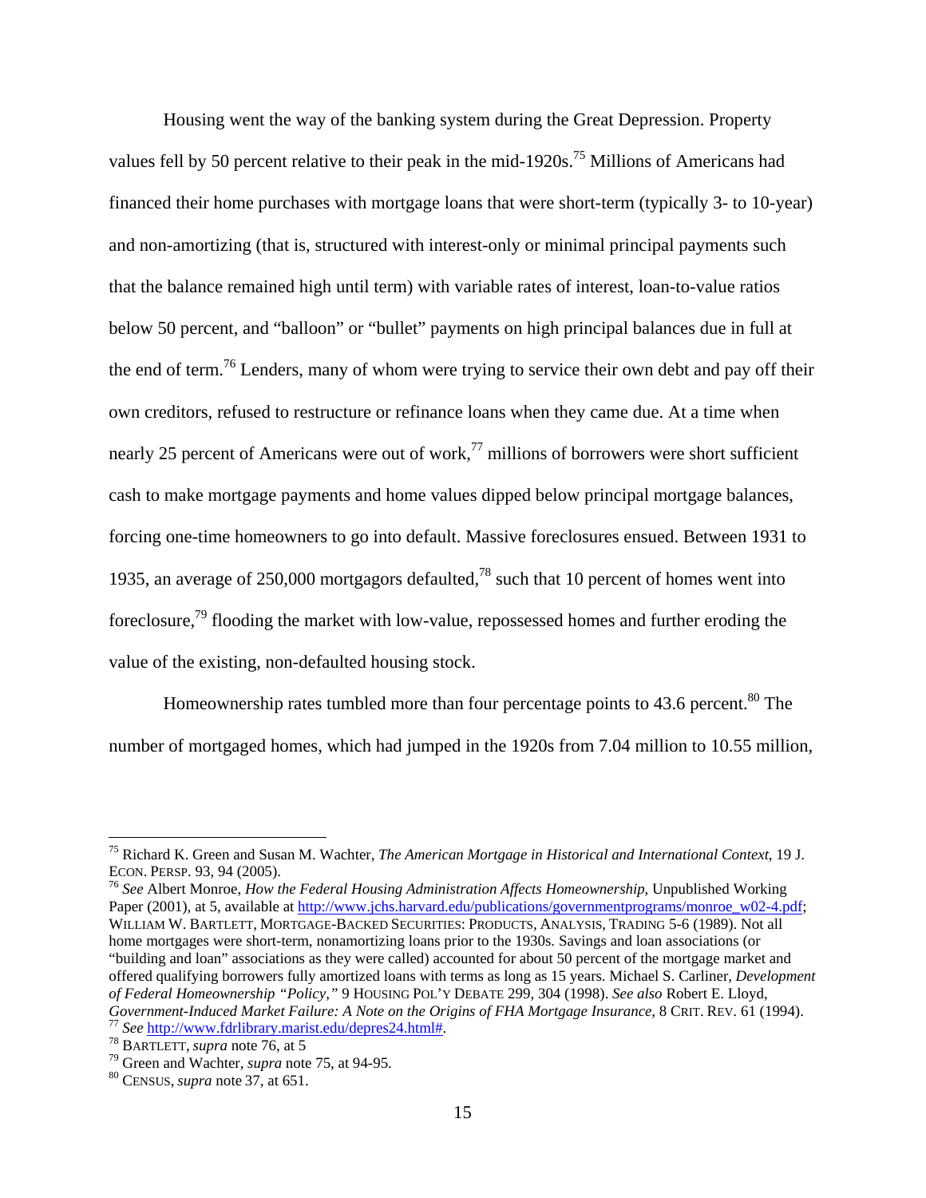Housing went the way of the banking system during the Great Depression. Property values fell by 50 percent relative to their peak in the mid-1920s.[75] Millions of Americans had financed their home purchases with mortgage loans that were short-term (typically 3- to 10-year) and non-amortizing (that is, structured with interest-only or minimal principal payments such that the balance remained high until term) with variable rates of interest, loan-to-value ratios below 50 percent, and "balloon" or "bullet" payments on high principal balances due in full at the end of term.[76] Lenders, many of whom were trying to service their own debt and pay off their own creditors, refused to restructure or refinance loans when they came due. At a time when nearly 25 percent of Americans were out of work,[77] millions of borrowers were short sufficient cash to make mortgage payments and home values dipped below principal mortgage balances, forcing one-time homeowners to go into default. Massive foreclosures ensued. Between 1931 to 1935, an average of 250,000 mortgagors defaulted,[78] such that 10 percent of homes went into foreclosure,[79] flooding the market with low-value, repossessed homes and further eroding the value of the existing, non-defaulted housing stock.

Homeownership rates tumbled more than four percentage points to 43.6 percent.[80] The number of mortgaged homes, which had jumped in the 1920s from 7.04 million to 10.55 million,

---

[75] Richard K. Green and Susan M. Wachter, *The American Mortgage in Historical and International Context*, 19 J. ECON. PERSP. 93, 94 (2005).

[76] *See* Albert Monroe, *How the Federal Housing Administration Affects Homeownership*, Unpublished Working Paper (2001), at 5, available at http://www.jchs.harvard.edu/publications/governmentprograms/monroe_w02-4.pdf; WILLIAM W. BARTLETT, MORTGAGE-BACKED SECURITIES: PRODUCTS, ANALYSIS, TRADING 5-6 (1989). Not all home mortgages were short-term, nonamortizing loans prior to the 1930s. Savings and loan associations (or "building and loan" associations as they were called) accounted for about 50 percent of the mortgage market and offered qualifying borrowers fully amortized loans with terms as long as 15 years. Michael S. Carliner, *Development of Federal Homeownership "Policy,"* 9 HOUSING POL'Y DEBATE 299, 304 (1998). *See also* Robert E. Lloyd, *Government-Induced Market Failure: A Note on the Origins of FHA Mortgage Insurance*, 8 CRIT. REV. 61 (1994).

[77] *See* http://www.fdrlibrary.marist.edu/depres24.html#.

[78] BARTLETT, *supra* note 76, at 5

[79] Green and Wachter, *supra* note 75, at 94-95.

[80] CENSUS, *supra* note 37, at 651.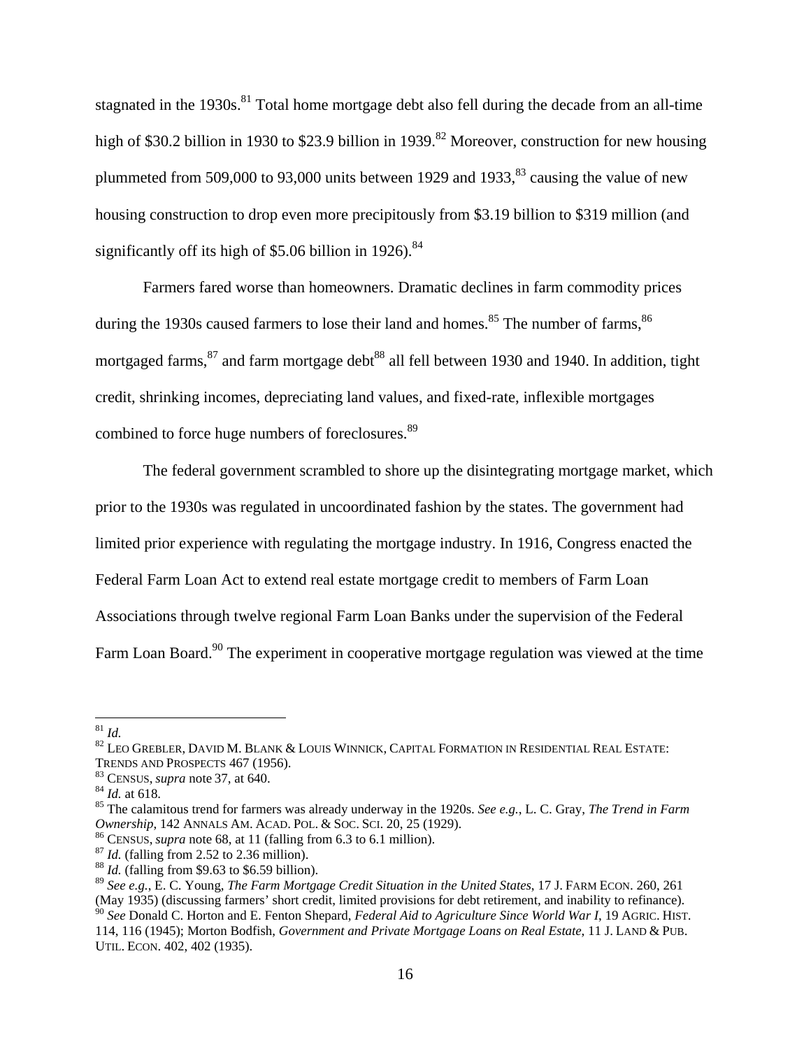stagnated in the 1930s.[81] Total home mortgage debt also fell during the decade from an all-time high of $30.2 billion in 1930 to $23.9 billion in 1939.[82] Moreover, construction for new housing plummeted from 509,000 to 93,000 units between 1929 and 1933,[83] causing the value of new housing construction to drop even more precipitously from $3.19 billion to $319 million (and significantly off its high of $5.06 billion in 1926).[84]

Farmers fared worse than homeowners. Dramatic declines in farm commodity prices during the 1930s caused farmers to lose their land and homes.[85] The number of farms,[86] mortgaged farms,[87] and farm mortgage debt[88] all fell between 1930 and 1940. In addition, tight credit, shrinking incomes, depreciating land values, and fixed-rate, inflexible mortgages combined to force huge numbers of foreclosures.[89]

The federal government scrambled to shore up the disintegrating mortgage market, which prior to the 1930s was regulated in uncoordinated fashion by the states. The government had limited prior experience with regulating the mortgage industry. In 1916, Congress enacted the Federal Farm Loan Act to extend real estate mortgage credit to members of Farm Loan Associations through twelve regional Farm Loan Banks under the supervision of the Federal Farm Loan Board.[90] The experiment in cooperative mortgage regulation was viewed at the time

---

[81] *Id.*

[82] LEO GREBLER, DAVID M. BLANK & LOUIS WINNICK, CAPITAL FORMATION IN RESIDENTIAL REAL ESTATE: TRENDS AND PROSPECTS 467 (1956).

[83] CENSUS, *supra* note 37, at 640.

[84] *Id.* at 618.

[85] The calamitous trend for farmers was already underway in the 1920s. *See e.g.*, L. C. Gray, *The Trend in Farm Ownership*, 142 ANNALS AM. ACAD. POL. & SOC. SCI. 20, 25 (1929).

[86] CENSUS, *supra* note 68, at 11 (falling from 6.3 to 6.1 million).

[87] *Id.* (falling from 2.52 to 2.36 million).

[88] *Id.* (falling from $9.63 to $6.59 billion).

[89] *See e.g.*, E. C. Young, *The Farm Mortgage Credit Situation in the United States*, 17 J. FARM ECON. 260, 261 (May 1935) (discussing farmers' short credit, limited provisions for debt retirement, and inability to refinance).

[90] *See* Donald C. Horton and E. Fenton Shepard, *Federal Aid to Agriculture Since World War I*, 19 AGRIC. HIST. 114, 116 (1945); Morton Bodfish, *Government and Private Mortgage Loans on Real Estate*, 11 J. LAND & PUB. UTIL. ECON. 402, 402 (1935).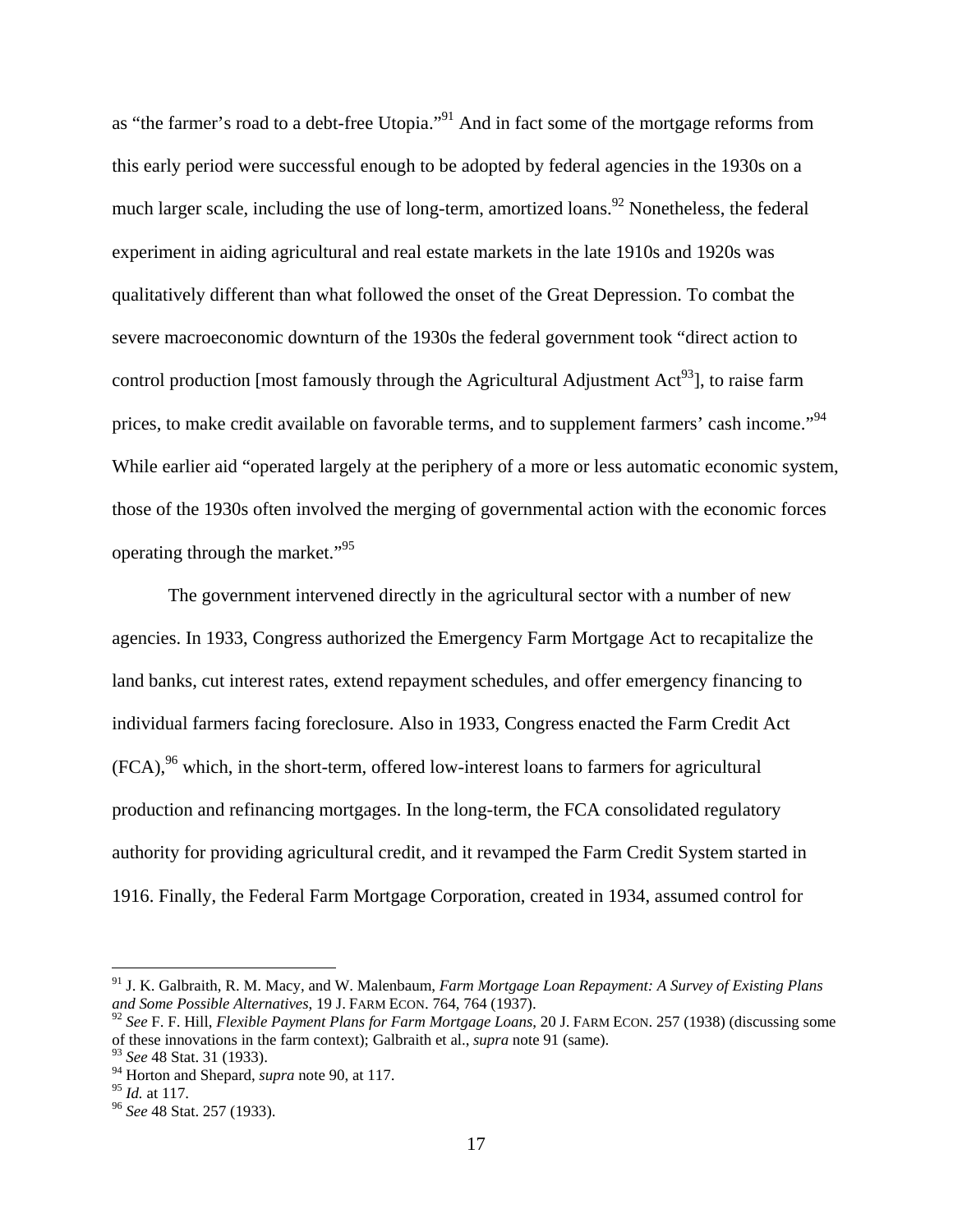as "the farmer's road to a debt-free Utopia."[91] And in fact some of the mortgage reforms from this early period were successful enough to be adopted by federal agencies in the 1930s on a much larger scale, including the use of long-term, amortized loans.[92] Nonetheless, the federal experiment in aiding agricultural and real estate markets in the late 1910s and 1920s was qualitatively different than what followed the onset of the Great Depression. To combat the severe macroeconomic downturn of the 1930s the federal government took "direct action to control production [most famously through the Agricultural Adjustment Act[93]], to raise farm prices, to make credit available on favorable terms, and to supplement farmers' cash income."[94] While earlier aid "operated largely at the periphery of a more or less automatic economic system, those of the 1930s often involved the merging of governmental action with the economic forces operating through the market."[95]

The government intervened directly in the agricultural sector with a number of new agencies. In 1933, Congress authorized the Emergency Farm Mortgage Act to recapitalize the land banks, cut interest rates, extend repayment schedules, and offer emergency financing to individual farmers facing foreclosure. Also in 1933, Congress enacted the Farm Credit Act (FCA),[96] which, in the short-term, offered low-interest loans to farmers for agricultural production and refinancing mortgages. In the long-term, the FCA consolidated regulatory authority for providing agricultural credit, and it revamped the Farm Credit System started in 1916. Finally, the Federal Farm Mortgage Corporation, created in 1934, assumed control for

---

[91] J. K. Galbraith, R. M. Macy, and W. Malenbaum, *Farm Mortgage Loan Repayment: A Survey of Existing Plans and Some Possible Alternatives*, 19 J. FARM ECON. 764, 764 (1937).

[92] *See* F. F. Hill, *Flexible Payment Plans for Farm Mortgage Loans*, 20 J. FARM ECON. 257 (1938) (discussing some of these innovations in the farm context); Galbraith et al., *supra* note 91 (same).

[93] *See* 48 Stat. 31 (1933).

[94] Horton and Shepard, *supra* note 90, at 117.

[95] *Id.* at 117.

[96] *See* 48 Stat. 257 (1933).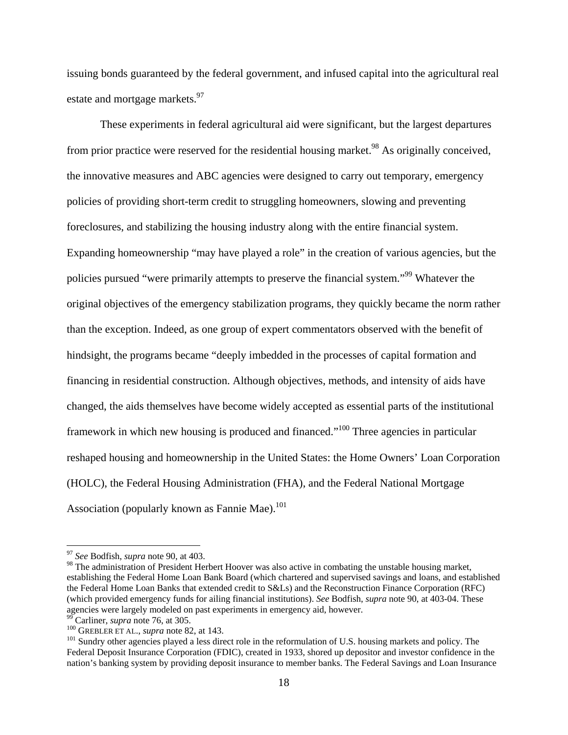issuing bonds guaranteed by the federal government, and infused capital into the agricultural real estate and mortgage markets.[97]

These experiments in federal agricultural aid were significant, but the largest departures from prior practice were reserved for the residential housing market.[98] As originally conceived, the innovative measures and ABC agencies were designed to carry out temporary, emergency policies of providing short-term credit to struggling homeowners, slowing and preventing foreclosures, and stabilizing the housing industry along with the entire financial system. Expanding homeownership "may have played a role" in the creation of various agencies, but the policies pursued "were primarily attempts to preserve the financial system."[99] Whatever the original objectives of the emergency stabilization programs, they quickly became the norm rather than the exception. Indeed, as one group of expert commentators observed with the benefit of hindsight, the programs became "deeply imbedded in the processes of capital formation and financing in residential construction. Although objectives, methods, and intensity of aids have changed, the aids themselves have become widely accepted as essential parts of the institutional framework in which new housing is produced and financed."[100] Three agencies in particular reshaped housing and homeownership in the United States: the Home Owners' Loan Corporation (HOLC), the Federal Housing Administration (FHA), and the Federal National Mortgage Association (popularly known as Fannie Mae).[101]

---

[97] *See* Bodfish, *supra* note 90, at 403.

[98] The administration of President Herbert Hoover was also active in combating the unstable housing market, establishing the Federal Home Loan Bank Board (which chartered and supervised savings and loans, and established the Federal Home Loan Banks that extended credit to S&Ls) and the Reconstruction Finance Corporation (RFC) (which provided emergency funds for ailing financial institutions). *See* Bodfish, *supra* note 90, at 403-04. These agencies were largely modeled on past experiments in emergency aid, however.

[99] Carliner, *supra* note 76, at 305.

[100] GREBLER ET AL., *supra* note 82, at 143.

[101] Sundry other agencies played a less direct role in the reformulation of U.S. housing markets and policy. The Federal Deposit Insurance Corporation (FDIC), created in 1933, shored up depositor and investor confidence in the nation's banking system by providing deposit insurance to member banks. The Federal Savings and Loan Insurance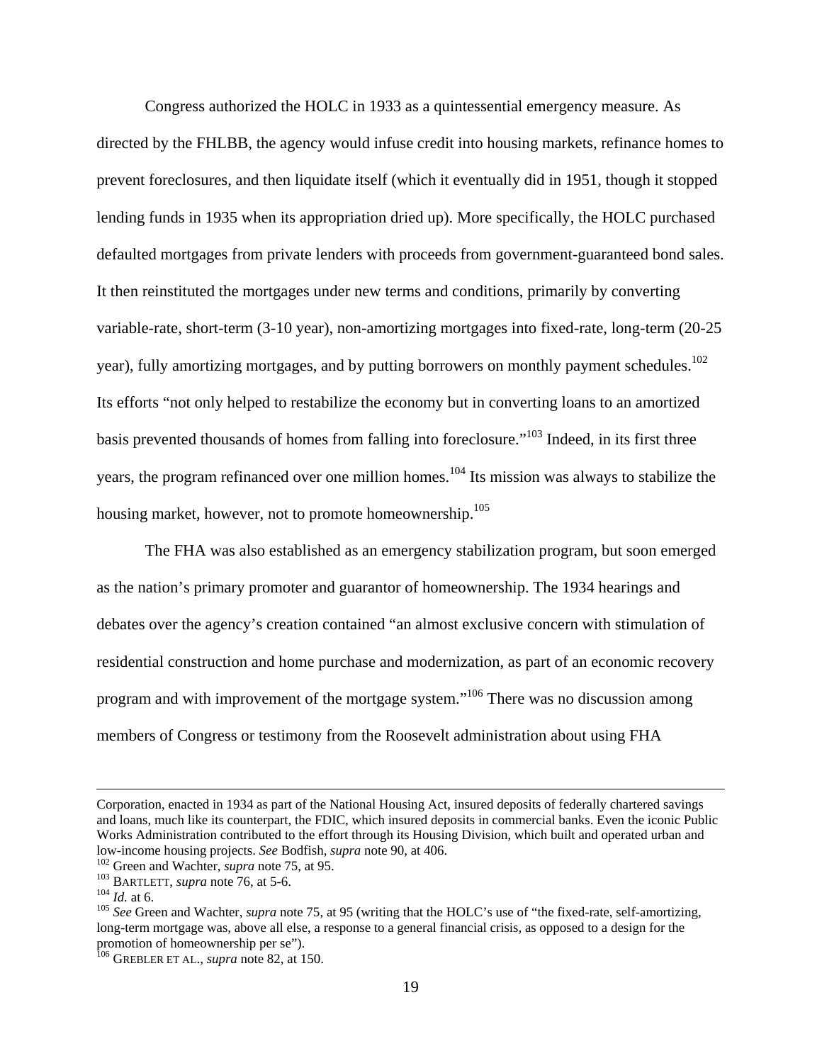Congress authorized the HOLC in 1933 as a quintessential emergency measure. As directed by the FHLBB, the agency would infuse credit into housing markets, refinance homes to prevent foreclosures, and then liquidate itself (which it eventually did in 1951, though it stopped lending funds in 1935 when its appropriation dried up). More specifically, the HOLC purchased defaulted mortgages from private lenders with proceeds from government-guaranteed bond sales. It then reinstituted the mortgages under new terms and conditions, primarily by converting variable-rate, short-term (3-10 year), non-amortizing mortgages into fixed-rate, long-term (20-25 year), fully amortizing mortgages, and by putting borrowers on monthly payment schedules.[102] Its efforts "not only helped to restabilize the economy but in converting loans to an amortized basis prevented thousands of homes from falling into foreclosure."[103] Indeed, in its first three years, the program refinanced over one million homes.[104] Its mission was always to stabilize the housing market, however, not to promote homeownership.[105]

The FHA was also established as an emergency stabilization program, but soon emerged as the nation's primary promoter and guarantor of homeownership. The 1934 hearings and debates over the agency's creation contained "an almost exclusive concern with stimulation of residential construction and home purchase and modernization, as part of an economic recovery program and with improvement of the mortgage system."[106] There was no discussion among members of Congress or testimony from the Roosevelt administration about using FHA

---

Corporation, enacted in 1934 as part of the National Housing Act, insured deposits of federally chartered savings and loans, much like its counterpart, the FDIC, which insured deposits in commercial banks. Even the iconic Public Works Administration contributed to the effort through its Housing Division, which built and operated urban and low-income housing projects. *See* Bodfish, *supra* note 90, at 406.

[102] Green and Wachter, *supra* note 75, at 95.

[103] BARTLETT, *supra* note 76, at 5-6.

[104] *Id.* at 6.

[105] *See* Green and Wachter, *supra* note 75, at 95 (writing that the HOLC's use of "the fixed-rate, self-amortizing, long-term mortgage was, above all else, a response to a general financial crisis, as opposed to a design for the promotion of homeownership per se").

[106] GREBLER ET AL., *supra* note 82, at 150.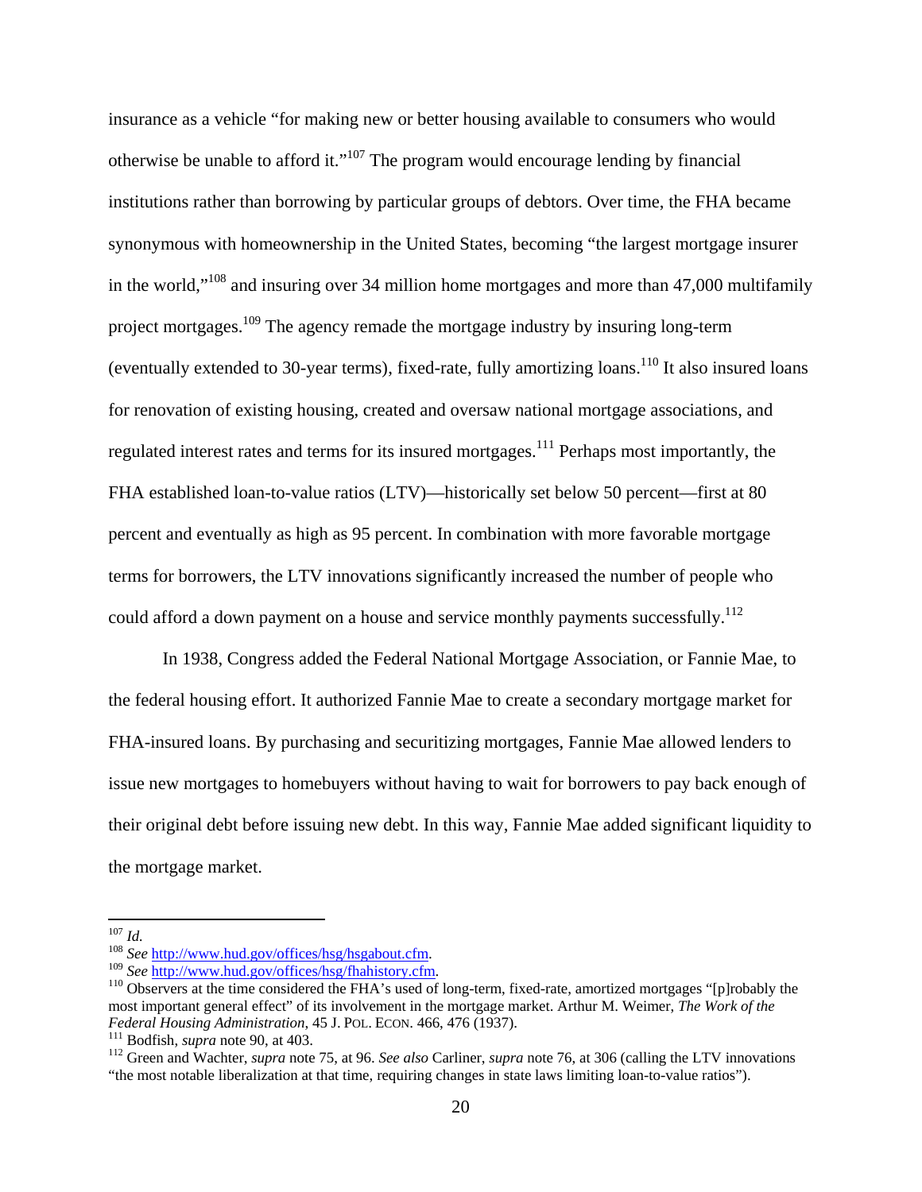insurance as a vehicle "for making new or better housing available to consumers who would otherwise be unable to afford it."[107] The program would encourage lending by financial institutions rather than borrowing by particular groups of debtors. Over time, the FHA became synonymous with homeownership in the United States, becoming "the largest mortgage insurer in the world,"[108] and insuring over 34 million home mortgages and more than 47,000 multifamily project mortgages.[109] The agency remade the mortgage industry by insuring long-term (eventually extended to 30-year terms), fixed-rate, fully amortizing loans.[110] It also insured loans for renovation of existing housing, created and oversaw national mortgage associations, and regulated interest rates and terms for its insured mortgages.[111] Perhaps most importantly, the FHA established loan-to-value ratios (LTV)—historically set below 50 percent—first at 80 percent and eventually as high as 95 percent. In combination with more favorable mortgage terms for borrowers, the LTV innovations significantly increased the number of people who could afford a down payment on a house and service monthly payments successfully.[112]

In 1938, Congress added the Federal National Mortgage Association, or Fannie Mae, to the federal housing effort. It authorized Fannie Mae to create a secondary mortgage market for FHA-insured loans. By purchasing and securitizing mortgages, Fannie Mae allowed lenders to issue new mortgages to homebuyers without having to wait for borrowers to pay back enough of their original debt before issuing new debt. In this way, Fannie Mae added significant liquidity to the mortgage market.

---

[107] *Id.*

[108] *See* http://www.hud.gov/offices/hsg/hsgabout.cfm.

[109] *See* http://www.hud.gov/offices/hsg/fhahistory.cfm.

[110] Observers at the time considered the FHA's used of long-term, fixed-rate, amortized mortgages "[p]robably the most important general effect" of its involvement in the mortgage market. Arthur M. Weimer, *The Work of the Federal Housing Administration*, 45 J. POL. ECON. 466, 476 (1937).

[111] Bodfish, *supra* note 90, at 403.

[112] Green and Wachter, *supra* note 75, at 96. *See also* Carliner, *supra* note 76, at 306 (calling the LTV innovations "the most notable liberalization at that time, requiring changes in state laws limiting loan-to-value ratios").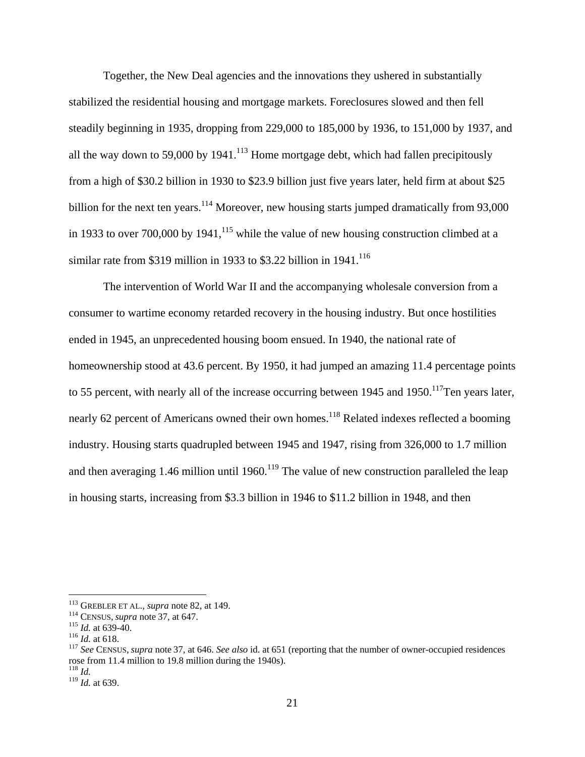Together, the New Deal agencies and the innovations they ushered in substantially stabilized the residential housing and mortgage markets. Foreclosures slowed and then fell steadily beginning in 1935, dropping from 229,000 to 185,000 by 1936, to 151,000 by 1937, and all the way down to 59,000 by 1941.[113] Home mortgage debt, which had fallen precipitously from a high of $30.2 billion in 1930 to $23.9 billion just five years later, held firm at about $25 billion for the next ten years.[114] Moreover, new housing starts jumped dramatically from 93,000 in 1933 to over 700,000 by 1941,[115] while the value of new housing construction climbed at a similar rate from $319 million in 1933 to $3.22 billion in 1941.[116]

The intervention of World War II and the accompanying wholesale conversion from a consumer to wartime economy retarded recovery in the housing industry. But once hostilities ended in 1945, an unprecedented housing boom ensued. In 1940, the national rate of homeownership stood at 43.6 percent. By 1950, it had jumped an amazing 11.4 percentage points to 55 percent, with nearly all of the increase occurring between 1945 and 1950.[117] Ten years later, nearly 62 percent of Americans owned their own homes.[118] Related indexes reflected a booming industry. Housing starts quadrupled between 1945 and 1947, rising from 326,000 to 1.7 million and then averaging 1.46 million until 1960.[119] The value of new construction paralleled the leap in housing starts, increasing from $3.3 billion in 1946 to $11.2 billion in 1948, and then

---

[113] GREBLER ET AL., *supra* note 82, at 149.
[114] CENSUS, *supra* note 37, at 647.
[115] *Id.* at 639-40.
[116] *Id.* at 618.
[117] *See* CENSUS, *supra* note 37, at 646. *See also* id. at 651 (reporting that the number of owner-occupied residences rose from 11.4 million to 19.8 million during the 1940s).
[118] *Id.*
[119] *Id.* at 639.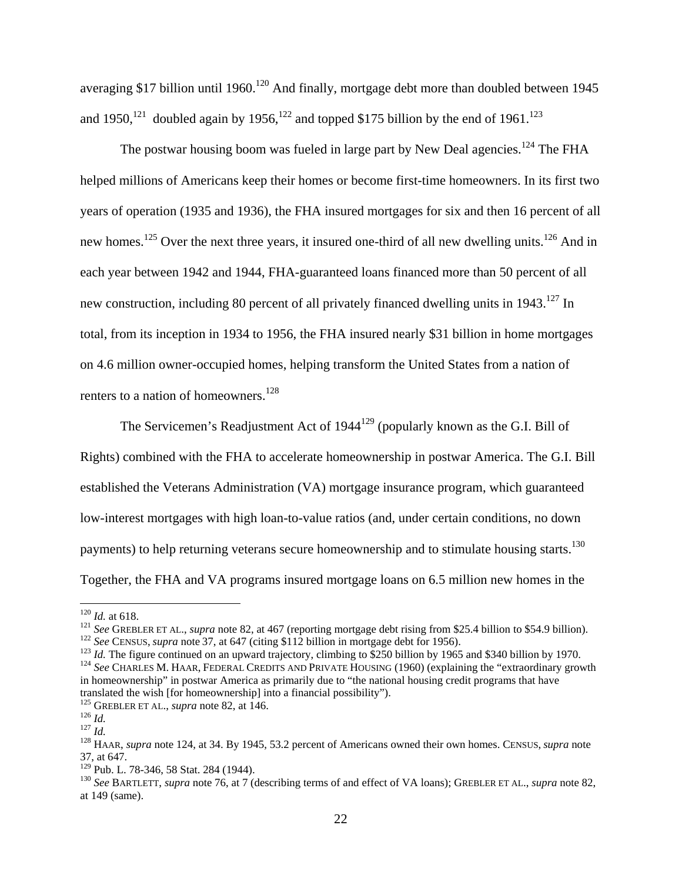averaging $17 billion until 1960.[120] And finally, mortgage debt more than doubled between 1945 and 1950,[121] doubled again by 1956,[122] and topped $175 billion by the end of 1961.[123]

The postwar housing boom was fueled in large part by New Deal agencies.[124] The FHA helped millions of Americans keep their homes or become first-time homeowners. In its first two years of operation (1935 and 1936), the FHA insured mortgages for six and then 16 percent of all new homes.[125] Over the next three years, it insured one-third of all new dwelling units.[126] And in each year between 1942 and 1944, FHA-guaranteed loans financed more than 50 percent of all new construction, including 80 percent of all privately financed dwelling units in 1943.[127] In total, from its inception in 1934 to 1956, the FHA insured nearly $31 billion in home mortgages on 4.6 million owner-occupied homes, helping transform the United States from a nation of renters to a nation of homeowners.[128]

The Servicemen's Readjustment Act of 1944[129] (popularly known as the G.I. Bill of Rights) combined with the FHA to accelerate homeownership in postwar America. The G.I. Bill established the Veterans Administration (VA) mortgage insurance program, which guaranteed low-interest mortgages with high loan-to-value ratios (and, under certain conditions, no down payments) to help returning veterans secure homeownership and to stimulate housing starts.[130] Together, the FHA and VA programs insured mortgage loans on 6.5 million new homes in the

---

[120] *Id.* at 618.

[121] *See* GREBLER ET AL., *supra* note 82, at 467 (reporting mortgage debt rising from $25.4 billion to $54.9 billion).

[122] *See* CENSUS, *supra* note 37, at 647 (citing $112 billion in mortgage debt for 1956).

[123] *Id.* The figure continued on an upward trajectory, climbing to $250 billion by 1965 and $340 billion by 1970.

[124] *See* CHARLES M. HAAR, FEDERAL CREDITS AND PRIVATE HOUSING (1960) (explaining the "extraordinary growth in homeownership" in postwar America as primarily due to "the national housing credit programs that have translated the wish [for homeownership] into a financial possibility").

[125] GREBLER ET AL., *supra* note 82, at 146.

[126] *Id.*

[127] *Id.*

[128] HAAR, *supra* note 124, at 34. By 1945, 53.2 percent of Americans owned their own homes. CENSUS, *supra* note 37, at 647.

[129] Pub. L. 78-346, 58 Stat. 284 (1944).

[130] *See* BARTLETT, *supra* note 76, at 7 (describing terms of and effect of VA loans); GREBLER ET AL., *supra* note 82, at 149 (same).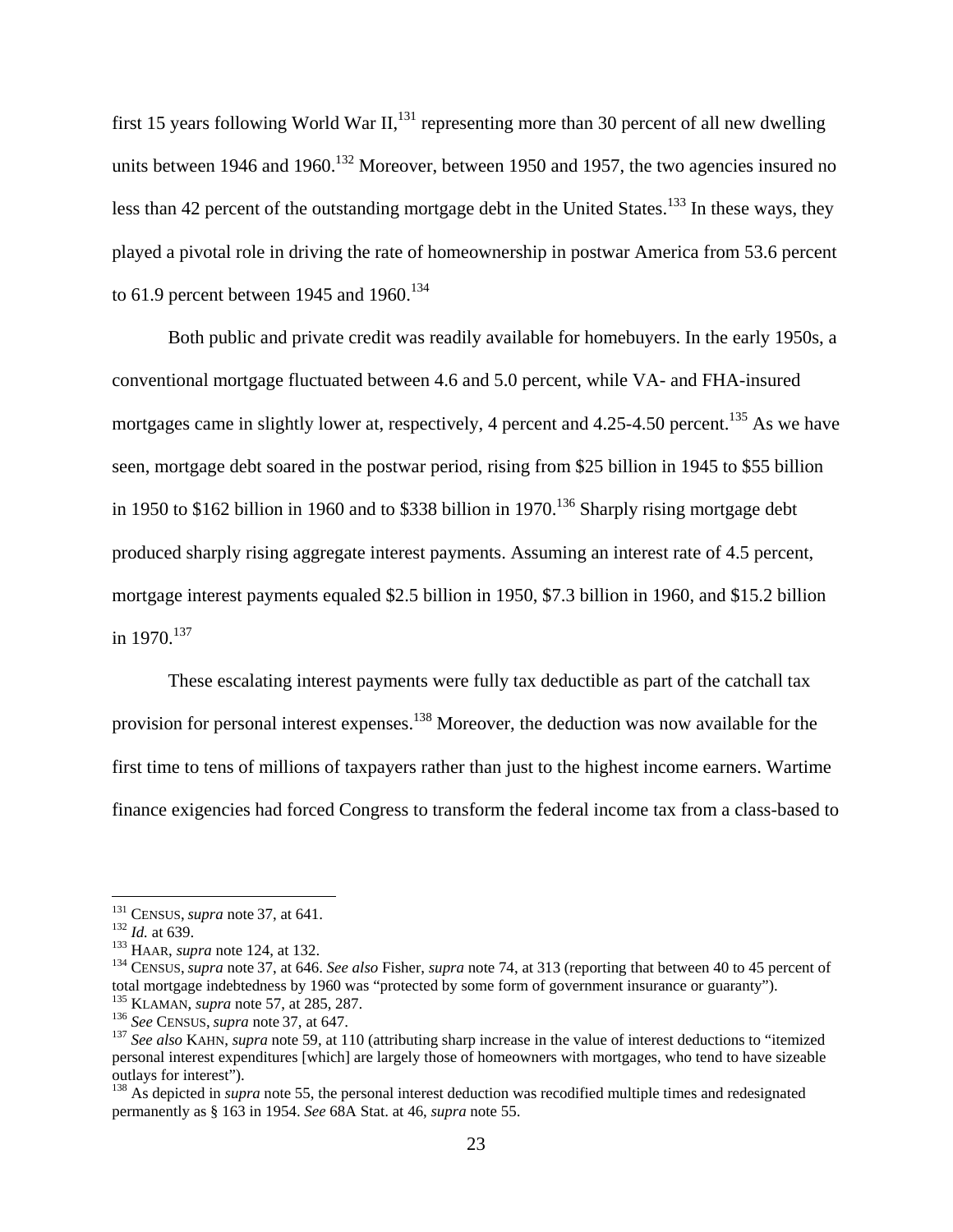first 15 years following World War II,[131] representing more than 30 percent of all new dwelling units between 1946 and 1960.[132] Moreover, between 1950 and 1957, the two agencies insured no less than 42 percent of the outstanding mortgage debt in the United States.[133] In these ways, they played a pivotal role in driving the rate of homeownership in postwar America from 53.6 percent to 61.9 percent between 1945 and 1960.[134]

Both public and private credit was readily available for homebuyers. In the early 1950s, a conventional mortgage fluctuated between 4.6 and 5.0 percent, while VA- and FHA-insured mortgages came in slightly lower at, respectively, 4 percent and 4.25-4.50 percent.[135] As we have seen, mortgage debt soared in the postwar period, rising from $25 billion in 1945 to $55 billion in 1950 to $162 billion in 1960 and to $338 billion in 1970.[136] Sharply rising mortgage debt produced sharply rising aggregate interest payments. Assuming an interest rate of 4.5 percent, mortgage interest payments equaled $2.5 billion in 1950, $7.3 billion in 1960, and $15.2 billion in 1970.[137]

These escalating interest payments were fully tax deductible as part of the catchall tax provision for personal interest expenses.[138] Moreover, the deduction was now available for the first time to tens of millions of taxpayers rather than just to the highest income earners. Wartime finance exigencies had forced Congress to transform the federal income tax from a class-based to

---

[131] CENSUS, *supra* note 37, at 641.

[132] *Id.* at 639.

[133] HAAR, *supra* note 124, at 132.

[134] CENSUS, *supra* note 37, at 646. *See also* Fisher, *supra* note 74, at 313 (reporting that between 40 to 45 percent of total mortgage indebtedness by 1960 was "protected by some form of government insurance or guaranty").

[135] KLAMAN, *supra* note 57, at 285, 287.

[136] *See* CENSUS, *supra* note 37, at 647.

[137] *See also* KAHN, *supra* note 59, at 110 (attributing sharp increase in the value of interest deductions to "itemized personal interest expenditures [which] are largely those of homeowners with mortgages, who tend to have sizeable outlays for interest").

[138] As depicted in *supra* note 55, the personal interest deduction was recodified multiple times and redesignated permanently as § 163 in 1954. *See* 68A Stat. at 46, *supra* note 55.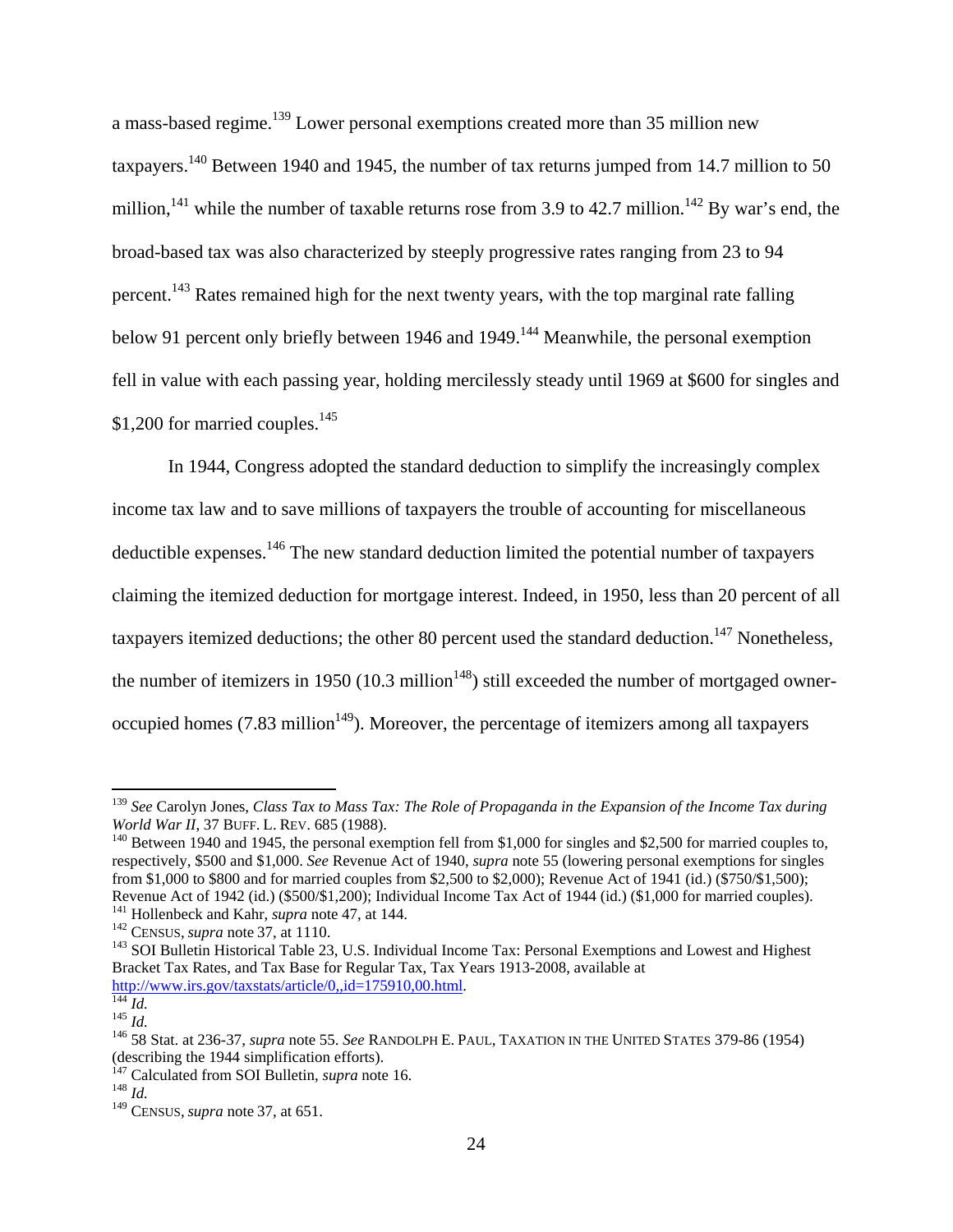a mass-based regime.[139] Lower personal exemptions created more than 35 million new taxpayers.[140] Between 1940 and 1945, the number of tax returns jumped from 14.7 million to 50 million,[141] while the number of taxable returns rose from 3.9 to 42.7 million.[142] By war's end, the broad-based tax was also characterized by steeply progressive rates ranging from 23 to 94 percent.[143] Rates remained high for the next twenty years, with the top marginal rate falling below 91 percent only briefly between 1946 and 1949.[144] Meanwhile, the personal exemption fell in value with each passing year, holding mercilessly steady until 1969 at $600 for singles and $1,200 for married couples.[145]

In 1944, Congress adopted the standard deduction to simplify the increasingly complex income tax law and to save millions of taxpayers the trouble of accounting for miscellaneous deductible expenses.[146] The new standard deduction limited the potential number of taxpayers claiming the itemized deduction for mortgage interest. Indeed, in 1950, less than 20 percent of all taxpayers itemized deductions; the other 80 percent used the standard deduction.[147] Nonetheless, the number of itemizers in 1950 (10.3 million[148]) still exceeded the number of mortgaged owner-occupied homes (7.83 million[149]). Moreover, the percentage of itemizers among all taxpayers

---

[139] *See* Carolyn Jones, *Class Tax to Mass Tax: The Role of Propaganda in the Expansion of the Income Tax during World War II*, 37 BUFF. L. REV. 685 (1988).

[140] Between 1940 and 1945, the personal exemption fell from $1,000 for singles and $2,500 for married couples to, respectively, $500 and $1,000. *See* Revenue Act of 1940, *supra* note 55 (lowering personal exemptions for singles from $1,000 to $800 and for married couples from $2,500 to $2,000); Revenue Act of 1941 (id.) ($750/$1,500); Revenue Act of 1942 (id.) ($500/$1,200); Individual Income Tax Act of 1944 (id.) ($1,000 for married couples).

[141] Hollenbeck and Kahr, *supra* note 47, at 144.

[142] CENSUS, *supra* note 37, at 1110.

[143] SOI Bulletin Historical Table 23, U.S. Individual Income Tax: Personal Exemptions and Lowest and Highest Bracket Tax Rates, and Tax Base for Regular Tax, Tax Years 1913-2008, available at http://www.irs.gov/taxstats/article/0,,id=175910,00.html.

[144] *Id.*

[145] *Id.*

[146] 58 Stat. at 236-37, *supra* note 55. *See* RANDOLPH E. PAUL, TAXATION IN THE UNITED STATES 379-86 (1954) (describing the 1944 simplification efforts).

[147] Calculated from SOI Bulletin, *supra* note 16.

[148] *Id.*

[149] CENSUS, *supra* note 37, at 651.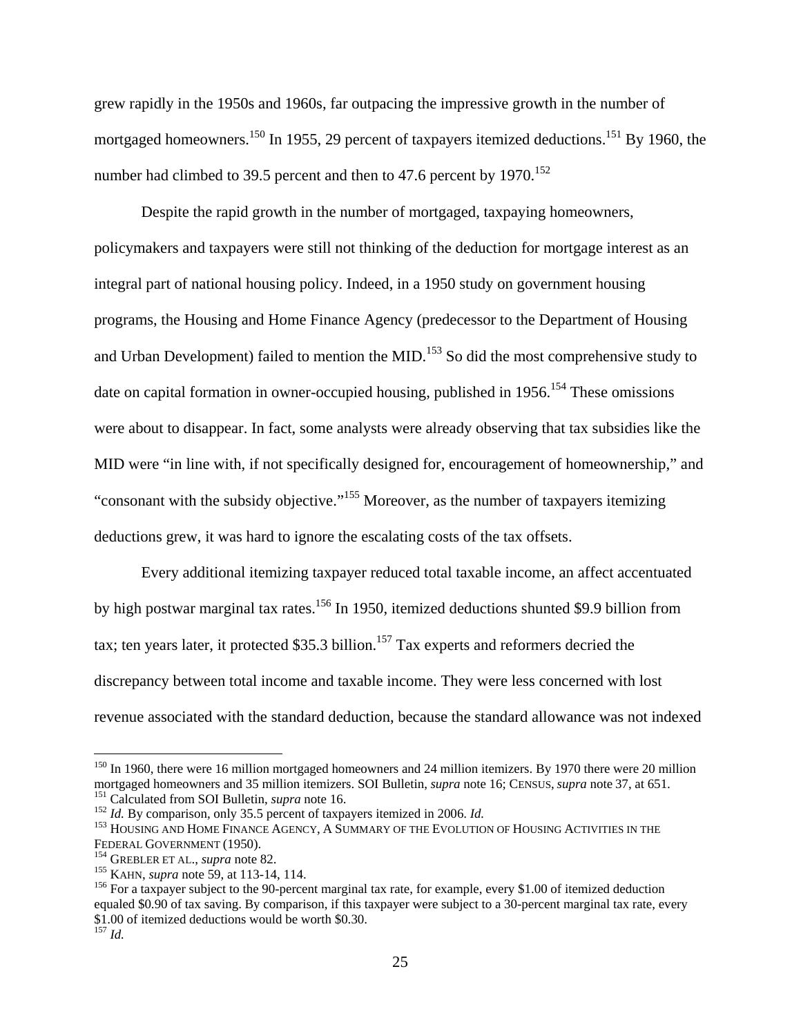grew rapidly in the 1950s and 1960s, far outpacing the impressive growth in the number of mortgaged homeowners.[150] In 1955, 29 percent of taxpayers itemized deductions.[151] By 1960, the number had climbed to 39.5 percent and then to 47.6 percent by 1970.[152]

Despite the rapid growth in the number of mortgaged, taxpaying homeowners, policymakers and taxpayers were still not thinking of the deduction for mortgage interest as an integral part of national housing policy. Indeed, in a 1950 study on government housing programs, the Housing and Home Finance Agency (predecessor to the Department of Housing and Urban Development) failed to mention the MID.[153] So did the most comprehensive study to date on capital formation in owner-occupied housing, published in 1956.[154] These omissions were about to disappear. In fact, some analysts were already observing that tax subsidies like the MID were "in line with, if not specifically designed for, encouragement of homeownership," and "consonant with the subsidy objective."[155] Moreover, as the number of taxpayers itemizing deductions grew, it was hard to ignore the escalating costs of the tax offsets.

Every additional itemizing taxpayer reduced total taxable income, an affect accentuated by high postwar marginal tax rates.[156] In 1950, itemized deductions shunted $9.9 billion from tax; ten years later, it protected $35.3 billion.[157] Tax experts and reformers decried the discrepancy between total income and taxable income. They were less concerned with lost revenue associated with the standard deduction, because the standard allowance was not indexed

---

[150] In 1960, there were 16 million mortgaged homeowners and 24 million itemizers. By 1970 there were 20 million mortgaged homeowners and 35 million itemizers. SOI Bulletin, *supra* note 16; CENSUS, *supra* note 37, at 651.

[151] Calculated from SOI Bulletin, *supra* note 16.

[152] *Id.* By comparison, only 35.5 percent of taxpayers itemized in 2006. *Id.*

[153] HOUSING AND HOME FINANCE AGENCY, A SUMMARY OF THE EVOLUTION OF HOUSING ACTIVITIES IN THE FEDERAL GOVERNMENT (1950).

[154] GREBLER ET AL., *supra* note 82.

[155] KAHN, *supra* note 59, at 113-14, 114.

[156] For a taxpayer subject to the 90-percent marginal tax rate, for example, every $1.00 of itemized deduction equaled $0.90 of tax saving. By comparison, if this taxpayer were subject to a 30-percent marginal tax rate, every $1.00 of itemized deductions would be worth $0.30.

[157] *Id.*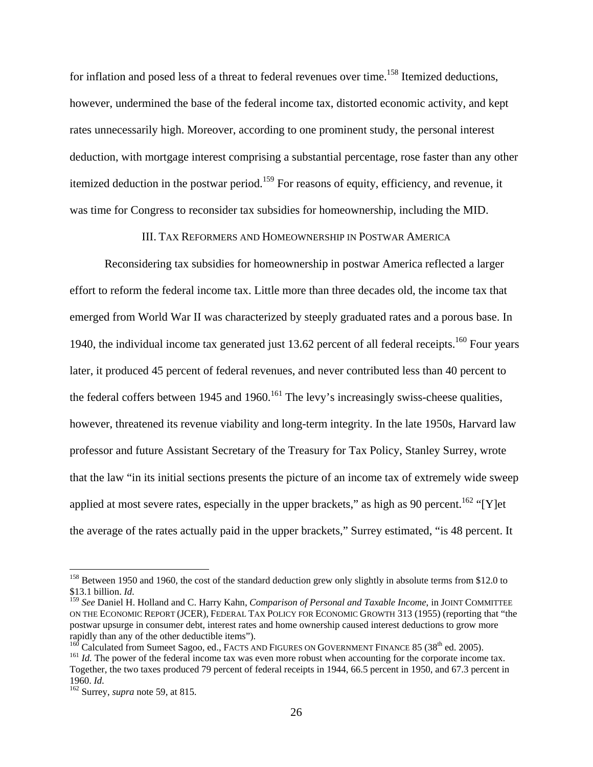for inflation and posed less of a threat to federal revenues over time.[158] Itemized deductions, however, undermined the base of the federal income tax, distorted economic activity, and kept rates unnecessarily high. Moreover, according to one prominent study, the personal interest deduction, with mortgage interest comprising a substantial percentage, rose faster than any other itemized deduction in the postwar period.[159] For reasons of equity, efficiency, and revenue, it was time for Congress to reconsider tax subsidies for homeownership, including the MID.

## III. Tax Reformers and Homeownership in Postwar America

Reconsidering tax subsidies for homeownership in postwar America reflected a larger effort to reform the federal income tax. Little more than three decades old, the income tax that emerged from World War II was characterized by steeply graduated rates and a porous base. In 1940, the individual income tax generated just 13.62 percent of all federal receipts.[160] Four years later, it produced 45 percent of federal revenues, and never contributed less than 40 percent to the federal coffers between 1945 and 1960.[161] The levy's increasingly swiss-cheese qualities, however, threatened its revenue viability and long-term integrity. In the late 1950s, Harvard law professor and future Assistant Secretary of the Treasury for Tax Policy, Stanley Surrey, wrote that the law "in its initial sections presents the picture of an income tax of extremely wide sweep applied at most severe rates, especially in the upper brackets," as high as 90 percent.[162] "[Y]et the average of the rates actually paid in the upper brackets," Surrey estimated, "is 48 percent. It

---

[158] Between 1950 and 1960, the cost of the standard deduction grew only slightly in absolute terms from $12.0 to $13.1 billion. *Id.*

[159] *See* Daniel H. Holland and C. Harry Kahn, *Comparison of Personal and Taxable Income*, in JOINT COMMITTEE ON THE ECONOMIC REPORT (JCER), FEDERAL TAX POLICY FOR ECONOMIC GROWTH 313 (1955) (reporting that "the postwar upsurge in consumer debt, interest rates and home ownership caused interest deductions to grow more rapidly than any of the other deductible items").

[160] Calculated from Sumeet Sagoo, ed., FACTS AND FIGURES ON GOVERNMENT FINANCE 85 (38th ed. 2005).

[161] *Id.* The power of the federal income tax was even more robust when accounting for the corporate income tax. Together, the two taxes produced 79 percent of federal receipts in 1944, 66.5 percent in 1950, and 67.3 percent in 1960. *Id.*

[162] Surrey, *supra* note 59, at 815.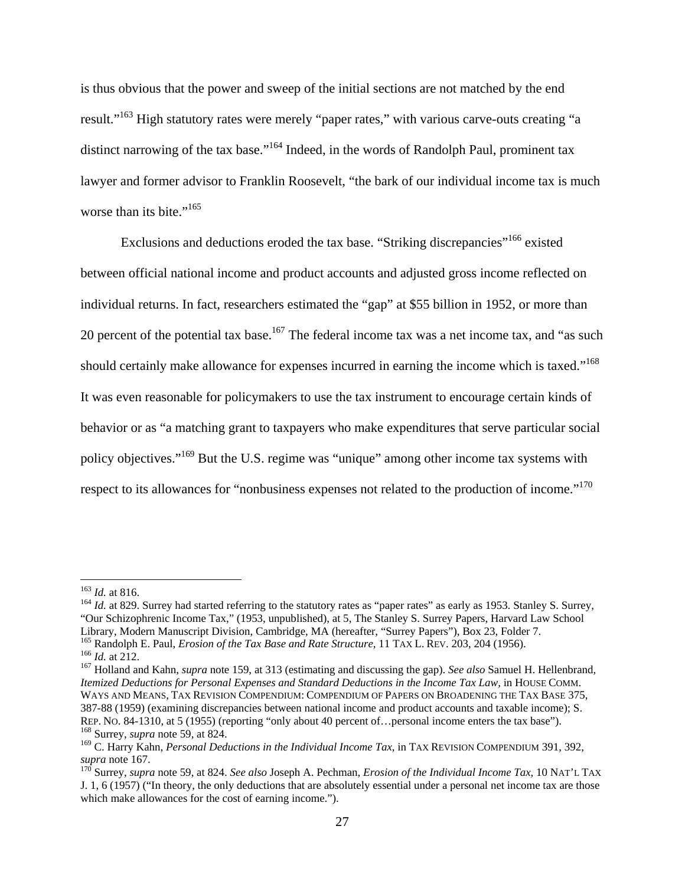is thus obvious that the power and sweep of the initial sections are not matched by the end result."[163] High statutory rates were merely "paper rates," with various carve-outs creating "a distinct narrowing of the tax base."[164] Indeed, in the words of Randolph Paul, prominent tax lawyer and former advisor to Franklin Roosevelt, "the bark of our individual income tax is much worse than its bite."[165]

Exclusions and deductions eroded the tax base. "Striking discrepancies"[166] existed between official national income and product accounts and adjusted gross income reflected on individual returns. In fact, researchers estimated the "gap" at $55 billion in 1952, or more than 20 percent of the potential tax base.[167] The federal income tax was a net income tax, and "as such should certainly make allowance for expenses incurred in earning the income which is taxed."[168] It was even reasonable for policymakers to use the tax instrument to encourage certain kinds of behavior or as "a matching grant to taxpayers who make expenditures that serve particular social policy objectives."[169] But the U.S. regime was "unique" among other income tax systems with respect to its allowances for "nonbusiness expenses not related to the production of income."[170]

---

[163] *Id.* at 816.

[164] *Id.* at 829. Surrey had started referring to the statutory rates as "paper rates" as early as 1953. Stanley S. Surrey, "Our Schizophrenic Income Tax," (1953, unpublished), at 5, The Stanley S. Surrey Papers, Harvard Law School Library, Modern Manuscript Division, Cambridge, MA (hereafter, "Surrey Papers"), Box 23, Folder 7.

[165] Randolph E. Paul, *Erosion of the Tax Base and Rate Structure*, 11 TAX L. REV. 203, 204 (1956).

[166] *Id.* at 212.

[167] Holland and Kahn, *supra* note 159, at 313 (estimating and discussing the gap). *See also* Samuel H. Hellenbrand, *Itemized Deductions for Personal Expenses and Standard Deductions in the Income Tax Law*, in HOUSE COMM. WAYS AND MEANS, TAX REVISION COMPENDIUM: COMPENDIUM OF PAPERS ON BROADENING THE TAX BASE 375, 387-88 (1959) (examining discrepancies between national income and product accounts and taxable income); S. REP. NO. 84-1310, at 5 (1955) (reporting "only about 40 percent of…personal income enters the tax base").

[168] Surrey, *supra* note 59, at 824.

[169] C. Harry Kahn, *Personal Deductions in the Individual Income Tax*, in TAX REVISION COMPENDIUM 391, 392, *supra* note 167.

[170] Surrey, *supra* note 59, at 824. *See also* Joseph A. Pechman, *Erosion of the Individual Income Tax*, 10 NAT'L TAX J. 1, 6 (1957) ("In theory, the only deductions that are absolutely essential under a personal net income tax are those which make allowances for the cost of earning income.").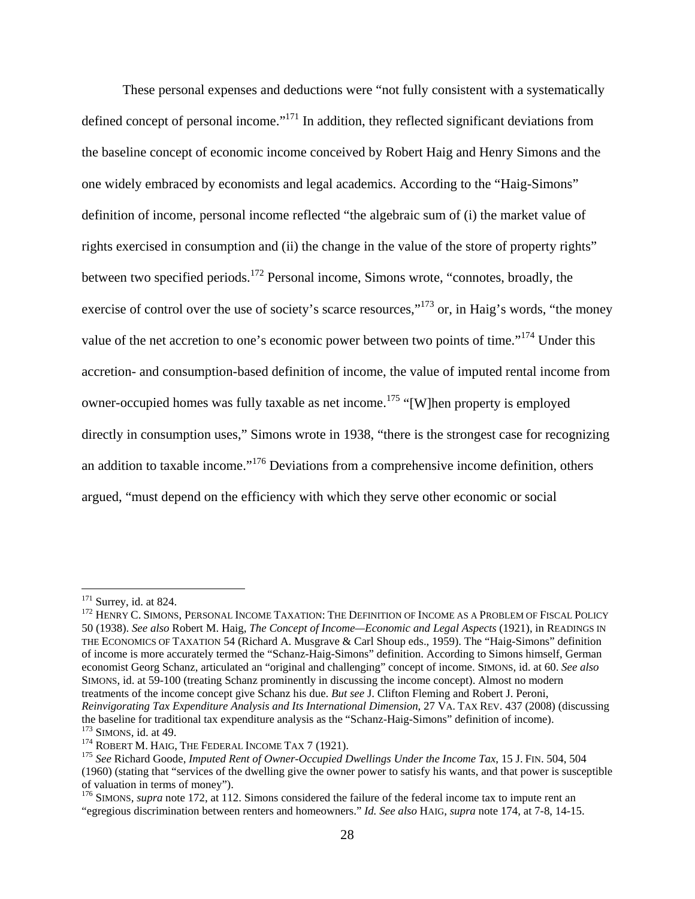These personal expenses and deductions were "not fully consistent with a systematically defined concept of personal income."[171] In addition, they reflected significant deviations from the baseline concept of economic income conceived by Robert Haig and Henry Simons and the one widely embraced by economists and legal academics. According to the "Haig-Simons" definition of income, personal income reflected "the algebraic sum of (i) the market value of rights exercised in consumption and (ii) the change in the value of the store of property rights" between two specified periods.[172] Personal income, Simons wrote, "connotes, broadly, the exercise of control over the use of society's scarce resources,"[173] or, in Haig's words, "the money value of the net accretion to one's economic power between two points of time."[174] Under this accretion- and consumption-based definition of income, the value of imputed rental income from owner-occupied homes was fully taxable as net income.[175] "[W]hen property is employed directly in consumption uses," Simons wrote in 1938, "there is the strongest case for recognizing an addition to taxable income."[176] Deviations from a comprehensive income definition, others argued, "must depend on the efficiency with which they serve other economic or social

---

[171] Surrey, id. at 824.

[172] HENRY C. SIMONS, PERSONAL INCOME TAXATION: THE DEFINITION OF INCOME AS A PROBLEM OF FISCAL POLICY 50 (1938). *See also* Robert M. Haig, *The Concept of Income—Economic and Legal Aspects* (1921), in READINGS IN THE ECONOMICS OF TAXATION 54 (Richard A. Musgrave & Carl Shoup eds., 1959). The "Haig-Simons" definition of income is more accurately termed the "Schanz-Haig-Simons" definition. According to Simons himself, German economist Georg Schanz, articulated an "original and challenging" concept of income. SIMONS, id. at 60. *See also* SIMONS, id. at 59-100 (treating Schanz prominently in discussing the income concept). Almost no modern treatments of the income concept give Schanz his due. *But see* J. Clifton Fleming and Robert J. Peroni, *Reinvigorating Tax Expenditure Analysis and Its International Dimension*, 27 VA. TAX REV. 437 (2008) (discussing the baseline for traditional tax expenditure analysis as the "Schanz-Haig-Simons" definition of income).

[173] SIMONS, id. at 49.

[174] ROBERT M. HAIG, THE FEDERAL INCOME TAX 7 (1921).

[175] *See* Richard Goode, *Imputed Rent of Owner-Occupied Dwellings Under the Income Tax*, 15 J. FIN. 504, 504 (1960) (stating that "services of the dwelling give the owner power to satisfy his wants, and that power is susceptible of valuation in terms of money").

[176] SIMONS, *supra* note 172, at 112. Simons considered the failure of the federal income tax to impute rent an "egregious discrimination between renters and homeowners." *Id. See also* HAIG, *supra* note 174, at 7-8, 14-15.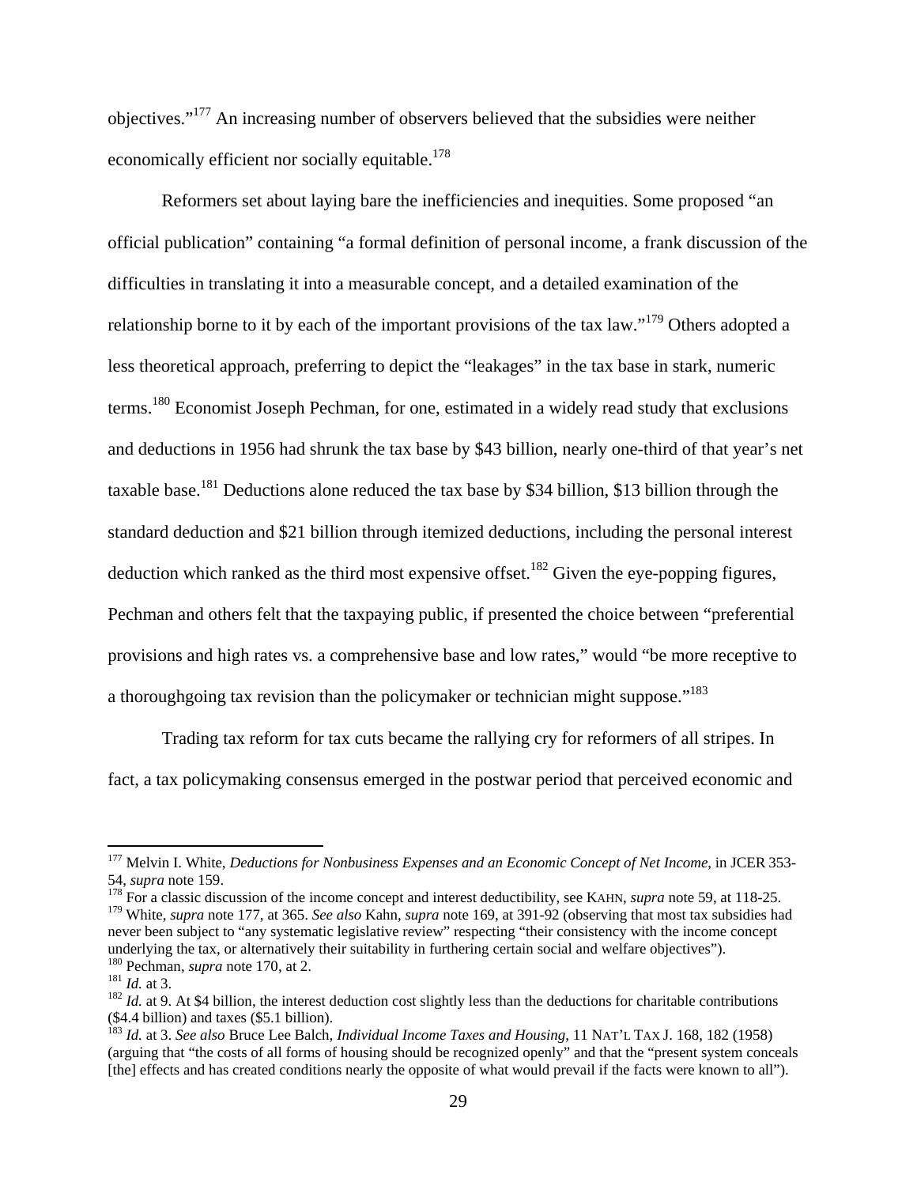objectives."[177] An increasing number of observers believed that the subsidies were neither economically efficient nor socially equitable.[178]

Reformers set about laying bare the inefficiencies and inequities. Some proposed "an official publication" containing "a formal definition of personal income, a frank discussion of the difficulties in translating it into a measurable concept, and a detailed examination of the relationship borne to it by each of the important provisions of the tax law."[179] Others adopted a less theoretical approach, preferring to depict the "leakages" in the tax base in stark, numeric terms.[180] Economist Joseph Pechman, for one, estimated in a widely read study that exclusions and deductions in 1956 had shrunk the tax base by $43 billion, nearly one-third of that year's net taxable base.[181] Deductions alone reduced the tax base by $34 billion, $13 billion through the standard deduction and $21 billion through itemized deductions, including the personal interest deduction which ranked as the third most expensive offset.[182] Given the eye-popping figures, Pechman and others felt that the taxpaying public, if presented the choice between "preferential provisions and high rates vs. a comprehensive base and low rates," would "be more receptive to a thoroughgoing tax revision than the policymaker or technician might suppose."[183]

Trading tax reform for tax cuts became the rallying cry for reformers of all stripes. In fact, a tax policymaking consensus emerged in the postwar period that perceived economic and

---

[177] Melvin I. White, *Deductions for Nonbusiness Expenses and an Economic Concept of Net Income*, in JCER 353-54, *supra* note 159.

[178] For a classic discussion of the income concept and interest deductibility, see KAHN, *supra* note 59, at 118-25.

[179] White, *supra* note 177, at 365. *See also* Kahn, *supra* note 169, at 391-92 (observing that most tax subsidies had never been subject to "any systematic legislative review" respecting "their consistency with the income concept underlying the tax, or alternatively their suitability in furthering certain social and welfare objectives").

[180] Pechman, *supra* note 170, at 2.

[181] *Id.* at 3.

[182] *Id.* at 9. At $4 billion, the interest deduction cost slightly less than the deductions for charitable contributions ($4.4 billion) and taxes ($5.1 billion).

[183] *Id.* at 3. *See also* Bruce Lee Balch, *Individual Income Taxes and Housing*, 11 NAT'L TAX J. 168, 182 (1958) (arguing that "the costs of all forms of housing should be recognized openly" and that the "present system conceals [the] effects and has created conditions nearly the opposite of what would prevail if the facts were known to all").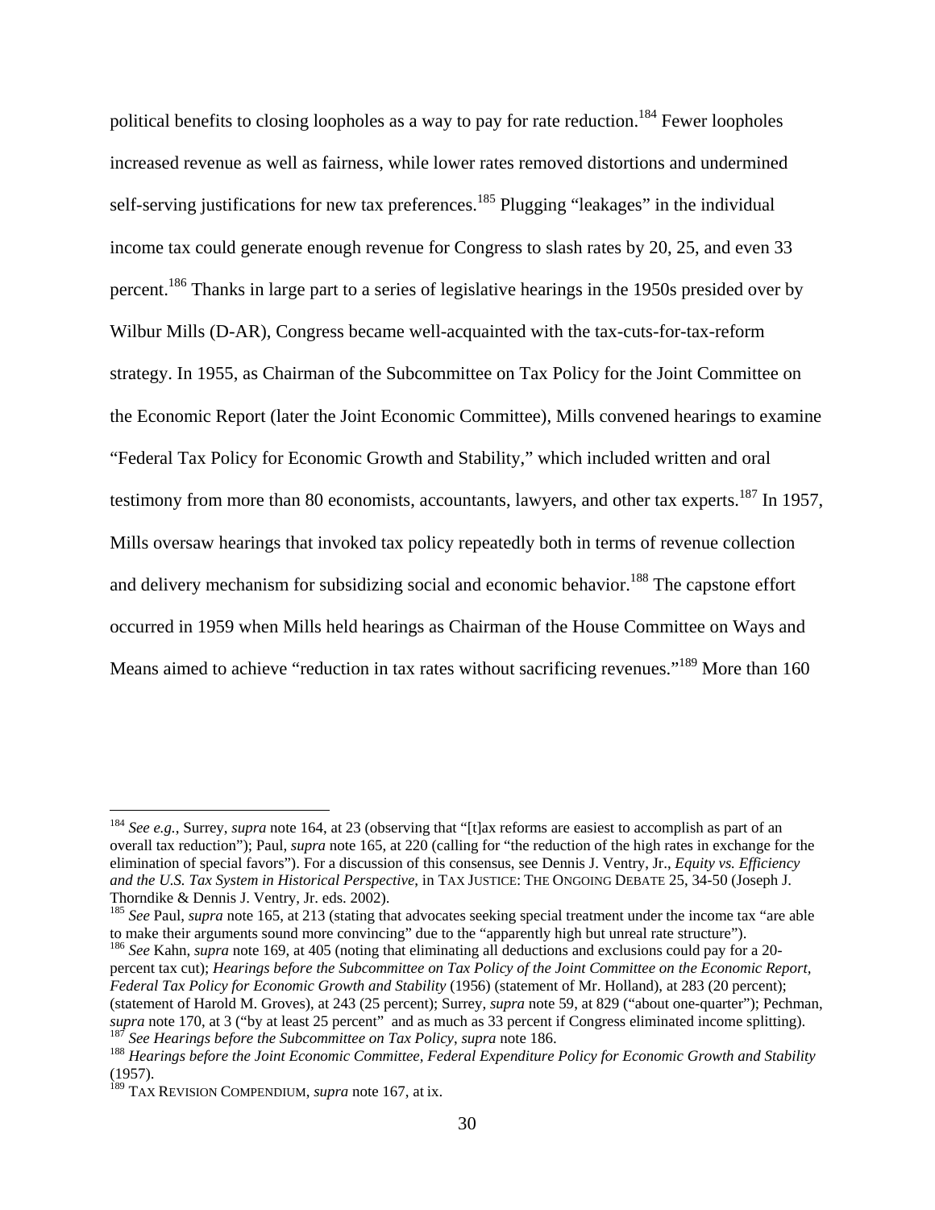political benefits to closing loopholes as a way to pay for rate reduction.[184] Fewer loopholes increased revenue as well as fairness, while lower rates removed distortions and undermined self-serving justifications for new tax preferences.[185] Plugging "leakages" in the individual income tax could generate enough revenue for Congress to slash rates by 20, 25, and even 33 percent.[186] Thanks in large part to a series of legislative hearings in the 1950s presided over by Wilbur Mills (D-AR), Congress became well-acquainted with the tax-cuts-for-tax-reform strategy. In 1955, as Chairman of the Subcommittee on Tax Policy for the Joint Committee on the Economic Report (later the Joint Economic Committee), Mills convened hearings to examine "Federal Tax Policy for Economic Growth and Stability," which included written and oral testimony from more than 80 economists, accountants, lawyers, and other tax experts.[187] In 1957, Mills oversaw hearings that invoked tax policy repeatedly both in terms of revenue collection and delivery mechanism for subsidizing social and economic behavior.[188] The capstone effort occurred in 1959 when Mills held hearings as Chairman of the House Committee on Ways and Means aimed to achieve "reduction in tax rates without sacrificing revenues."[189] More than 160

---

[184] *See e.g.*, Surrey, *supra* note 164, at 23 (observing that "[t]ax reforms are easiest to accomplish as part of an overall tax reduction"); Paul, *supra* note 165, at 220 (calling for "the reduction of the high rates in exchange for the elimination of special favors"). For a discussion of this consensus, see Dennis J. Ventry, Jr., *Equity vs. Efficiency and the U.S. Tax System in Historical Perspective*, in TAX JUSTICE: THE ONGOING DEBATE 25, 34-50 (Joseph J. Thorndike & Dennis J. Ventry, Jr. eds. 2002).

[185] *See* Paul, *supra* note 165, at 213 (stating that advocates seeking special treatment under the income tax "are able to make their arguments sound more convincing" due to the "apparently high but unreal rate structure").

[186] *See* Kahn, *supra* note 169, at 405 (noting that eliminating all deductions and exclusions could pay for a 20-percent tax cut); *Hearings before the Subcommittee on Tax Policy of the Joint Committee on the Economic Report, Federal Tax Policy for Economic Growth and Stability* (1956) (statement of Mr. Holland), at 283 (20 percent); (statement of Harold M. Groves), at 243 (25 percent); Surrey, *supra* note 59, at 829 ("about one-quarter"); Pechman, *supra* note 170, at 3 ("by at least 25 percent" and as much as 33 percent if Congress eliminated income splitting).

[187] *See Hearings before the Subcommittee on Tax Policy*, *supra* note 186.

[188] *Hearings before the Joint Economic Committee, Federal Expenditure Policy for Economic Growth and Stability* (1957).

[189] TAX REVISION COMPENDIUM, *supra* note 167, at ix.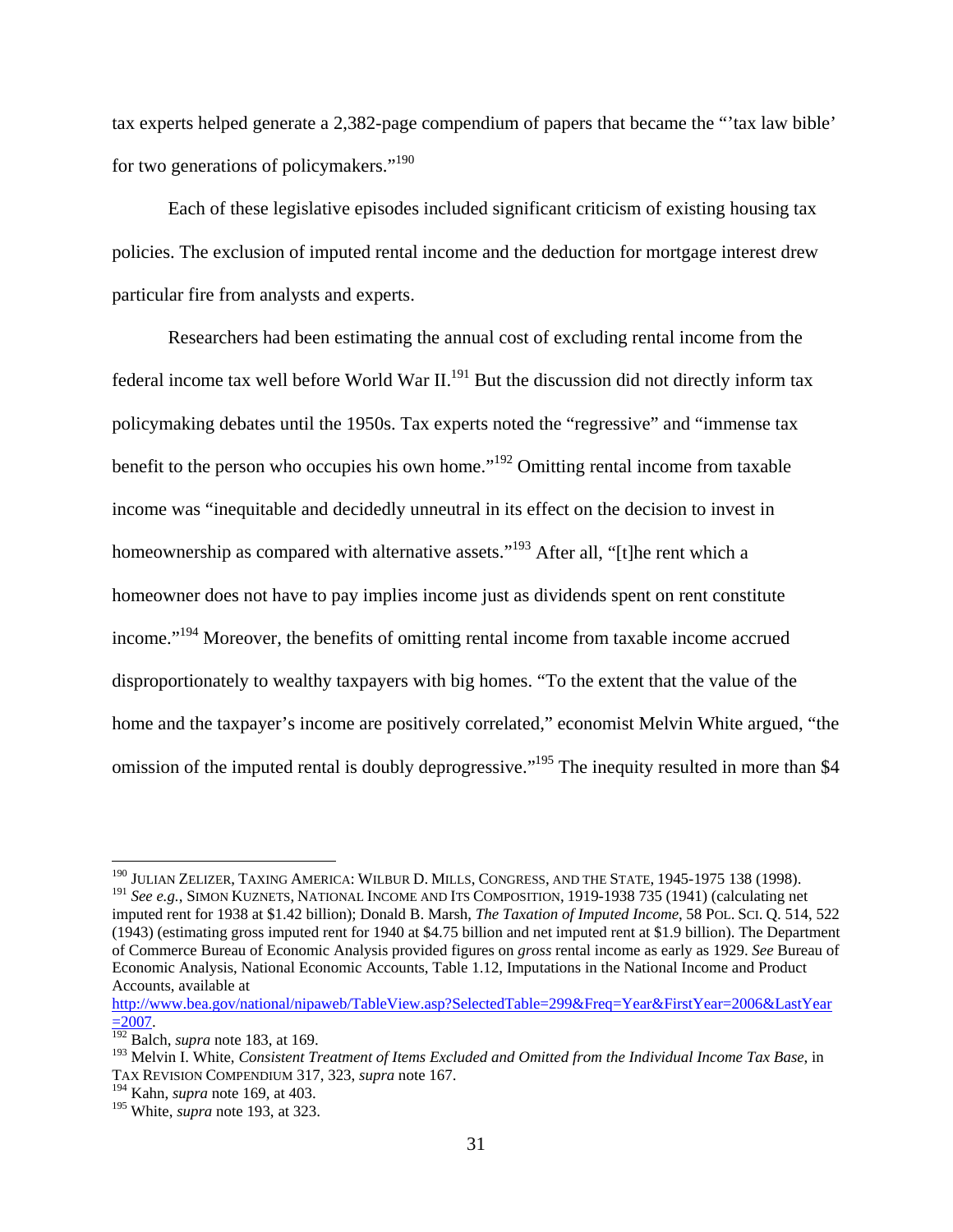tax experts helped generate a 2,382-page compendium of papers that became the "'tax law bible' for two generations of policymakers."[190]

Each of these legislative episodes included significant criticism of existing housing tax policies. The exclusion of imputed rental income and the deduction for mortgage interest drew particular fire from analysts and experts.

Researchers had been estimating the annual cost of excluding rental income from the federal income tax well before World War II.[191] But the discussion did not directly inform tax policymaking debates until the 1950s. Tax experts noted the "regressive" and "immense tax benefit to the person who occupies his own home."[192] Omitting rental income from taxable income was "inequitable and decidedly unneutral in its effect on the decision to invest in homeownership as compared with alternative assets."[193] After all, "[t]he rent which a homeowner does not have to pay implies income just as dividends spent on rent constitute income."[194] Moreover, the benefits of omitting rental income from taxable income accrued disproportionately to wealthy taxpayers with big homes. "To the extent that the value of the home and the taxpayer's income are positively correlated," economist Melvin White argued, "the omission of the imputed rental is doubly deprogressive."[195] The inequity resulted in more than $4

---

[190] JULIAN ZELIZER, TAXING AMERICA: WILBUR D. MILLS, CONGRESS, AND THE STATE, 1945-1975 138 (1998).

[191] *See e.g.*, SIMON KUZNETS, NATIONAL INCOME AND ITS COMPOSITION, 1919-1938 735 (1941) (calculating net imputed rent for 1938 at $1.42 billion); Donald B. Marsh, *The Taxation of Imputed Income*, 58 POL. SCI. Q. 514, 522 (1943) (estimating gross imputed rent for 1940 at $4.75 billion and net imputed rent at $1.9 billion). The Department of Commerce Bureau of Economic Analysis provided figures on *gross* rental income as early as 1929. *See* Bureau of Economic Analysis, National Economic Accounts, Table 1.12, Imputations in the National Income and Product Accounts, available at http://www.bea.gov/national/nipaweb/TableView.asp?SelectedTable=299&Freq=Year&FirstYear=2006&LastYear=2007.

[192] Balch, *supra* note 183, at 169.

[193] Melvin I. White, *Consistent Treatment of Items Excluded and Omitted from the Individual Income Tax Base*, in TAX REVISION COMPENDIUM 317, 323, *supra* note 167.

[194] Kahn, *supra* note 169, at 403.

[195] White, *supra* note 193, at 323.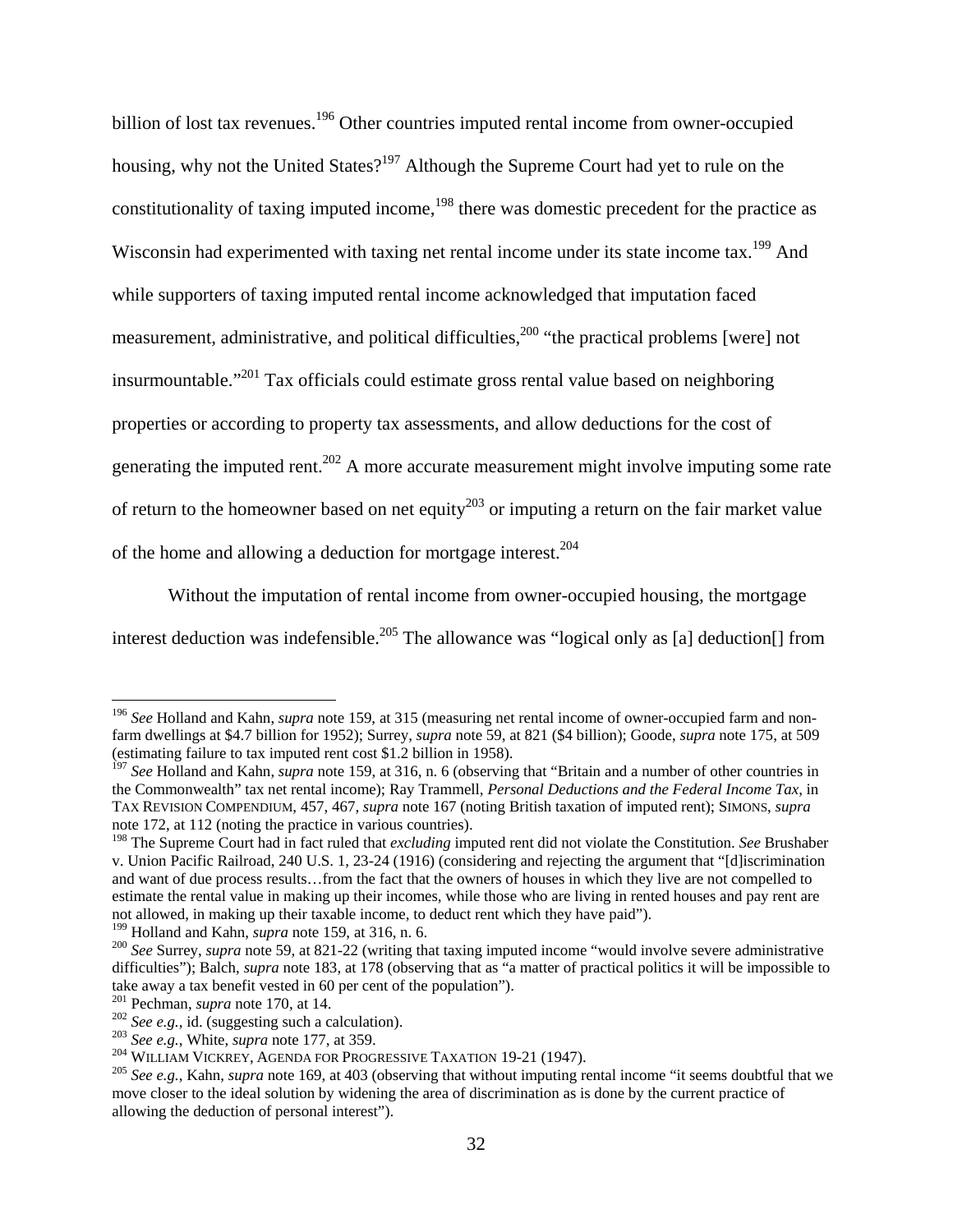billion of lost tax revenues.[196] Other countries imputed rental income from owner-occupied housing, why not the United States?[197] Although the Supreme Court had yet to rule on the constitutionality of taxing imputed income,[198] there was domestic precedent for the practice as Wisconsin had experimented with taxing net rental income under its state income tax.[199] And while supporters of taxing imputed rental income acknowledged that imputation faced measurement, administrative, and political difficulties,[200] "the practical problems [were] not insurmountable."[201] Tax officials could estimate gross rental value based on neighboring properties or according to property tax assessments, and allow deductions for the cost of generating the imputed rent.[202] A more accurate measurement might involve imputing some rate of return to the homeowner based on net equity[203] or imputing a return on the fair market value of the home and allowing a deduction for mortgage interest.[204]

Without the imputation of rental income from owner-occupied housing, the mortgage interest deduction was indefensible.[205] The allowance was "logical only as [a] deduction[] from

---

[196] *See* Holland and Kahn, *supra* note 159, at 315 (measuring net rental income of owner-occupied farm and non-farm dwellings at $4.7 billion for 1952); Surrey, *supra* note 59, at 821 ($4 billion); Goode, *supra* note 175, at 509 (estimating failure to tax imputed rent cost $1.2 billion in 1958).

[197] *See* Holland and Kahn, *supra* note 159, at 316, n. 6 (observing that "Britain and a number of other countries in the Commonwealth" tax net rental income); Ray Trammell, *Personal Deductions and the Federal Income Tax*, in TAX REVISION COMPENDIUM, 457, 467, *supra* note 167 (noting British taxation of imputed rent); SIMONS, *supra* note 172, at 112 (noting the practice in various countries).

[198] The Supreme Court had in fact ruled that *excluding* imputed rent did not violate the Constitution. *See* Brushaber v. Union Pacific Railroad, 240 U.S. 1, 23-24 (1916) (considering and rejecting the argument that "[d]iscrimination and want of due process results…from the fact that the owners of houses in which they live are not compelled to estimate the rental value in making up their incomes, while those who are living in rented houses and pay rent are not allowed, in making up their taxable income, to deduct rent which they have paid").

[199] Holland and Kahn, *supra* note 159, at 316, n. 6.

[200] *See* Surrey, *supra* note 59, at 821-22 (writing that taxing imputed income "would involve severe administrative difficulties"); Balch, *supra* note 183, at 178 (observing that as "a matter of practical politics it will be impossible to take away a tax benefit vested in 60 per cent of the population").

[201] Pechman, *supra* note 170, at 14.

[202] *See e.g.*, id. (suggesting such a calculation).

[203] *See e.g.*, White, *supra* note 177, at 359.

[204] WILLIAM VICKREY, AGENDA FOR PROGRESSIVE TAXATION 19-21 (1947).

[205] *See e.g.*, Kahn, *supra* note 169, at 403 (observing that without imputing rental income "it seems doubtful that we move closer to the ideal solution by widening the area of discrimination as is done by the current practice of allowing the deduction of personal interest").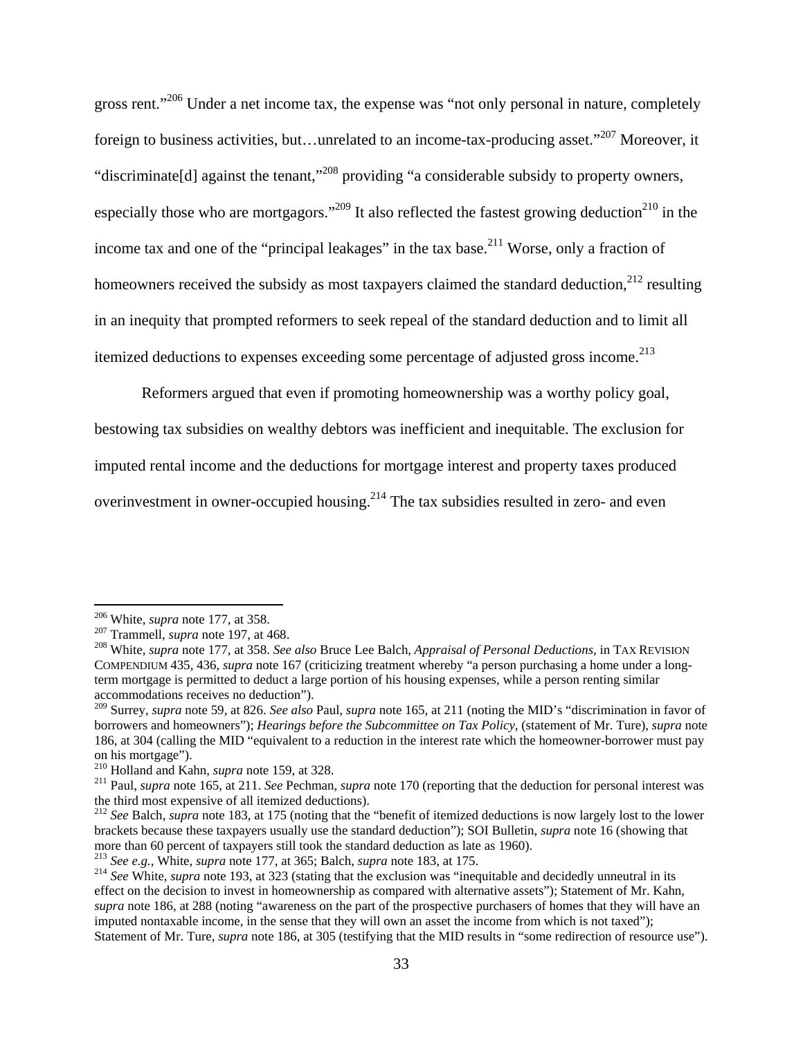gross rent."[206] Under a net income tax, the expense was "not only personal in nature, completely foreign to business activities, but…unrelated to an income-tax-producing asset."[207] Moreover, it "discriminate[d] against the tenant,"[208] providing "a considerable subsidy to property owners, especially those who are mortgagors."[209] It also reflected the fastest growing deduction[210] in the income tax and one of the "principal leakages" in the tax base.[211] Worse, only a fraction of homeowners received the subsidy as most taxpayers claimed the standard deduction,[212] resulting in an inequity that prompted reformers to seek repeal of the standard deduction and to limit all itemized deductions to expenses exceeding some percentage of adjusted gross income.[213]

Reformers argued that even if promoting homeownership was a worthy policy goal, bestowing tax subsidies on wealthy debtors was inefficient and inequitable. The exclusion for imputed rental income and the deductions for mortgage interest and property taxes produced overinvestment in owner-occupied housing.[214] The tax subsidies resulted in zero- and even

---

[206] White, *supra* note 177, at 358.

[207] Trammell, *supra* note 197, at 468.

[208] White, *supra* note 177, at 358. *See also* Bruce Lee Balch, *Appraisal of Personal Deductions*, in TAX REVISION COMPENDIUM 435, 436, *supra* note 167 (criticizing treatment whereby "a person purchasing a home under a long-term mortgage is permitted to deduct a large portion of his housing expenses, while a person renting similar accommodations receives no deduction").

[209] Surrey, *supra* note 59, at 826. *See also* Paul, *supra* note 165, at 211 (noting the MID's "discrimination in favor of borrowers and homeowners"); *Hearings before the Subcommittee on Tax Policy*, (statement of Mr. Ture), *supra* note 186, at 304 (calling the MID "equivalent to a reduction in the interest rate which the homeowner-borrower must pay on his mortgage").

[210] Holland and Kahn, *supra* note 159, at 328.

[211] Paul, *supra* note 165, at 211. *See* Pechman, *supra* note 170 (reporting that the deduction for personal interest was the third most expensive of all itemized deductions).

[212] *See* Balch, *supra* note 183, at 175 (noting that the "benefit of itemized deductions is now largely lost to the lower brackets because these taxpayers usually use the standard deduction"); SOI Bulletin, *supra* note 16 (showing that more than 60 percent of taxpayers still took the standard deduction as late as 1960).

[213] *See e.g.*, White, *supra* note 177, at 365; Balch, *supra* note 183, at 175.

[214] *See* White, *supra* note 193, at 323 (stating that the exclusion was "inequitable and decidedly unneutral in its effect on the decision to invest in homeownership as compared with alternative assets"); Statement of Mr. Kahn, *supra* note 186, at 288 (noting "awareness on the part of the prospective purchasers of homes that they will have an imputed nontaxable income, in the sense that they will own an asset the income from which is not taxed"); Statement of Mr. Ture, *supra* note 186, at 305 (testifying that the MID results in "some redirection of resource use").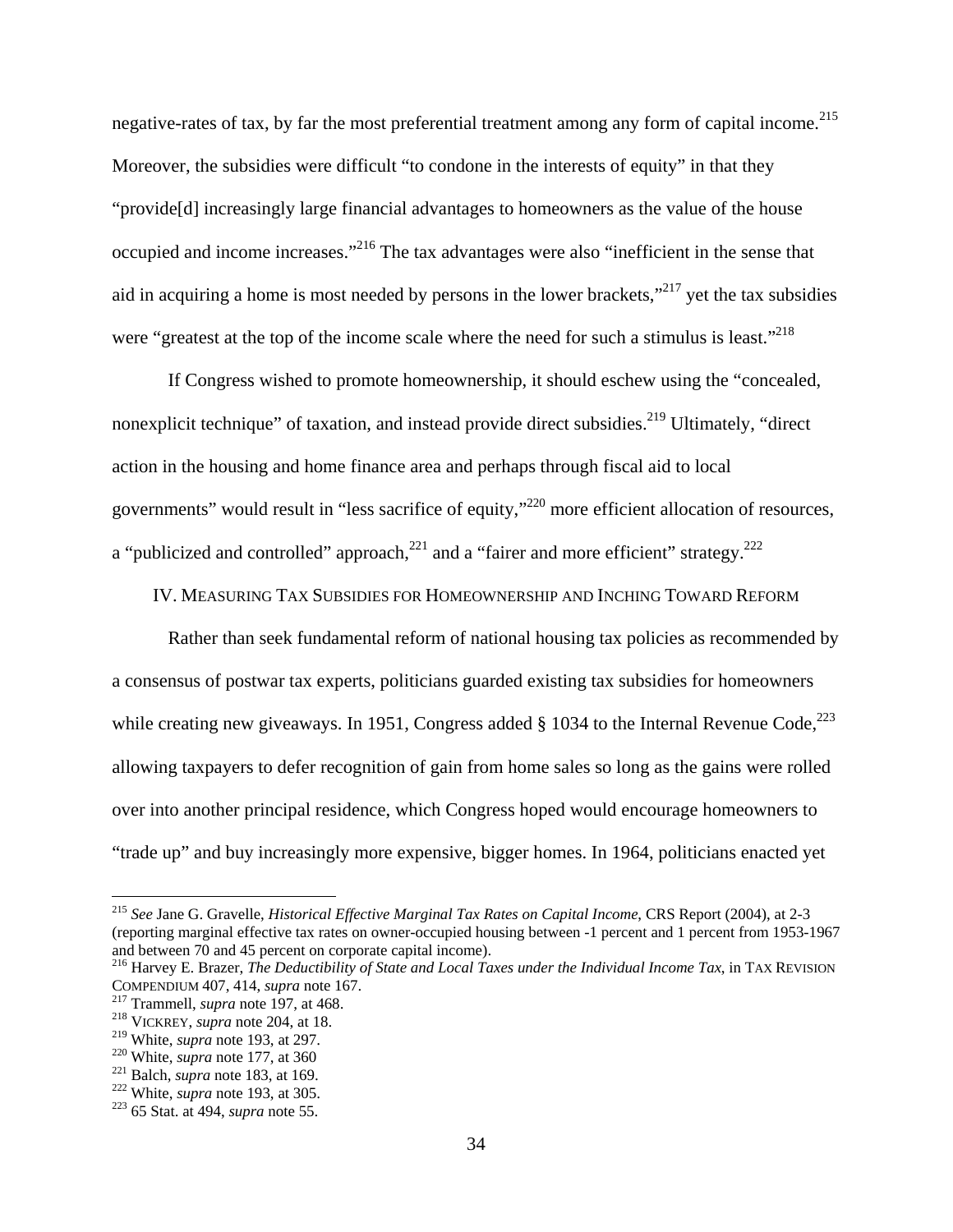negative-rates of tax, by far the most preferential treatment among any form of capital income.[215] Moreover, the subsidies were difficult "to condone in the interests of equity" in that they "provide[d] increasingly large financial advantages to homeowners as the value of the house occupied and income increases."[216] The tax advantages were also "inefficient in the sense that aid in acquiring a home is most needed by persons in the lower brackets,"[217] yet the tax subsidies were "greatest at the top of the income scale where the need for such a stimulus is least."[218]

If Congress wished to promote homeownership, it should eschew using the "concealed, nonexplicit technique" of taxation, and instead provide direct subsidies.[219] Ultimately, "direct action in the housing and home finance area and perhaps through fiscal aid to local governments" would result in "less sacrifice of equity,"[220] more efficient allocation of resources, a "publicized and controlled" approach,[221] and a "fairer and more efficient" strategy.[222]

## IV. Measuring Tax Subsidies for Homeownership and Inching Toward Reform

Rather than seek fundamental reform of national housing tax policies as recommended by a consensus of postwar tax experts, politicians guarded existing tax subsidies for homeowners while creating new giveaways. In 1951, Congress added § 1034 to the Internal Revenue Code,[223] allowing taxpayers to defer recognition of gain from home sales so long as the gains were rolled over into another principal residence, which Congress hoped would encourage homeowners to "trade up" and buy increasingly more expensive, bigger homes. In 1964, politicians enacted yet

---

[215] *See* Jane G. Gravelle, *Historical Effective Marginal Tax Rates on Capital Income*, CRS Report (2004), at 2-3 (reporting marginal effective tax rates on owner-occupied housing between -1 percent and 1 percent from 1953-1967 and between 70 and 45 percent on corporate capital income).

[216] Harvey E. Brazer, *The Deductibility of State and Local Taxes under the Individual Income Tax*, in Tax Revision Compendium 407, 414, *supra* note 167.

[217] Trammell, *supra* note 197, at 468.

[218] Vickrey, *supra* note 204, at 18.

[219] White, *supra* note 193, at 297.

[220] White, *supra* note 177, at 360

[221] Balch, *supra* note 183, at 169.

[222] White, *supra* note 193, at 305.

[223] 65 Stat. at 494, *supra* note 55.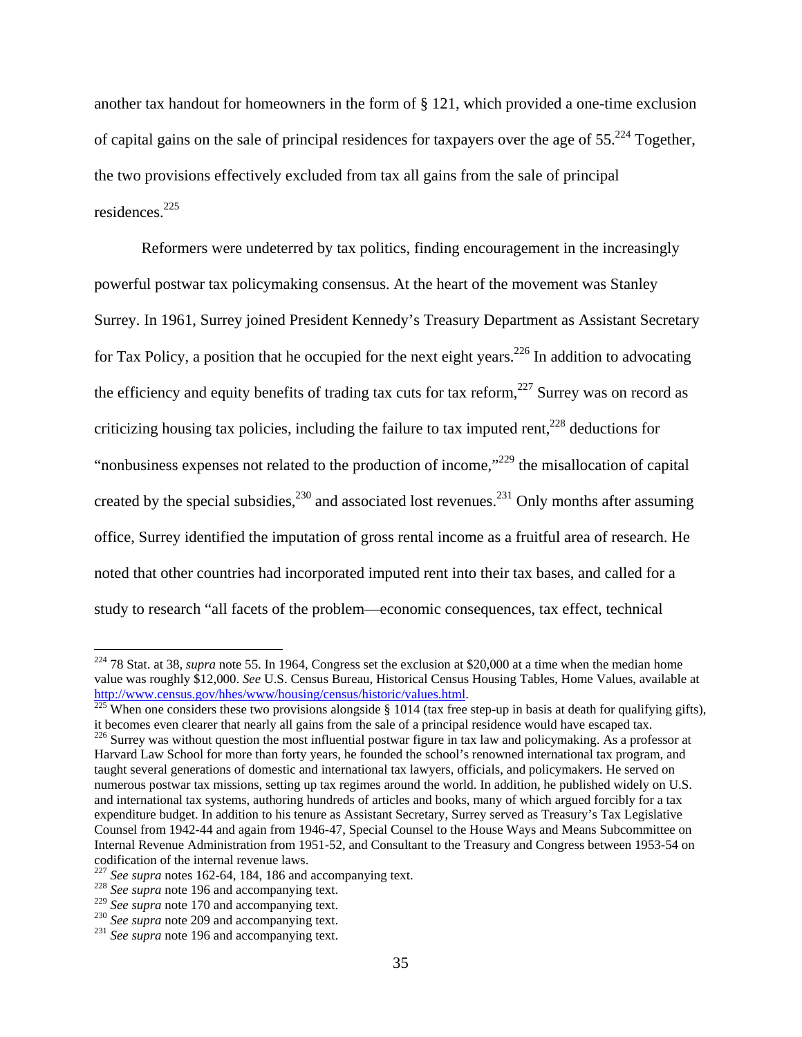another tax handout for homeowners in the form of § 121, which provided a one-time exclusion of capital gains on the sale of principal residences for taxpayers over the age of 55.[224] Together, the two provisions effectively excluded from tax all gains from the sale of principal residences.[225]

Reformers were undeterred by tax politics, finding encouragement in the increasingly powerful postwar tax policymaking consensus. At the heart of the movement was Stanley Surrey. In 1961, Surrey joined President Kennedy's Treasury Department as Assistant Secretary for Tax Policy, a position that he occupied for the next eight years.[226] In addition to advocating the efficiency and equity benefits of trading tax cuts for tax reform,[227] Surrey was on record as criticizing housing tax policies, including the failure to tax imputed rent,[228] deductions for "nonbusiness expenses not related to the production of income,"[229] the misallocation of capital created by the special subsidies,[230] and associated lost revenues.[231] Only months after assuming office, Surrey identified the imputation of gross rental income as a fruitful area of research. He noted that other countries had incorporated imputed rent into their tax bases, and called for a study to research "all facets of the problem—economic consequences, tax effect, technical

---

[224] 78 Stat. at 38, *supra* note 55. In 1964, Congress set the exclusion at $20,000 at a time when the median home value was roughly $12,000. *See* U.S. Census Bureau, Historical Census Housing Tables, Home Values, available at http://www.census.gov/hhes/www/housing/census/historic/values.html.

[225] When one considers these two provisions alongside § 1014 (tax free step-up in basis at death for qualifying gifts), it becomes even clearer that nearly all gains from the sale of a principal residence would have escaped tax.

[226] Surrey was without question the most influential postwar figure in tax law and policymaking. As a professor at Harvard Law School for more than forty years, he founded the school's renowned international tax program, and taught several generations of domestic and international tax lawyers, officials, and policymakers. He served on numerous postwar tax missions, setting up tax regimes around the world. In addition, he published widely on U.S. and international tax systems, authoring hundreds of articles and books, many of which argued forcibly for a tax expenditure budget. In addition to his tenure as Assistant Secretary, Surrey served as Treasury's Tax Legislative Counsel from 1942-44 and again from 1946-47, Special Counsel to the House Ways and Means Subcommittee on Internal Revenue Administration from 1951-52, and Consultant to the Treasury and Congress between 1953-54 on codification of the internal revenue laws.

[227] *See supra* notes 162-64, 184, 186 and accompanying text.

[228] *See supra* note 196 and accompanying text.

[229] *See supra* note 170 and accompanying text.

[230] *See supra* note 209 and accompanying text.

[231] *See supra* note 196 and accompanying text.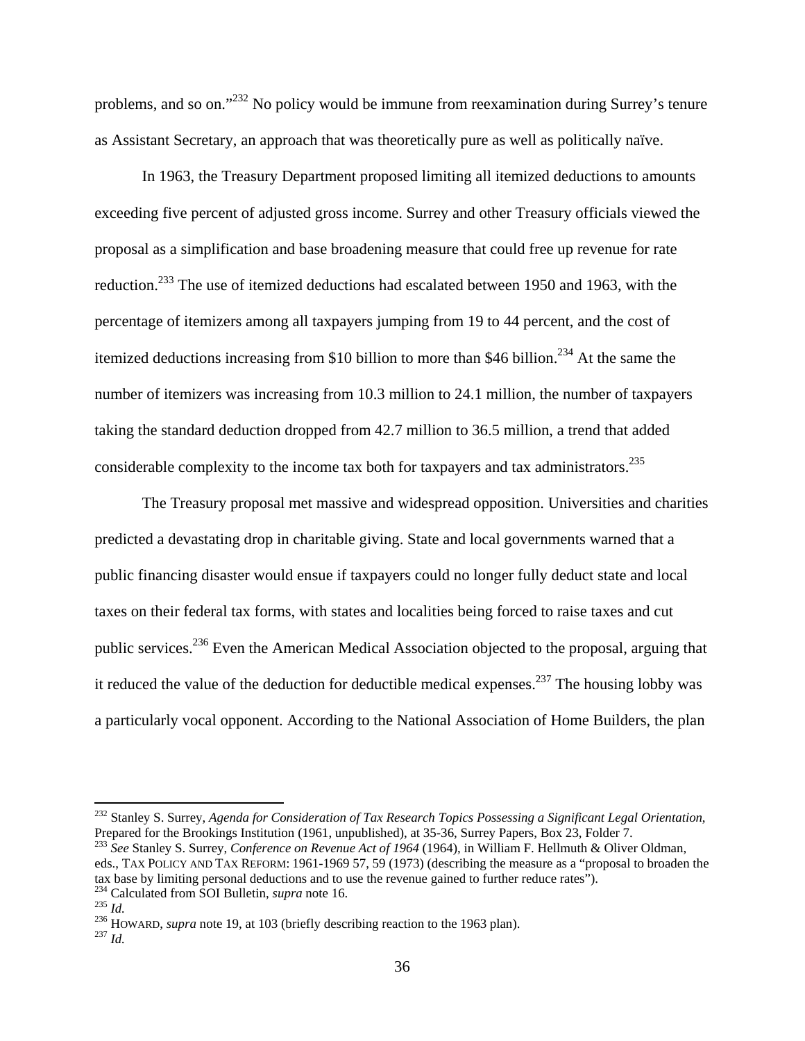problems, and so on."[232] No policy would be immune from reexamination during Surrey's tenure as Assistant Secretary, an approach that was theoretically pure as well as politically naïve.

In 1963, the Treasury Department proposed limiting all itemized deductions to amounts exceeding five percent of adjusted gross income. Surrey and other Treasury officials viewed the proposal as a simplification and base broadening measure that could free up revenue for rate reduction.[233] The use of itemized deductions had escalated between 1950 and 1963, with the percentage of itemizers among all taxpayers jumping from 19 to 44 percent, and the cost of itemized deductions increasing from $10 billion to more than $46 billion.[234] At the same the number of itemizers was increasing from 10.3 million to 24.1 million, the number of taxpayers taking the standard deduction dropped from 42.7 million to 36.5 million, a trend that added considerable complexity to the income tax both for taxpayers and tax administrators.[235]

The Treasury proposal met massive and widespread opposition. Universities and charities predicted a devastating drop in charitable giving. State and local governments warned that a public financing disaster would ensue if taxpayers could no longer fully deduct state and local taxes on their federal tax forms, with states and localities being forced to raise taxes and cut public services.[236] Even the American Medical Association objected to the proposal, arguing that it reduced the value of the deduction for deductible medical expenses.[237] The housing lobby was a particularly vocal opponent. According to the National Association of Home Builders, the plan

---

[232] Stanley S. Surrey, *Agenda for Consideration of Tax Research Topics Possessing a Significant Legal Orientation*, Prepared for the Brookings Institution (1961, unpublished), at 35-36, Surrey Papers, Box 23, Folder 7.

[233] *See* Stanley S. Surrey, *Conference on Revenue Act of 1964* (1964), in William F. Hellmuth & Oliver Oldman, eds., TAX POLICY AND TAX REFORM: 1961-1969 57, 59 (1973) (describing the measure as a "proposal to broaden the tax base by limiting personal deductions and to use the revenue gained to further reduce rates").

[234] Calculated from SOI Bulletin, *supra* note 16.

[235] *Id.*

[236] HOWARD, *supra* note 19, at 103 (briefly describing reaction to the 1963 plan).

[237] *Id.*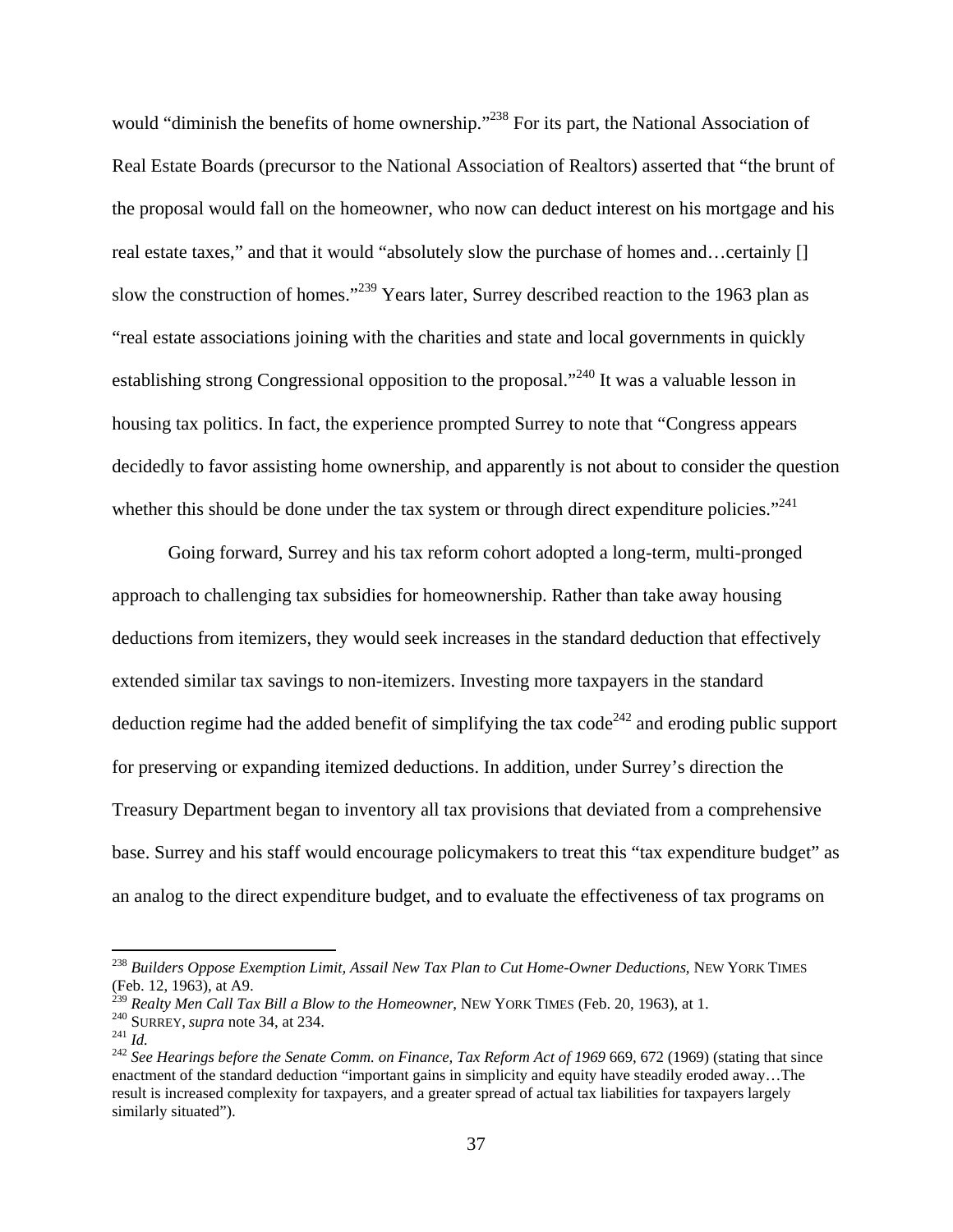would "diminish the benefits of home ownership."[238] For its part, the National Association of Real Estate Boards (precursor to the National Association of Realtors) asserted that "the brunt of the proposal would fall on the homeowner, who now can deduct interest on his mortgage and his real estate taxes," and that it would "absolutely slow the purchase of homes and…certainly [] slow the construction of homes."[239] Years later, Surrey described reaction to the 1963 plan as "real estate associations joining with the charities and state and local governments in quickly establishing strong Congressional opposition to the proposal."[240] It was a valuable lesson in housing tax politics. In fact, the experience prompted Surrey to note that "Congress appears decidedly to favor assisting home ownership, and apparently is not about to consider the question whether this should be done under the tax system or through direct expenditure policies."[241]

Going forward, Surrey and his tax reform cohort adopted a long-term, multi-pronged approach to challenging tax subsidies for homeownership. Rather than take away housing deductions from itemizers, they would seek increases in the standard deduction that effectively extended similar tax savings to non-itemizers. Investing more taxpayers in the standard deduction regime had the added benefit of simplifying the tax code[242] and eroding public support for preserving or expanding itemized deductions. In addition, under Surrey's direction the Treasury Department began to inventory all tax provisions that deviated from a comprehensive base. Surrey and his staff would encourage policymakers to treat this "tax expenditure budget" as an analog to the direct expenditure budget, and to evaluate the effectiveness of tax programs on

---

[238] *Builders Oppose Exemption Limit, Assail New Tax Plan to Cut Home-Owner Deductions*, NEW YORK TIMES (Feb. 12, 1963), at A9.

[239] *Realty Men Call Tax Bill a Blow to the Homeowner*, NEW YORK TIMES (Feb. 20, 1963), at 1.

[240] SURREY, *supra* note 34, at 234.

[241] *Id.*

[242] *See Hearings before the Senate Comm. on Finance, Tax Reform Act of 1969* 669, 672 (1969) (stating that since enactment of the standard deduction "important gains in simplicity and equity have steadily eroded away…The result is increased complexity for taxpayers, and a greater spread of actual tax liabilities for taxpayers largely similarly situated").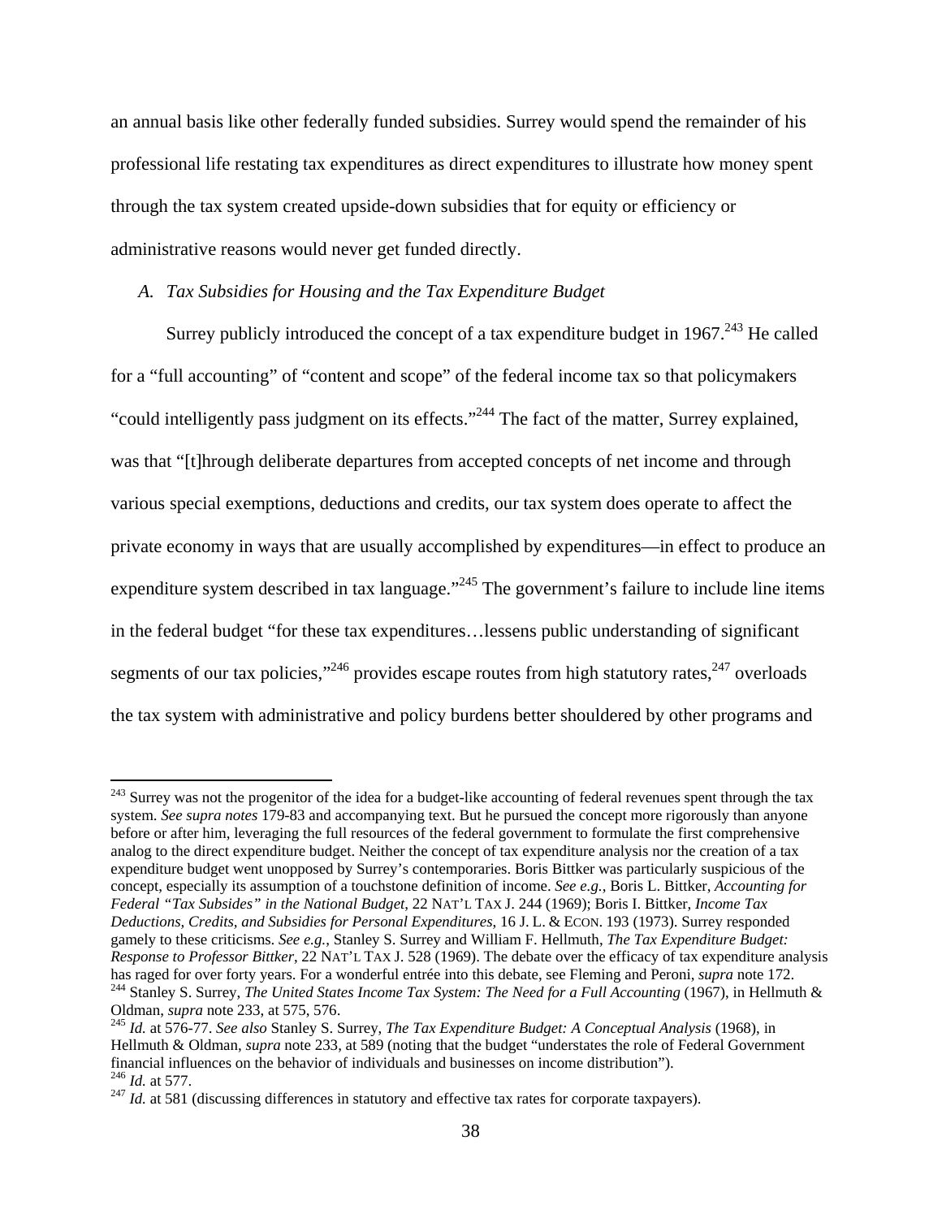an annual basis like other federally funded subsidies. Surrey would spend the remainder of his professional life restating tax expenditures as direct expenditures to illustrate how money spent through the tax system created upside-down subsidies that for equity or efficiency or administrative reasons would never get funded directly.

### *A. Tax Subsidies for Housing and the Tax Expenditure Budget*

Surrey publicly introduced the concept of a tax expenditure budget in 1967.[243] He called for a "full accounting" of "content and scope" of the federal income tax so that policymakers "could intelligently pass judgment on its effects."[244] The fact of the matter, Surrey explained, was that "[t]hrough deliberate departures from accepted concepts of net income and through various special exemptions, deductions and credits, our tax system does operate to affect the private economy in ways that are usually accomplished by expenditures—in effect to produce an expenditure system described in tax language."[245] The government's failure to include line items in the federal budget "for these tax expenditures…lessens public understanding of significant segments of our tax policies,"[246] provides escape routes from high statutory rates,[247] overloads the tax system with administrative and policy burdens better shouldered by other programs and

---

[243] Surrey was not the progenitor of the idea for a budget-like accounting of federal revenues spent through the tax system. *See supra notes* 179-83 and accompanying text. But he pursued the concept more rigorously than anyone before or after him, leveraging the full resources of the federal government to formulate the first comprehensive analog to the direct expenditure budget. Neither the concept of tax expenditure analysis nor the creation of a tax expenditure budget went unopposed by Surrey's contemporaries. Boris Bittker was particularly suspicious of the concept, especially its assumption of a touchstone definition of income. *See e.g.*, Boris L. Bittker, *Accounting for Federal "Tax Subsides" in the National Budget*, 22 NAT'L TAX J. 244 (1969); Boris I. Bittker, *Income Tax Deductions, Credits, and Subsidies for Personal Expenditures*, 16 J. L. & ECON. 193 (1973). Surrey responded gamely to these criticisms. *See e.g.*, Stanley S. Surrey and William F. Hellmuth, *The Tax Expenditure Budget: Response to Professor Bittker*, 22 NAT'L TAX J. 528 (1969). The debate over the efficacy of tax expenditure analysis has raged for over forty years. For a wonderful entrée into this debate, see Fleming and Peroni, *supra* note 172.

[244] Stanley S. Surrey, *The United States Income Tax System: The Need for a Full Accounting* (1967), in Hellmuth & Oldman, *supra* note 233, at 575, 576.

[245] *Id.* at 576-77. *See also* Stanley S. Surrey, *The Tax Expenditure Budget: A Conceptual Analysis* (1968), in Hellmuth & Oldman, *supra* note 233, at 589 (noting that the budget "understates the role of Federal Government financial influences on the behavior of individuals and businesses on income distribution").

[246] *Id.* at 577.

[247] *Id.* at 581 (discussing differences in statutory and effective tax rates for corporate taxpayers).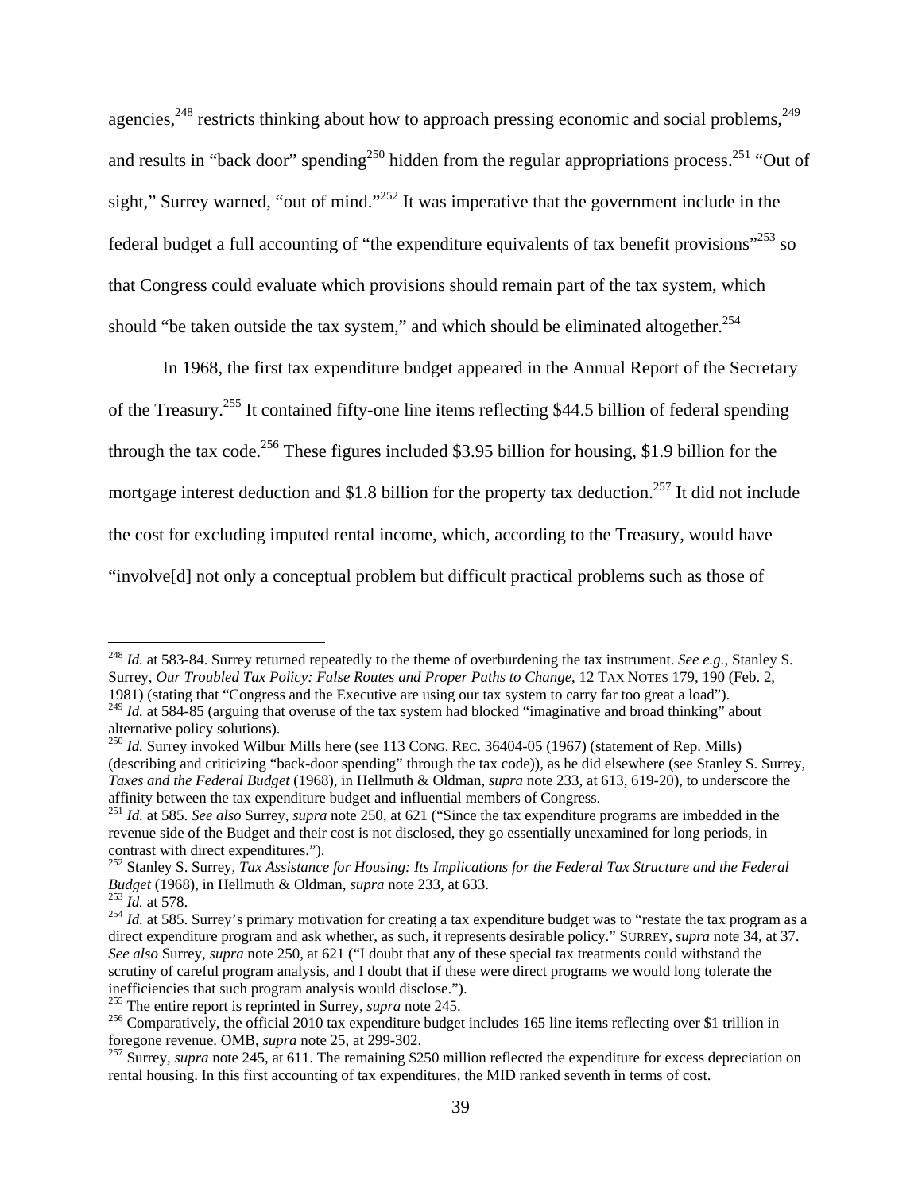agencies,[248] restricts thinking about how to approach pressing economic and social problems,[249] and results in "back door" spending[250] hidden from the regular appropriations process.[251] "Out of sight," Surrey warned, "out of mind."[252] It was imperative that the government include in the federal budget a full accounting of "the expenditure equivalents of tax benefit provisions"[253] so that Congress could evaluate which provisions should remain part of the tax system, which should "be taken outside the tax system," and which should be eliminated altogether.[254]

In 1968, the first tax expenditure budget appeared in the Annual Report of the Secretary of the Treasury.[255] It contained fifty-one line items reflecting $44.5 billion of federal spending through the tax code.[256] These figures included $3.95 billion for housing, $1.9 billion for the mortgage interest deduction and $1.8 billion for the property tax deduction.[257] It did not include the cost for excluding imputed rental income, which, according to the Treasury, would have "involve[d] not only a conceptual problem but difficult practical problems such as those of

---

[248] *Id.* at 583-84. Surrey returned repeatedly to the theme of overburdening the tax instrument. *See e.g.*, Stanley S. Surrey, *Our Troubled Tax Policy: False Routes and Proper Paths to Change*, 12 TAX NOTES 179, 190 (Feb. 2, 1981) (stating that "Congress and the Executive are using our tax system to carry far too great a load").

[249] *Id.* at 584-85 (arguing that overuse of the tax system had blocked "imaginative and broad thinking" about alternative policy solutions).

[250] *Id.* Surrey invoked Wilbur Mills here (see 113 CONG. REC. 36404-05 (1967) (statement of Rep. Mills) (describing and criticizing "back-door spending" through the tax code)), as he did elsewhere (see Stanley S. Surrey, *Taxes and the Federal Budget* (1968), in Hellmuth & Oldman, *supra* note 233, at 613, 619-20), to underscore the affinity between the tax expenditure budget and influential members of Congress.

[251] *Id.* at 585. *See also* Surrey, *supra* note 250, at 621 ("Since the tax expenditure programs are imbedded in the revenue side of the Budget and their cost is not disclosed, they go essentially unexamined for long periods, in contrast with direct expenditures.").

[252] Stanley S. Surrey, *Tax Assistance for Housing: Its Implications for the Federal Tax Structure and the Federal Budget* (1968), in Hellmuth & Oldman, *supra* note 233, at 633.

[253] *Id.* at 578.

[254] *Id.* at 585. Surrey's primary motivation for creating a tax expenditure budget was to "restate the tax program as a direct expenditure program and ask whether, as such, it represents desirable policy." SURREY, *supra* note 34, at 37. *See also* Surrey, *supra* note 250, at 621 ("I doubt that any of these special tax treatments could withstand the scrutiny of careful program analysis, and I doubt that if these were direct programs we would long tolerate the inefficiencies that such program analysis would disclose.").

[255] The entire report is reprinted in Surrey, *supra* note 245.

[256] Comparatively, the official 2010 tax expenditure budget includes 165 line items reflecting over $1 trillion in foregone revenue. OMB, *supra* note 25, at 299-302.

[257] Surrey, *supra* note 245, at 611. The remaining $250 million reflected the expenditure for excess depreciation on rental housing. In this first accounting of tax expenditures, the MID ranked seventh in terms of cost.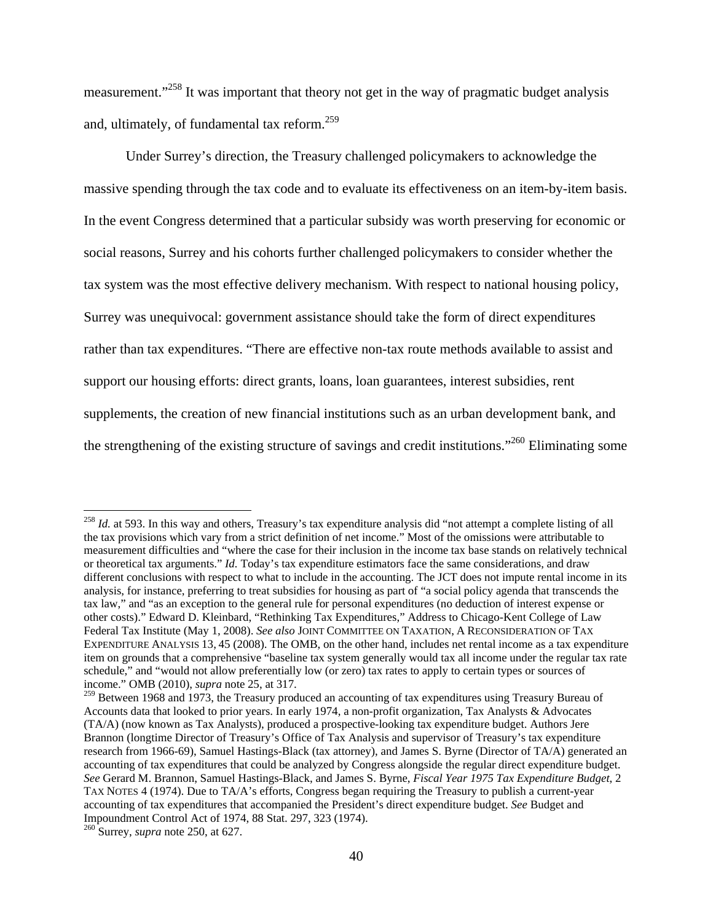measurement."[258] It was important that theory not get in the way of pragmatic budget analysis and, ultimately, of fundamental tax reform.[259]

Under Surrey's direction, the Treasury challenged policymakers to acknowledge the massive spending through the tax code and to evaluate its effectiveness on an item-by-item basis. In the event Congress determined that a particular subsidy was worth preserving for economic or social reasons, Surrey and his cohorts further challenged policymakers to consider whether the tax system was the most effective delivery mechanism. With respect to national housing policy, Surrey was unequivocal: government assistance should take the form of direct expenditures rather than tax expenditures. "There are effective non-tax route methods available to assist and support our housing efforts: direct grants, loans, loan guarantees, interest subsidies, rent supplements, the creation of new financial institutions such as an urban development bank, and the strengthening of the existing structure of savings and credit institutions."[260] Eliminating some

---

[258] *Id.* at 593. In this way and others, Treasury's tax expenditure analysis did "not attempt a complete listing of all the tax provisions which vary from a strict definition of net income." Most of the omissions were attributable to measurement difficulties and "where the case for their inclusion in the income tax base stands on relatively technical or theoretical tax arguments." *Id.* Today's tax expenditure estimators face the same considerations, and draw different conclusions with respect to what to include in the accounting. The JCT does not impute rental income in its analysis, for instance, preferring to treat subsidies for housing as part of "a social policy agenda that transcends the tax law," and "as an exception to the general rule for personal expenditures (no deduction of interest expense or other costs)." Edward D. Kleinbard, "Rethinking Tax Expenditures," Address to Chicago-Kent College of Law Federal Tax Institute (May 1, 2008). *See also* JOINT COMMITTEE ON TAXATION, A RECONSIDERATION OF TAX EXPENDITURE ANALYSIS 13, 45 (2008). The OMB, on the other hand, includes net rental income as a tax expenditure item on grounds that a comprehensive "baseline tax system generally would tax all income under the regular tax rate schedule," and "would not allow preferentially low (or zero) tax rates to apply to certain types or sources of income." OMB (2010), *supra* note 25, at 317.

[259] Between 1968 and 1973, the Treasury produced an accounting of tax expenditures using Treasury Bureau of Accounts data that looked to prior years. In early 1974, a non-profit organization, Tax Analysts & Advocates (TA/A) (now known as Tax Analysts), produced a prospective-looking tax expenditure budget. Authors Jere Brannon (longtime Director of Treasury's Office of Tax Analysis and supervisor of Treasury's tax expenditure research from 1966-69), Samuel Hastings-Black (tax attorney), and James S. Byrne (Director of TA/A) generated an accounting of tax expenditures that could be analyzed by Congress alongside the regular direct expenditure budget. *See* Gerard M. Brannon, Samuel Hastings-Black, and James S. Byrne, *Fiscal Year 1975 Tax Expenditure Budget*, 2 TAX NOTES 4 (1974). Due to TA/A's efforts, Congress began requiring the Treasury to publish a current-year accounting of tax expenditures that accompanied the President's direct expenditure budget. *See* Budget and Impoundment Control Act of 1974, 88 Stat. 297, 323 (1974).

[260] Surrey, *supra* note 250, at 627.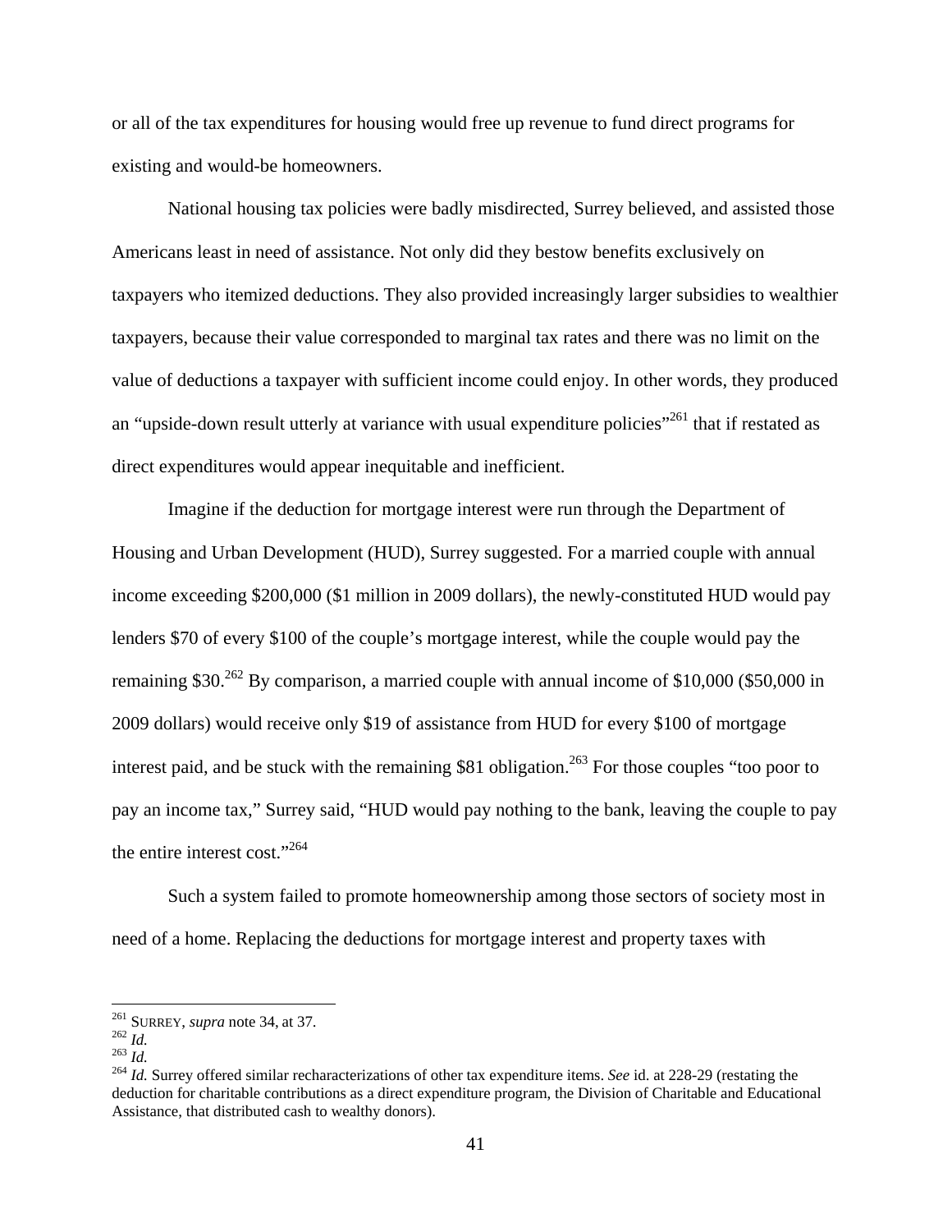or all of the tax expenditures for housing would free up revenue to fund direct programs for existing and would-be homeowners.

National housing tax policies were badly misdirected, Surrey believed, and assisted those Americans least in need of assistance. Not only did they bestow benefits exclusively on taxpayers who itemized deductions. They also provided increasingly larger subsidies to wealthier taxpayers, because their value corresponded to marginal tax rates and there was no limit on the value of deductions a taxpayer with sufficient income could enjoy. In other words, they produced an "upside-down result utterly at variance with usual expenditure policies"[261] that if restated as direct expenditures would appear inequitable and inefficient.

Imagine if the deduction for mortgage interest were run through the Department of Housing and Urban Development (HUD), Surrey suggested. For a married couple with annual income exceeding $200,000 ($1 million in 2009 dollars), the newly-constituted HUD would pay lenders $70 of every $100 of the couple's mortgage interest, while the couple would pay the remaining $30.[262] By comparison, a married couple with annual income of $10,000 ($50,000 in 2009 dollars) would receive only $19 of assistance from HUD for every $100 of mortgage interest paid, and be stuck with the remaining $81 obligation.[263] For those couples "too poor to pay an income tax," Surrey said, "HUD would pay nothing to the bank, leaving the couple to pay the entire interest cost."[264]

Such a system failed to promote homeownership among those sectors of society most in need of a home. Replacing the deductions for mortgage interest and property taxes with

---

[261] SURREY, *supra* note 34, at 37.

[262] *Id.*

[263] *Id.*

[264] *Id.* Surrey offered similar recharacterizations of other tax expenditure items. *See* id. at 228-29 (restating the deduction for charitable contributions as a direct expenditure program, the Division of Charitable and Educational Assistance, that distributed cash to wealthy donors).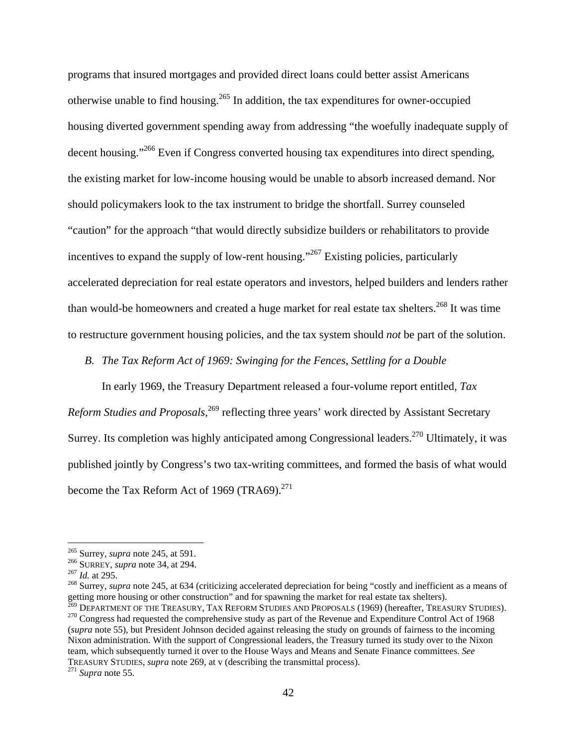programs that insured mortgages and provided direct loans could better assist Americans otherwise unable to find housing.[265] In addition, the tax expenditures for owner-occupied housing diverted government spending away from addressing "the woefully inadequate supply of decent housing."[266] Even if Congress converted housing tax expenditures into direct spending, the existing market for low-income housing would be unable to absorb increased demand. Nor should policymakers look to the tax instrument to bridge the shortfall. Surrey counseled "caution" for the approach "that would directly subsidize builders or rehabilitators to provide incentives to expand the supply of low-rent housing."[267] Existing policies, particularly accelerated depreciation for real estate operators and investors, helped builders and lenders rather than would-be homeowners and created a huge market for real estate tax shelters.[268] It was time to restructure government housing policies, and the tax system should *not* be part of the solution.

### B. *The Tax Reform Act of 1969: Swinging for the Fences, Settling for a Double*

In early 1969, the Treasury Department released a four-volume report entitled, *Tax Reform Studies and Proposals*,[269] reflecting three years' work directed by Assistant Secretary Surrey. Its completion was highly anticipated among Congressional leaders.[270] Ultimately, it was published jointly by Congress's two tax-writing committees, and formed the basis of what would become the Tax Reform Act of 1969 (TRA69).[271]

---

[265] Surrey, *supra* note 245, at 591.

[266] SURREY, *supra* note 34, at 294.

[267] *Id.* at 295.

[268] Surrey, *supra* note 245, at 634 (criticizing accelerated depreciation for being "costly and inefficient as a means of getting more housing or other construction" and for spawning the market for real estate tax shelters).

[269] DEPARTMENT OF THE TREASURY, TAX REFORM STUDIES AND PROPOSALS (1969) (hereafter, TREASURY STUDIES).

[270] Congress had requested the comprehensive study as part of the Revenue and Expenditure Control Act of 1968 (*supra* note 55), but President Johnson decided against releasing the study on grounds of fairness to the incoming Nixon administration. With the support of Congressional leaders, the Treasury turned its study over to the Nixon team, which subsequently turned it over to the House Ways and Means and Senate Finance committees. *See* TREASURY STUDIES, *supra* note 269, at v (describing the transmittal process).

[271] *Supra* note 55.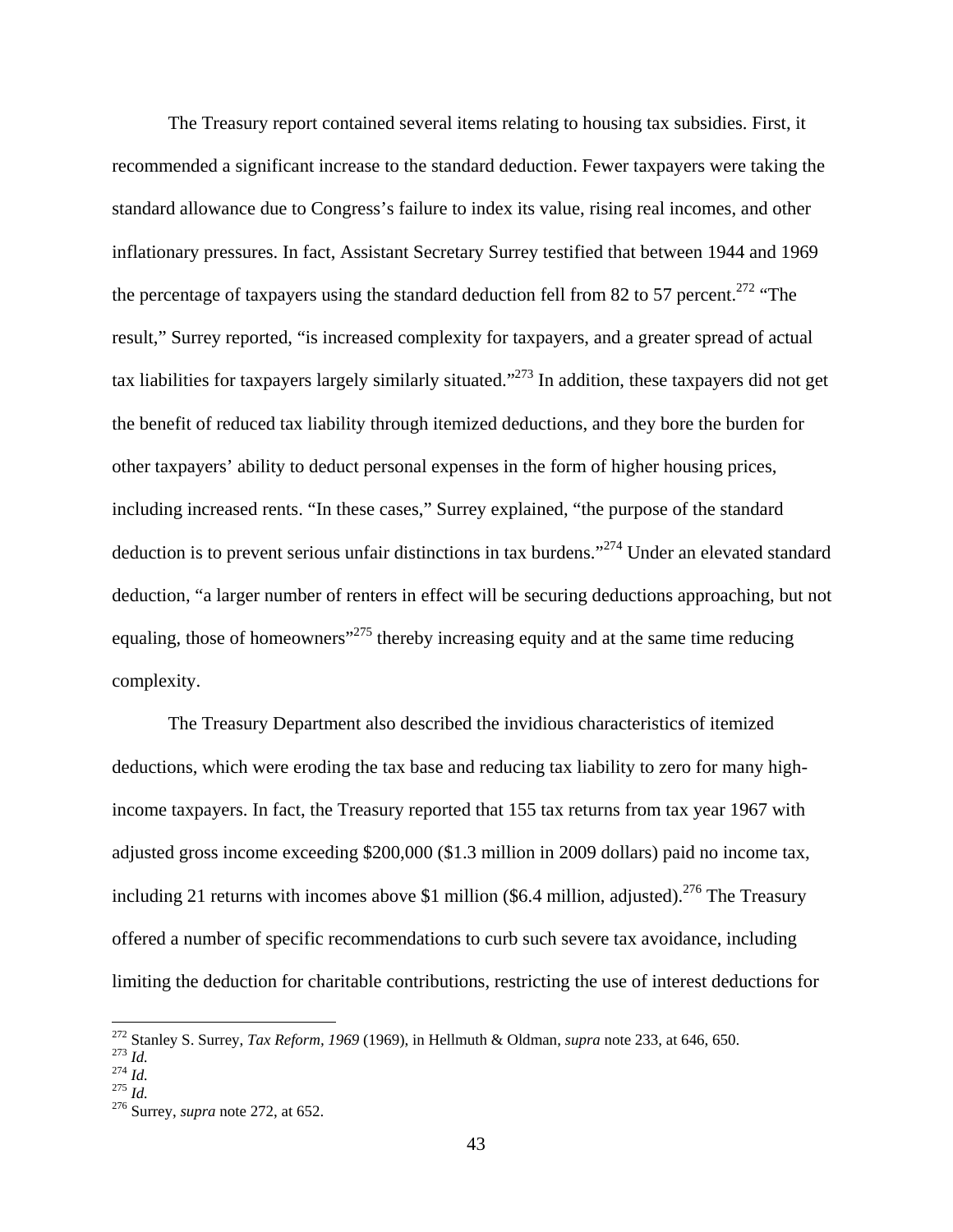The Treasury report contained several items relating to housing tax subsidies. First, it recommended a significant increase to the standard deduction. Fewer taxpayers were taking the standard allowance due to Congress's failure to index its value, rising real incomes, and other inflationary pressures. In fact, Assistant Secretary Surrey testified that between 1944 and 1969 the percentage of taxpayers using the standard deduction fell from 82 to 57 percent.[272] "The result," Surrey reported, "is increased complexity for taxpayers, and a greater spread of actual tax liabilities for taxpayers largely similarly situated."[273] In addition, these taxpayers did not get the benefit of reduced tax liability through itemized deductions, and they bore the burden for other taxpayers' ability to deduct personal expenses in the form of higher housing prices, including increased rents. "In these cases," Surrey explained, "the purpose of the standard deduction is to prevent serious unfair distinctions in tax burdens."[274] Under an elevated standard deduction, "a larger number of renters in effect will be securing deductions approaching, but not equaling, those of homeowners"[275] thereby increasing equity and at the same time reducing complexity.

The Treasury Department also described the invidious characteristics of itemized deductions, which were eroding the tax base and reducing tax liability to zero for many high-income taxpayers. In fact, the Treasury reported that 155 tax returns from tax year 1967 with adjusted gross income exceeding $200,000 ($1.3 million in 2009 dollars) paid no income tax, including 21 returns with incomes above $1 million ($6.4 million, adjusted).[276] The Treasury offered a number of specific recommendations to curb such severe tax avoidance, including limiting the deduction for charitable contributions, restricting the use of interest deductions for

---

[272] Stanley S. Surrey, *Tax Reform, 1969* (1969), in Hellmuth & Oldman, *supra* note 233, at 646, 650.
[273] *Id.*
[274] *Id.*
[275] *Id.*
[276] Surrey, *supra* note 272, at 652.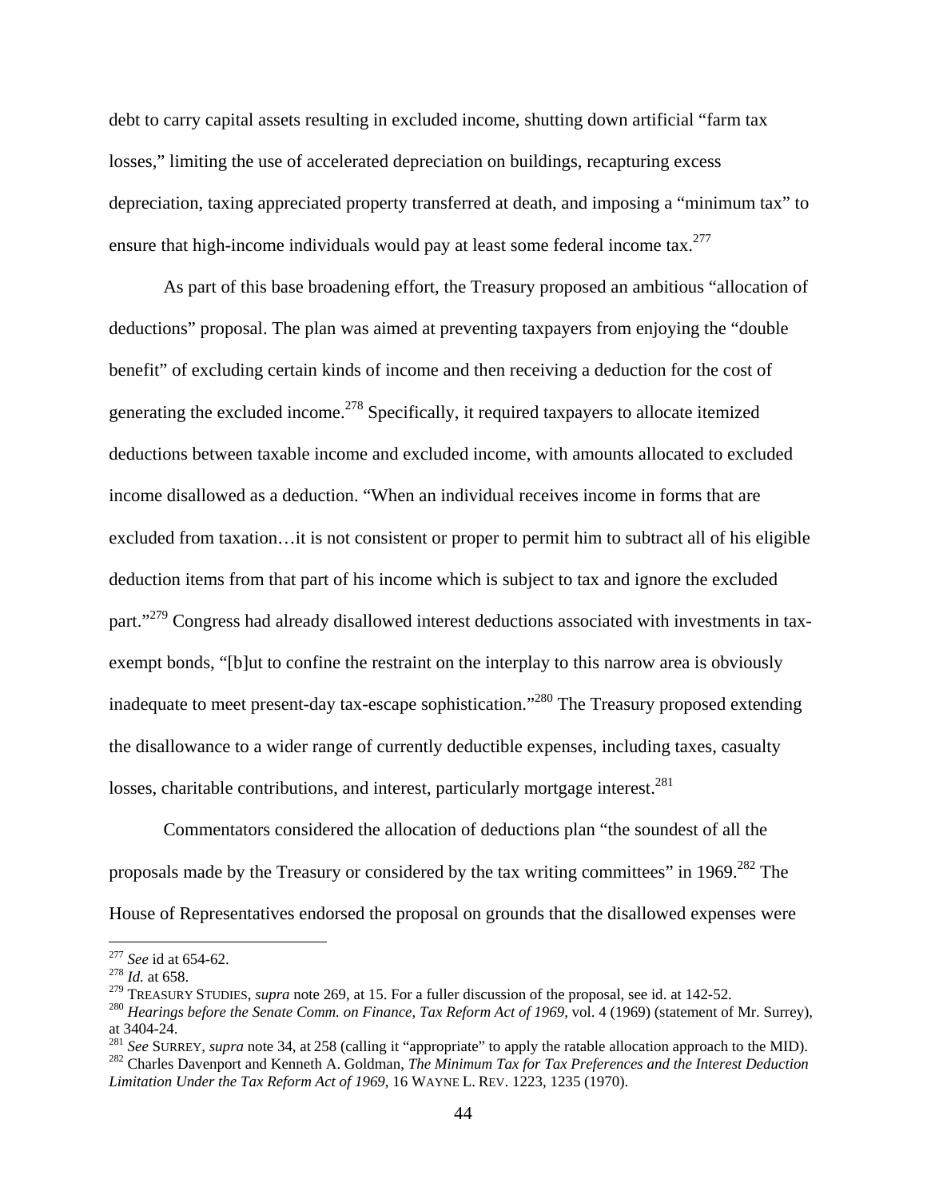debt to carry capital assets resulting in excluded income, shutting down artificial "farm tax losses," limiting the use of accelerated depreciation on buildings, recapturing excess depreciation, taxing appreciated property transferred at death, and imposing a "minimum tax" to ensure that high-income individuals would pay at least some federal income tax.[277]

As part of this base broadening effort, the Treasury proposed an ambitious "allocation of deductions" proposal. The plan was aimed at preventing taxpayers from enjoying the "double benefit" of excluding certain kinds of income and then receiving a deduction for the cost of generating the excluded income.[278] Specifically, it required taxpayers to allocate itemized deductions between taxable income and excluded income, with amounts allocated to excluded income disallowed as a deduction. "When an individual receives income in forms that are excluded from taxation…it is not consistent or proper to permit him to subtract all of his eligible deduction items from that part of his income which is subject to tax and ignore the excluded part."[279] Congress had already disallowed interest deductions associated with investments in tax-exempt bonds, "[b]ut to confine the restraint on the interplay to this narrow area is obviously inadequate to meet present-day tax-escape sophistication."[280] The Treasury proposed extending the disallowance to a wider range of currently deductible expenses, including taxes, casualty losses, charitable contributions, and interest, particularly mortgage interest.[281]

Commentators considered the allocation of deductions plan "the soundest of all the proposals made by the Treasury or considered by the tax writing committees" in 1969.[282] The House of Representatives endorsed the proposal on grounds that the disallowed expenses were

---

[277] *See* id at 654-62.

[278] *Id.* at 658.

[279] TREASURY STUDIES, *supra* note 269, at 15. For a fuller discussion of the proposal, see id. at 142-52.

[280] *Hearings before the Senate Comm. on Finance, Tax Reform Act of 1969*, vol. 4 (1969) (statement of Mr. Surrey), at 3404-24.

[281] *See* SURREY, *supra* note 34, at 258 (calling it "appropriate" to apply the ratable allocation approach to the MID).

[282] Charles Davenport and Kenneth A. Goldman, *The Minimum Tax for Tax Preferences and the Interest Deduction Limitation Under the Tax Reform Act of 1969*, 16 WAYNE L. REV. 1223, 1235 (1970).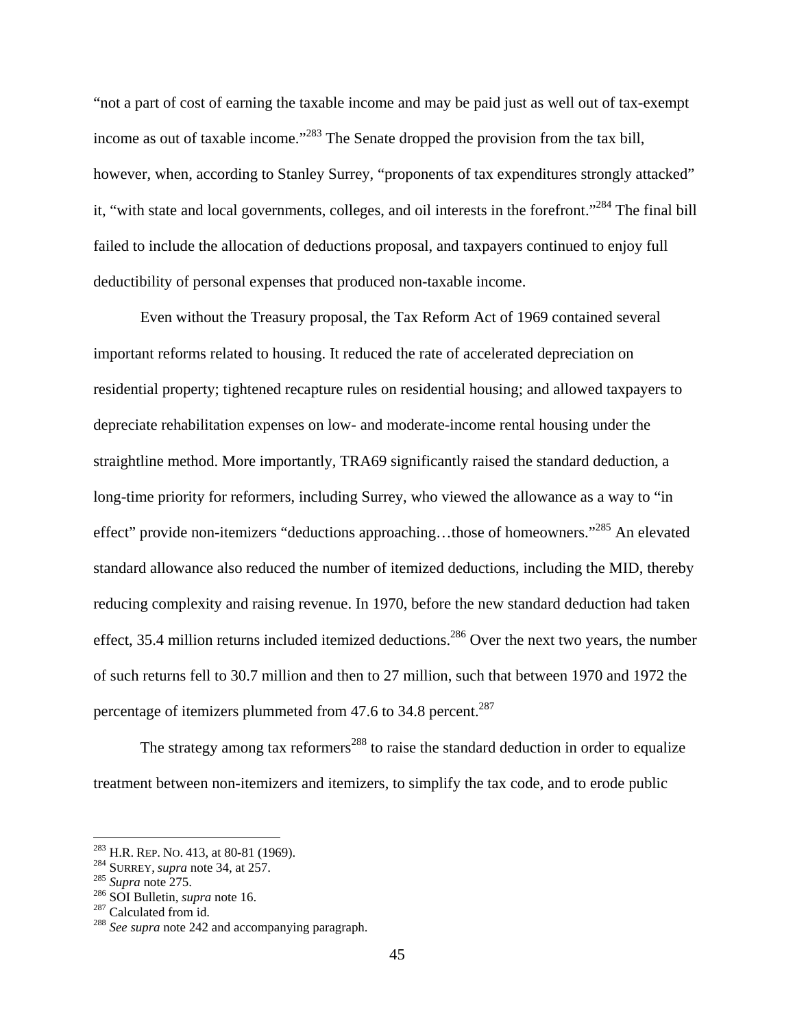"not a part of cost of earning the taxable income and may be paid just as well out of tax-exempt income as out of taxable income."[283] The Senate dropped the provision from the tax bill, however, when, according to Stanley Surrey, "proponents of tax expenditures strongly attacked" it, "with state and local governments, colleges, and oil interests in the forefront."[284] The final bill failed to include the allocation of deductions proposal, and taxpayers continued to enjoy full deductibility of personal expenses that produced non-taxable income.

Even without the Treasury proposal, the Tax Reform Act of 1969 contained several important reforms related to housing. It reduced the rate of accelerated depreciation on residential property; tightened recapture rules on residential housing; and allowed taxpayers to depreciate rehabilitation expenses on low- and moderate-income rental housing under the straightline method. More importantly, TRA69 significantly raised the standard deduction, a long-time priority for reformers, including Surrey, who viewed the allowance as a way to "in effect" provide non-itemizers "deductions approaching…those of homeowners."[285] An elevated standard allowance also reduced the number of itemized deductions, including the MID, thereby reducing complexity and raising revenue. In 1970, before the new standard deduction had taken effect, 35.4 million returns included itemized deductions.[286] Over the next two years, the number of such returns fell to 30.7 million and then to 27 million, such that between 1970 and 1972 the percentage of itemizers plummeted from 47.6 to 34.8 percent.[287]

The strategy among tax reformers[288] to raise the standard deduction in order to equalize treatment between non-itemizers and itemizers, to simplify the tax code, and to erode public

---

[283] H.R. REP. NO. 413, at 80-81 (1969).

[284] SURREY, *supra* note 34, at 257.

[285] *Supra* note 275.

[286] SOI Bulletin, *supra* note 16.

[287] Calculated from id.

[288] *See supra* note 242 and accompanying paragraph.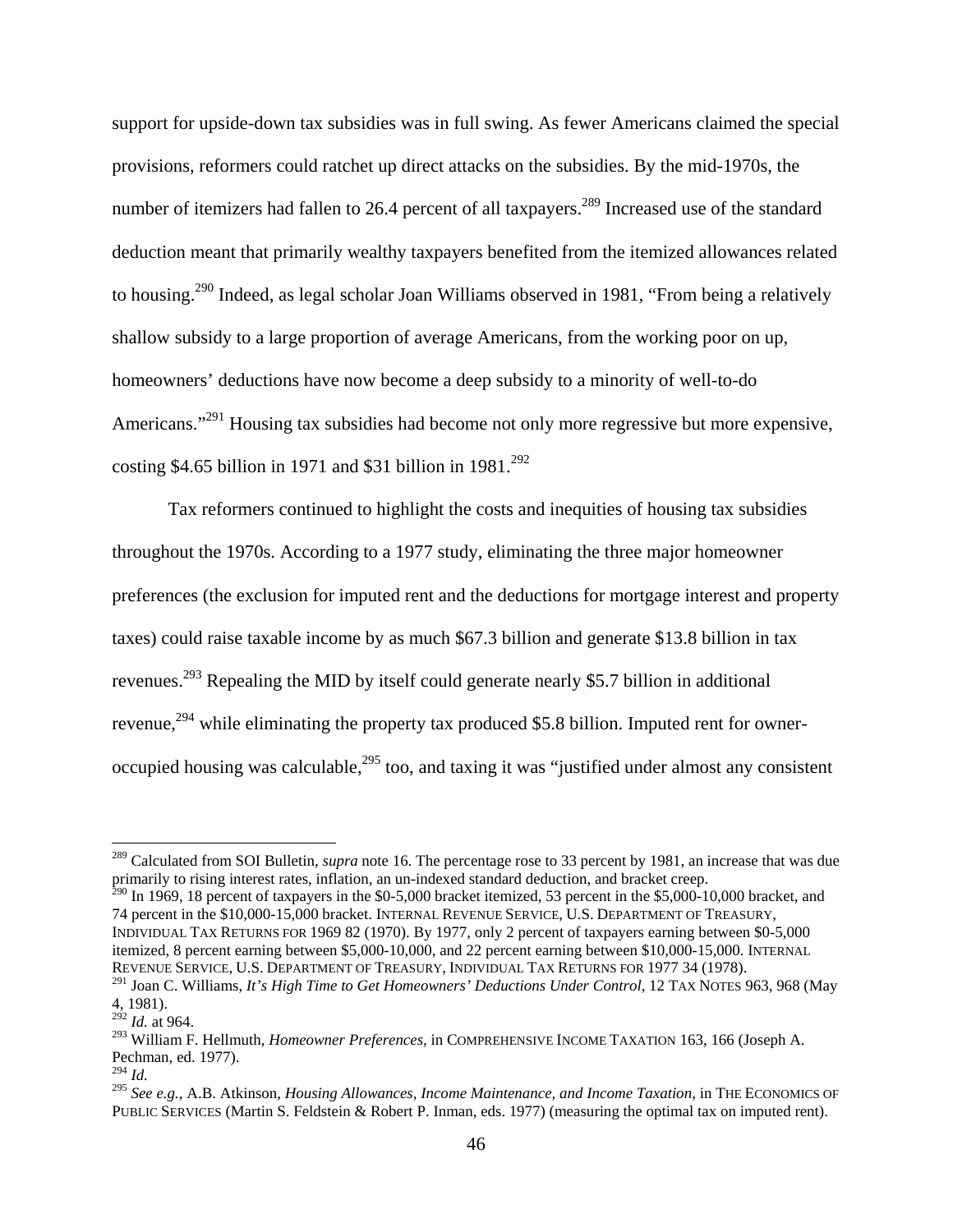support for upside-down tax subsidies was in full swing. As fewer Americans claimed the special provisions, reformers could ratchet up direct attacks on the subsidies. By the mid-1970s, the number of itemizers had fallen to 26.4 percent of all taxpayers.[289] Increased use of the standard deduction meant that primarily wealthy taxpayers benefited from the itemized allowances related to housing.[290] Indeed, as legal scholar Joan Williams observed in 1981, "From being a relatively shallow subsidy to a large proportion of average Americans, from the working poor on up, homeowners' deductions have now become a deep subsidy to a minority of well-to-do Americans."[291] Housing tax subsidies had become not only more regressive but more expensive, costing $4.65 billion in 1971 and $31 billion in 1981.[292]

Tax reformers continued to highlight the costs and inequities of housing tax subsidies throughout the 1970s. According to a 1977 study, eliminating the three major homeowner preferences (the exclusion for imputed rent and the deductions for mortgage interest and property taxes) could raise taxable income by as much $67.3 billion and generate $13.8 billion in tax revenues.[293] Repealing the MID by itself could generate nearly $5.7 billion in additional revenue,[294] while eliminating the property tax produced $5.8 billion. Imputed rent for owner-occupied housing was calculable,[295] too, and taxing it was "justified under almost any consistent

---

[289] Calculated from SOI Bulletin, *supra* note 16. The percentage rose to 33 percent by 1981, an increase that was due primarily to rising interest rates, inflation, an un-indexed standard deduction, and bracket creep.

[290] In 1969, 18 percent of taxpayers in the $0-5,000 bracket itemized, 53 percent in the $5,000-10,000 bracket, and 74 percent in the $10,000-15,000 bracket. INTERNAL REVENUE SERVICE, U.S. DEPARTMENT OF TREASURY, INDIVIDUAL TAX RETURNS FOR 1969 82 (1970). By 1977, only 2 percent of taxpayers earning between $0-5,000 itemized, 8 percent earning between $5,000-10,000, and 22 percent earning between $10,000-15,000. INTERNAL REVENUE SERVICE, U.S. DEPARTMENT OF TREASURY, INDIVIDUAL TAX RETURNS FOR 1977 34 (1978).

[291] Joan C. Williams, *It's High Time to Get Homeowners' Deductions Under Control*, 12 TAX NOTES 963, 968 (May 4, 1981).

[292] *Id.* at 964.

[293] William F. Hellmuth, *Homeowner Preferences*, in COMPREHENSIVE INCOME TAXATION 163, 166 (Joseph A. Pechman, ed. 1977).

[294] *Id.*

[295] *See e.g.*, A.B. Atkinson, *Housing Allowances, Income Maintenance, and Income Taxation*, in THE ECONOMICS OF PUBLIC SERVICES (Martin S. Feldstein & Robert P. Inman, eds. 1977) (measuring the optimal tax on imputed rent).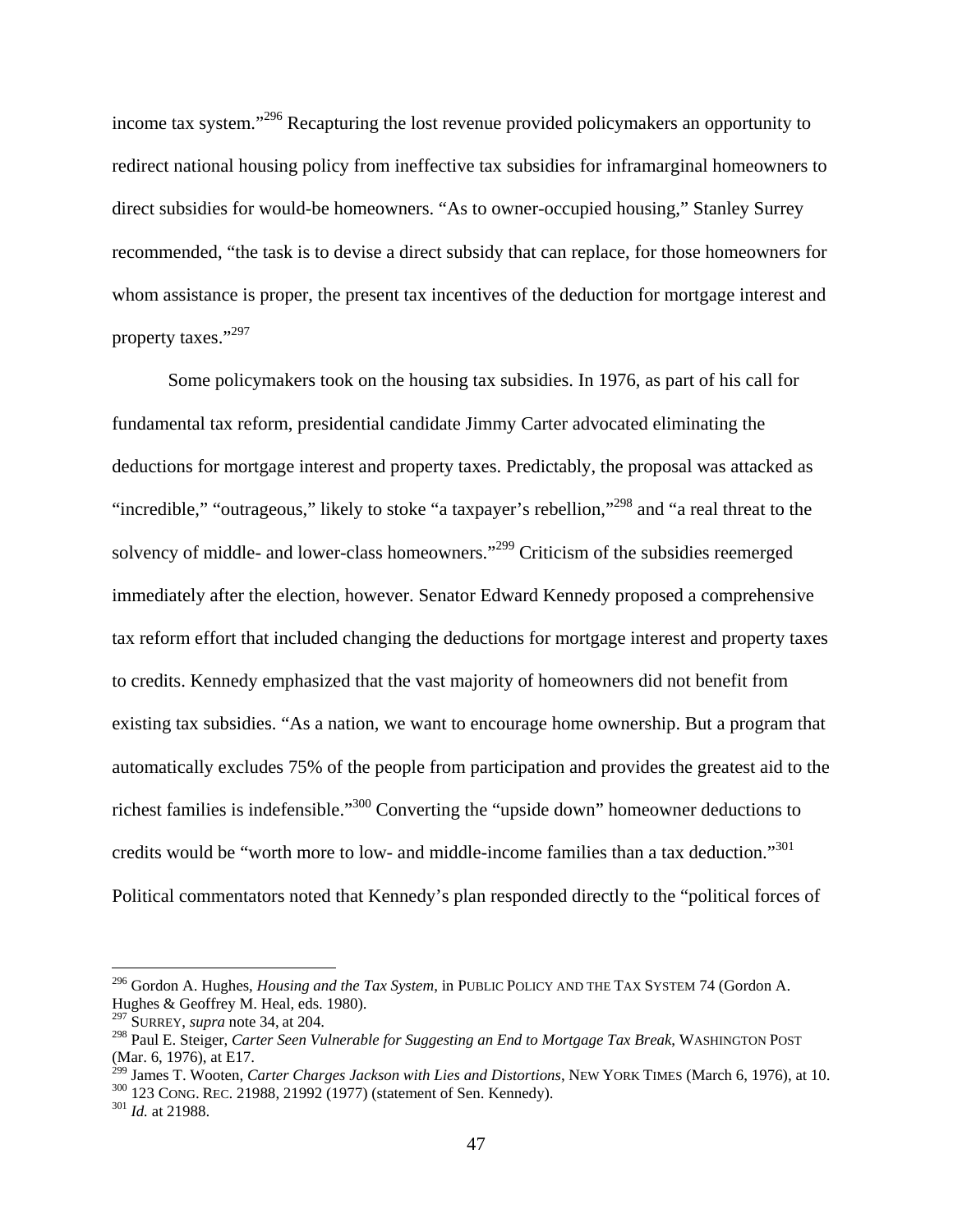income tax system."[296] Recapturing the lost revenue provided policymakers an opportunity to redirect national housing policy from ineffective tax subsidies for inframarginal homeowners to direct subsidies for would-be homeowners. "As to owner-occupied housing," Stanley Surrey recommended, "the task is to devise a direct subsidy that can replace, for those homeowners for whom assistance is proper, the present tax incentives of the deduction for mortgage interest and property taxes."[297]

Some policymakers took on the housing tax subsidies. In 1976, as part of his call for fundamental tax reform, presidential candidate Jimmy Carter advocated eliminating the deductions for mortgage interest and property taxes. Predictably, the proposal was attacked as "incredible," "outrageous," likely to stoke "a taxpayer's rebellion,"[298] and "a real threat to the solvency of middle- and lower-class homeowners."[299] Criticism of the subsidies reemerged immediately after the election, however. Senator Edward Kennedy proposed a comprehensive tax reform effort that included changing the deductions for mortgage interest and property taxes to credits. Kennedy emphasized that the vast majority of homeowners did not benefit from existing tax subsidies. "As a nation, we want to encourage home ownership. But a program that automatically excludes 75% of the people from participation and provides the greatest aid to the richest families is indefensible."[300] Converting the "upside down" homeowner deductions to credits would be "worth more to low- and middle-income families than a tax deduction."[301] Political commentators noted that Kennedy's plan responded directly to the "political forces of

---

[296] Gordon A. Hughes, *Housing and the Tax System*, in PUBLIC POLICY AND THE TAX SYSTEM 74 (Gordon A. Hughes & Geoffrey M. Heal, eds. 1980).

[297] SURREY, *supra* note 34, at 204.

[298] Paul E. Steiger, *Carter Seen Vulnerable for Suggesting an End to Mortgage Tax Break*, WASHINGTON POST (Mar. 6, 1976), at E17.

[299] James T. Wooten, *Carter Charges Jackson with Lies and Distortions*, NEW YORK TIMES (March 6, 1976), at 10.

[300] 123 CONG. REC. 21988, 21992 (1977) (statement of Sen. Kennedy).

[301] *Id.* at 21988.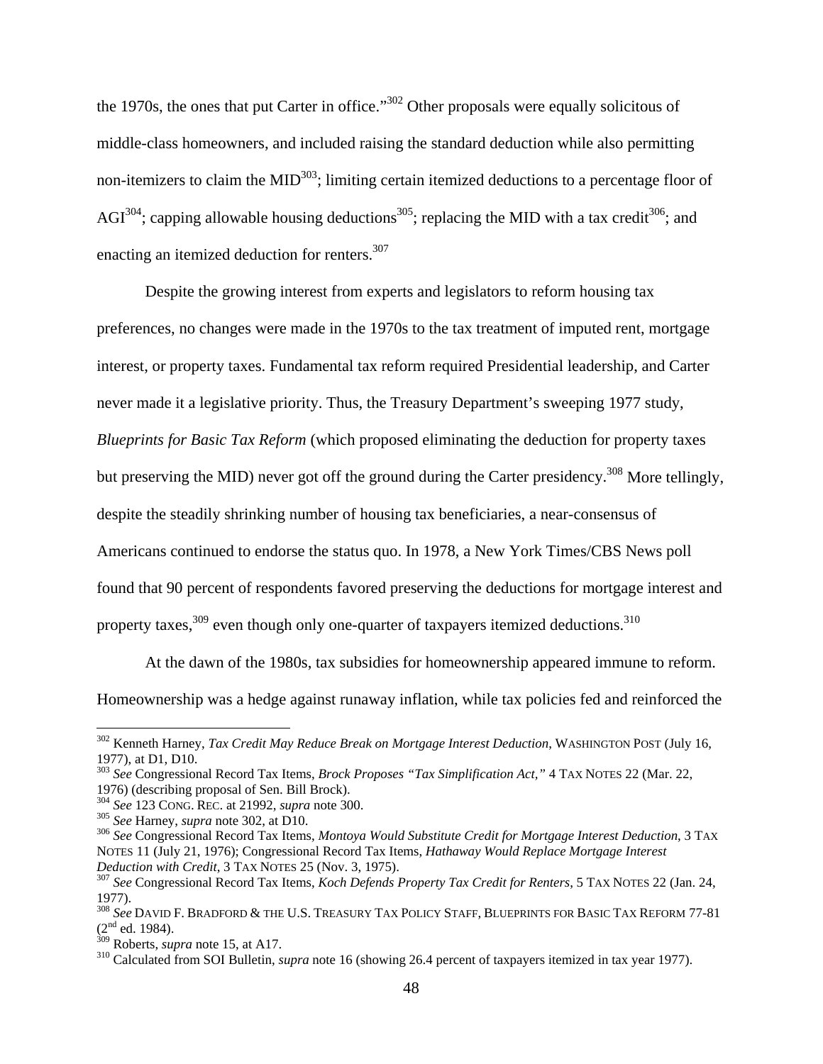the 1970s, the ones that put Carter in office."[302] Other proposals were equally solicitous of middle-class homeowners, and included raising the standard deduction while also permitting non-itemizers to claim the MID[303]; limiting certain itemized deductions to a percentage floor of AGI[304]; capping allowable housing deductions[305]; replacing the MID with a tax credit[306]; and enacting an itemized deduction for renters.[307]

Despite the growing interest from experts and legislators to reform housing tax preferences, no changes were made in the 1970s to the tax treatment of imputed rent, mortgage interest, or property taxes. Fundamental tax reform required Presidential leadership, and Carter never made it a legislative priority. Thus, the Treasury Department's sweeping 1977 study, *Blueprints for Basic Tax Reform* (which proposed eliminating the deduction for property taxes but preserving the MID) never got off the ground during the Carter presidency.[308] More tellingly, despite the steadily shrinking number of housing tax beneficiaries, a near-consensus of Americans continued to endorse the status quo. In 1978, a New York Times/CBS News poll found that 90 percent of respondents favored preserving the deductions for mortgage interest and property taxes,[309] even though only one-quarter of taxpayers itemized deductions.[310]

At the dawn of the 1980s, tax subsidies for homeownership appeared immune to reform. Homeownership was a hedge against runaway inflation, while tax policies fed and reinforced the

---

[302] Kenneth Harney, *Tax Credit May Reduce Break on Mortgage Interest Deduction*, WASHINGTON POST (July 16, 1977), at D1, D10.

[303] *See* Congressional Record Tax Items, *Brock Proposes "Tax Simplification Act,"* 4 TAX NOTES 22 (Mar. 22, 1976) (describing proposal of Sen. Bill Brock).

[304] *See* 123 CONG. REC. at 21992, *supra* note 300.

[305] *See* Harney, *supra* note 302, at D10.

[306] *See* Congressional Record Tax Items, *Montoya Would Substitute Credit for Mortgage Interest Deduction*, 3 TAX NOTES 11 (July 21, 1976); Congressional Record Tax Items, *Hathaway Would Replace Mortgage Interest Deduction with Credit*, 3 TAX NOTES 25 (Nov. 3, 1975).

[307] *See* Congressional Record Tax Items, *Koch Defends Property Tax Credit for Renters*, 5 TAX NOTES 22 (Jan. 24, 1977).

[308] *See* DAVID F. BRADFORD & THE U.S. TREASURY TAX POLICY STAFF, BLUEPRINTS FOR BASIC TAX REFORM 77-81 (2nd ed. 1984).

[309] Roberts, *supra* note 15, at A17.

[310] Calculated from SOI Bulletin, *supra* note 16 (showing 26.4 percent of taxpayers itemized in tax year 1977).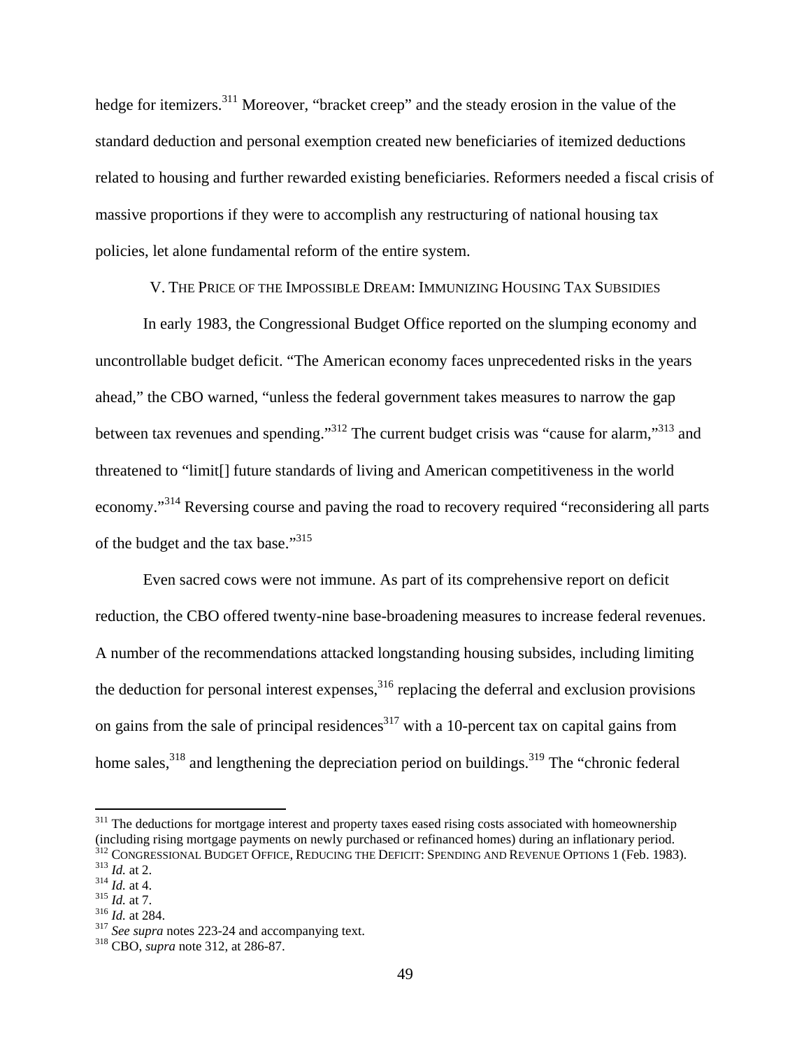hedge for itemizers.[311] Moreover, "bracket creep" and the steady erosion in the value of the standard deduction and personal exemption created new beneficiaries of itemized deductions related to housing and further rewarded existing beneficiaries. Reformers needed a fiscal crisis of massive proportions if they were to accomplish any restructuring of national housing tax policies, let alone fundamental reform of the entire system.

## V. THE PRICE OF THE IMPOSSIBLE DREAM: IMMUNIZING HOUSING TAX SUBSIDIES

In early 1983, the Congressional Budget Office reported on the slumping economy and uncontrollable budget deficit. "The American economy faces unprecedented risks in the years ahead," the CBO warned, "unless the federal government takes measures to narrow the gap between tax revenues and spending."[312] The current budget crisis was "cause for alarm,"[313] and threatened to "limit[] future standards of living and American competitiveness in the world economy."[314] Reversing course and paving the road to recovery required "reconsidering all parts of the budget and the tax base."[315]

Even sacred cows were not immune. As part of its comprehensive report on deficit reduction, the CBO offered twenty-nine base-broadening measures to increase federal revenues. A number of the recommendations attacked longstanding housing subsides, including limiting the deduction for personal interest expenses,[316] replacing the deferral and exclusion provisions on gains from the sale of principal residences[317] with a 10-percent tax on capital gains from home sales,[318] and lengthening the depreciation period on buildings.[319] The "chronic federal

---

[311] The deductions for mortgage interest and property taxes eased rising costs associated with homeownership (including rising mortgage payments on newly purchased or refinanced homes) during an inflationary period.
[312] CONGRESSIONAL BUDGET OFFICE, REDUCING THE DEFICIT: SPENDING AND REVENUE OPTIONS 1 (Feb. 1983).
[313] *Id.* at 2.
[314] *Id.* at 4.
[315] *Id.* at 7.
[316] *Id.* at 284.
[317] *See supra* notes 223-24 and accompanying text.
[318] CBO, *supra* note 312, at 286-87.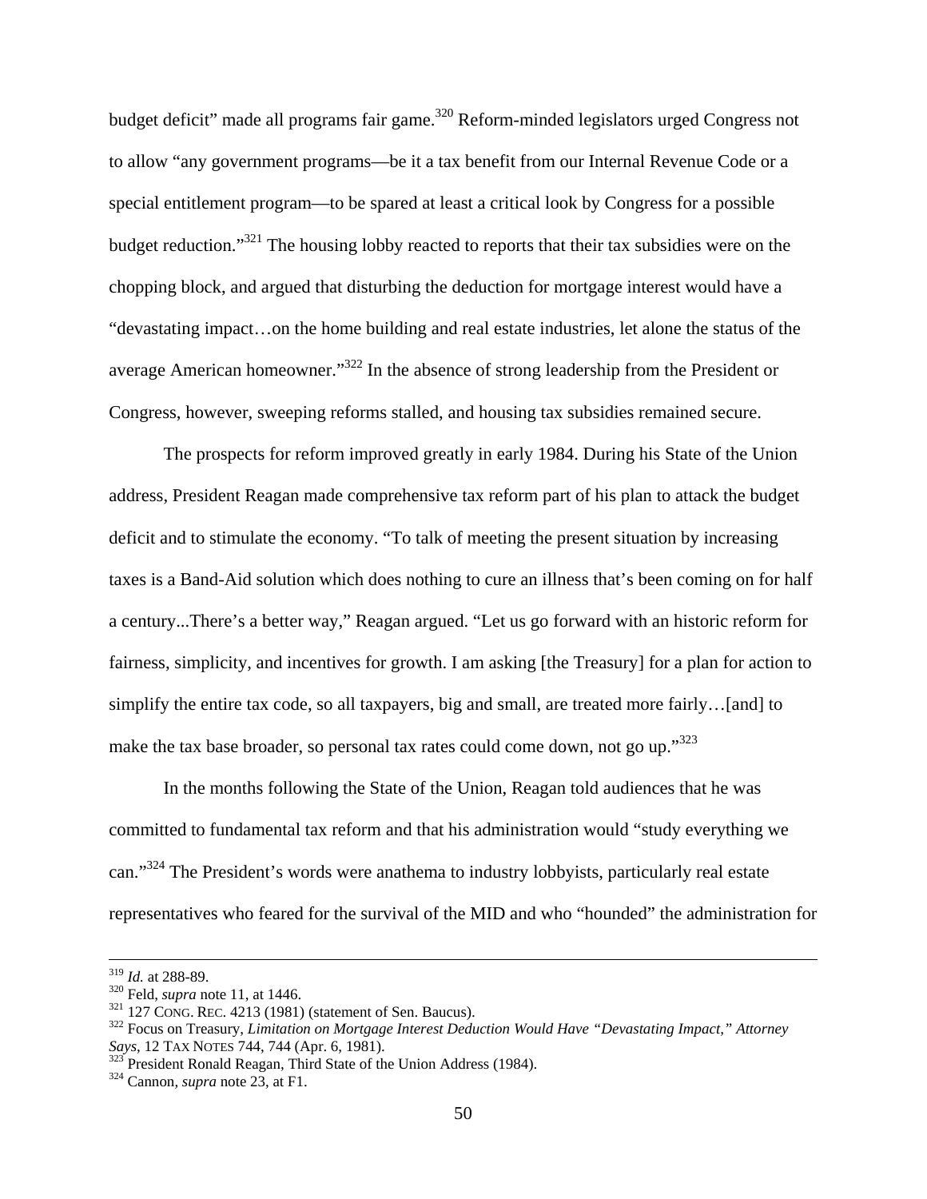budget deficit" made all programs fair game.[320] Reform-minded legislators urged Congress not to allow "any government programs—be it a tax benefit from our Internal Revenue Code or a special entitlement program—to be spared at least a critical look by Congress for a possible budget reduction."[321] The housing lobby reacted to reports that their tax subsidies were on the chopping block, and argued that disturbing the deduction for mortgage interest would have a "devastating impact…on the home building and real estate industries, let alone the status of the average American homeowner."[322] In the absence of strong leadership from the President or Congress, however, sweeping reforms stalled, and housing tax subsidies remained secure.

The prospects for reform improved greatly in early 1984. During his State of the Union address, President Reagan made comprehensive tax reform part of his plan to attack the budget deficit and to stimulate the economy. "To talk of meeting the present situation by increasing taxes is a Band-Aid solution which does nothing to cure an illness that's been coming on for half a century...There's a better way," Reagan argued. "Let us go forward with an historic reform for fairness, simplicity, and incentives for growth. I am asking [the Treasury] for a plan for action to simplify the entire tax code, so all taxpayers, big and small, are treated more fairly…[and] to make the tax base broader, so personal tax rates could come down, not go up."[323]

In the months following the State of the Union, Reagan told audiences that he was committed to fundamental tax reform and that his administration would "study everything we can."[324] The President's words were anathema to industry lobbyists, particularly real estate representatives who feared for the survival of the MID and who "hounded" the administration for

---

[319] *Id.* at 288-89.
[320] Feld, *supra* note 11, at 1446.
[321] 127 CONG. REC. 4213 (1981) (statement of Sen. Baucus).
[322] Focus on Treasury, *Limitation on Mortgage Interest Deduction Would Have "Devastating Impact," Attorney Says*, 12 TAX NOTES 744, 744 (Apr. 6, 1981).
[323] President Ronald Reagan, Third State of the Union Address (1984).
[324] Cannon, *supra* note 23, at F1.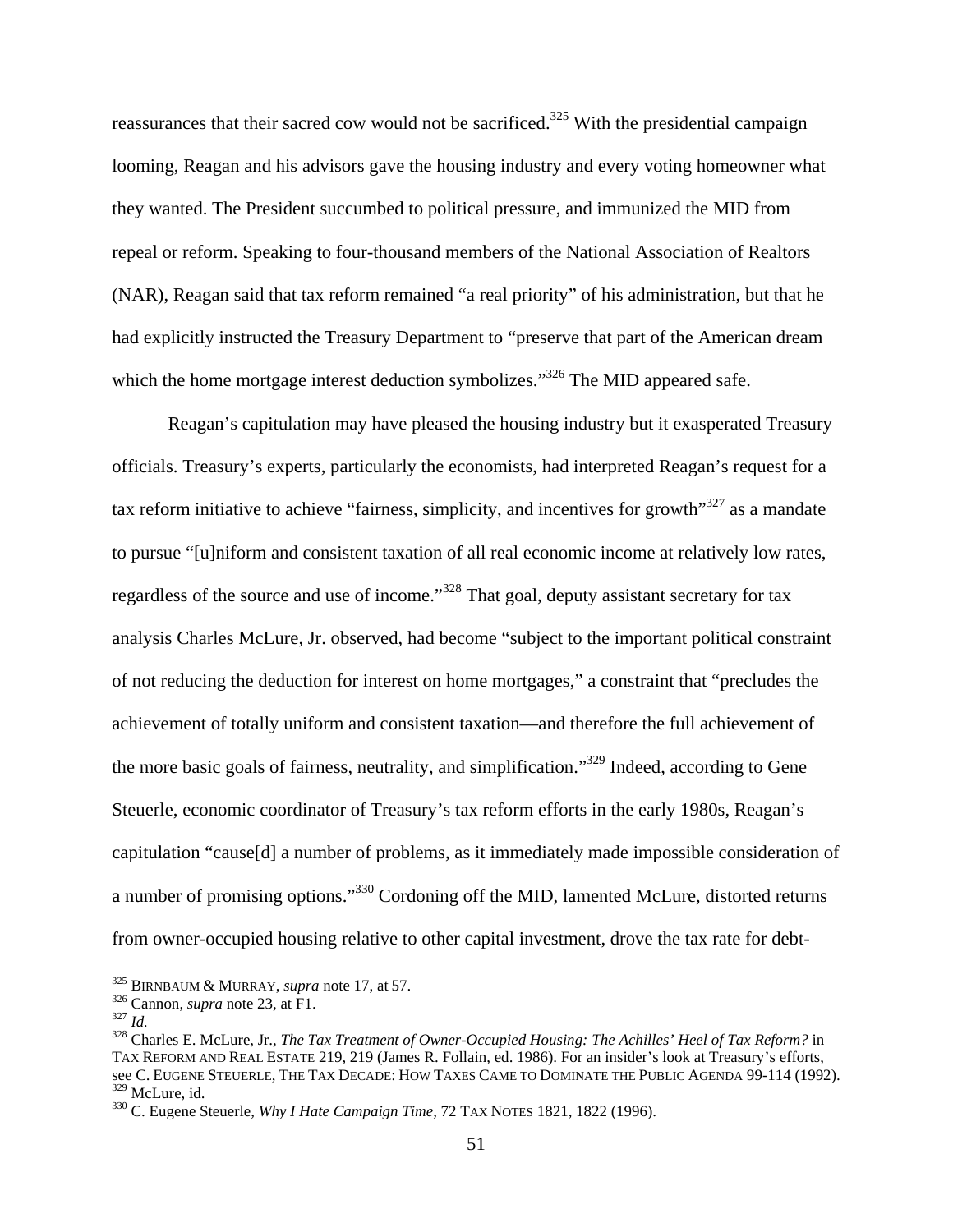reassurances that their sacred cow would not be sacrificed.[325] With the presidential campaign looming, Reagan and his advisors gave the housing industry and every voting homeowner what they wanted. The President succumbed to political pressure, and immunized the MID from repeal or reform. Speaking to four-thousand members of the National Association of Realtors (NAR), Reagan said that tax reform remained "a real priority" of his administration, but that he had explicitly instructed the Treasury Department to "preserve that part of the American dream which the home mortgage interest deduction symbolizes."[326] The MID appeared safe.

Reagan's capitulation may have pleased the housing industry but it exasperated Treasury officials. Treasury's experts, particularly the economists, had interpreted Reagan's request for a tax reform initiative to achieve "fairness, simplicity, and incentives for growth"[327] as a mandate to pursue "[u]niform and consistent taxation of all real economic income at relatively low rates, regardless of the source and use of income."[328] That goal, deputy assistant secretary for tax analysis Charles McLure, Jr. observed, had become "subject to the important political constraint of not reducing the deduction for interest on home mortgages," a constraint that "precludes the achievement of totally uniform and consistent taxation—and therefore the full achievement of the more basic goals of fairness, neutrality, and simplification."[329] Indeed, according to Gene Steuerle, economic coordinator of Treasury's tax reform efforts in the early 1980s, Reagan's capitulation "cause[d] a number of problems, as it immediately made impossible consideration of a number of promising options."[330] Cordoning off the MID, lamented McLure, distorted returns from owner-occupied housing relative to other capital investment, drove the tax rate for debt-

---

[325] BIRNBAUM & MURRAY, *supra* note 17, at 57.
[326] Cannon, *supra* note 23, at F1.
[327] *Id.*
[328] Charles E. McLure, Jr., *The Tax Treatment of Owner-Occupied Housing: The Achilles' Heel of Tax Reform?* in TAX REFORM AND REAL ESTATE 219, 219 (James R. Follain, ed. 1986). For an insider's look at Treasury's efforts, see C. EUGENE STEUERLE, THE TAX DECADE: HOW TAXES CAME TO DOMINATE THE PUBLIC AGENDA 99-114 (1992).
[329] McLure, id.
[330] C. Eugene Steuerle, *Why I Hate Campaign Time*, 72 TAX NOTES 1821, 1822 (1996).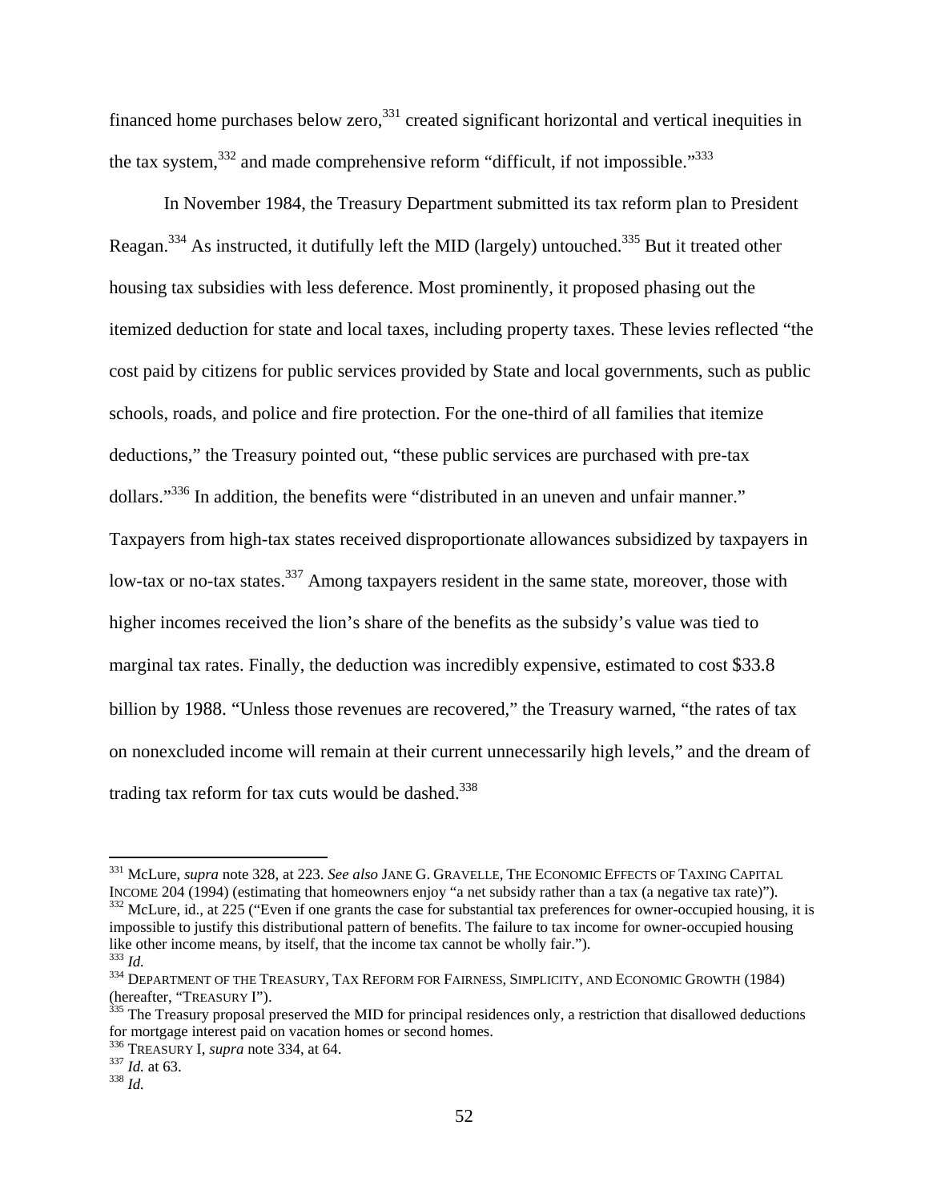financed home purchases below zero,[331] created significant horizontal and vertical inequities in the tax system,[332] and made comprehensive reform "difficult, if not impossible."[333]

In November 1984, the Treasury Department submitted its tax reform plan to President Reagan.[334] As instructed, it dutifully left the MID (largely) untouched.[335] But it treated other housing tax subsidies with less deference. Most prominently, it proposed phasing out the itemized deduction for state and local taxes, including property taxes. These levies reflected "the cost paid by citizens for public services provided by State and local governments, such as public schools, roads, and police and fire protection. For the one-third of all families that itemize deductions," the Treasury pointed out, "these public services are purchased with pre-tax dollars."[336] In addition, the benefits were "distributed in an uneven and unfair manner." Taxpayers from high-tax states received disproportionate allowances subsidized by taxpayers in low-tax or no-tax states.[337] Among taxpayers resident in the same state, moreover, those with higher incomes received the lion's share of the benefits as the subsidy's value was tied to marginal tax rates. Finally, the deduction was incredibly expensive, estimated to cost $33.8 billion by 1988. "Unless those revenues are recovered," the Treasury warned, "the rates of tax on nonexcluded income will remain at their current unnecessarily high levels," and the dream of trading tax reform for tax cuts would be dashed.[338]

---

[331] McLure, *supra* note 328, at 223. *See also* JANE G. GRAVELLE, THE ECONOMIC EFFECTS OF TAXING CAPITAL INCOME 204 (1994) (estimating that homeowners enjoy "a net subsidy rather than a tax (a negative tax rate)").

[332] McLure, id., at 225 ("Even if one grants the case for substantial tax preferences for owner-occupied housing, it is impossible to justify this distributional pattern of benefits. The failure to tax income for owner-occupied housing like other income means, by itself, that the income tax cannot be wholly fair.").

[333] *Id.*

[334] DEPARTMENT OF THE TREASURY, TAX REFORM FOR FAIRNESS, SIMPLICITY, AND ECONOMIC GROWTH (1984) (hereafter, "TREASURY I").

[335] The Treasury proposal preserved the MID for principal residences only, a restriction that disallowed deductions for mortgage interest paid on vacation homes or second homes.

[336] TREASURY I, *supra* note 334, at 64.

[337] *Id.* at 63.

[338] *Id.*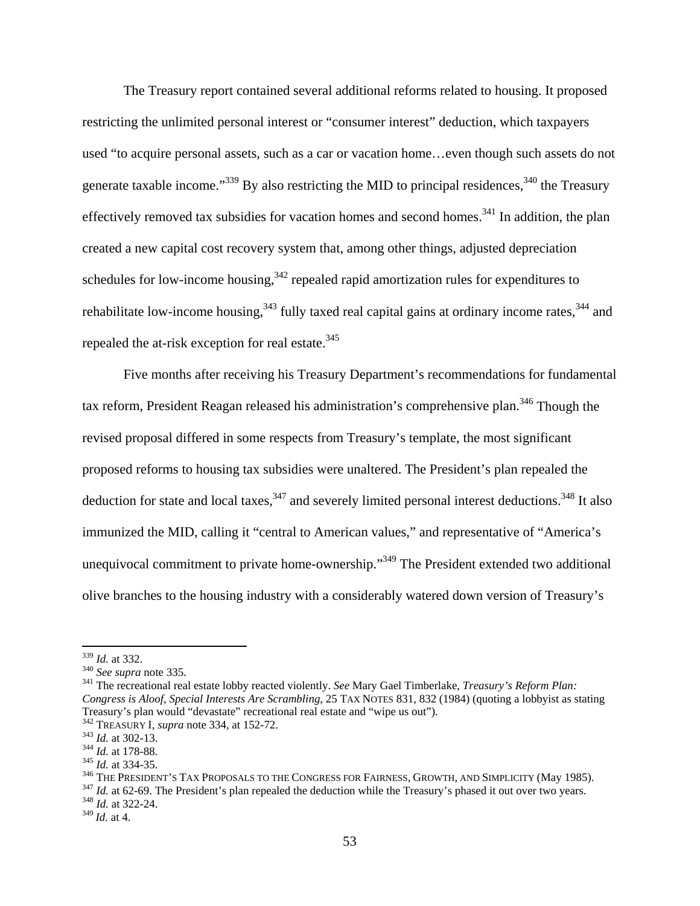The Treasury report contained several additional reforms related to housing. It proposed restricting the unlimited personal interest or "consumer interest" deduction, which taxpayers used "to acquire personal assets, such as a car or vacation home…even though such assets do not generate taxable income."[339] By also restricting the MID to principal residences,[340] the Treasury effectively removed tax subsidies for vacation homes and second homes.[341] In addition, the plan created a new capital cost recovery system that, among other things, adjusted depreciation schedules for low-income housing,[342] repealed rapid amortization rules for expenditures to rehabilitate low-income housing,[343] fully taxed real capital gains at ordinary income rates,[344] and repealed the at-risk exception for real estate.[345]

Five months after receiving his Treasury Department's recommendations for fundamental tax reform, President Reagan released his administration's comprehensive plan.[346] Though the revised proposal differed in some respects from Treasury's template, the most significant proposed reforms to housing tax subsidies were unaltered. The President's plan repealed the deduction for state and local taxes,[347] and severely limited personal interest deductions.[348] It also immunized the MID, calling it "central to American values," and representative of "America's unequivocal commitment to private home-ownership."[349] The President extended two additional olive branches to the housing industry with a considerably watered down version of Treasury's

---

[339] *Id.* at 332.

[340] *See supra* note 335.

[341] The recreational real estate lobby reacted violently. *See* Mary Gael Timberlake, *Treasury's Reform Plan: Congress is Aloof, Special Interests Are Scrambling*, 25 TAX NOTES 831, 832 (1984) (quoting a lobbyist as stating Treasury's plan would "devastate" recreational real estate and "wipe us out").

[342] TREASURY I, *supra* note 334, at 152-72.

[343] *Id.* at 302-13.

[344] *Id.* at 178-88.

[345] *Id.* at 334-35.

[346] THE PRESIDENT'S TAX PROPOSALS TO THE CONGRESS FOR FAIRNESS, GROWTH, AND SIMPLICITY (May 1985).

[347] *Id.* at 62-69. The President's plan repealed the deduction while the Treasury's phased it out over two years.

[348] *Id.* at 322-24.

[349] *Id.* at 4.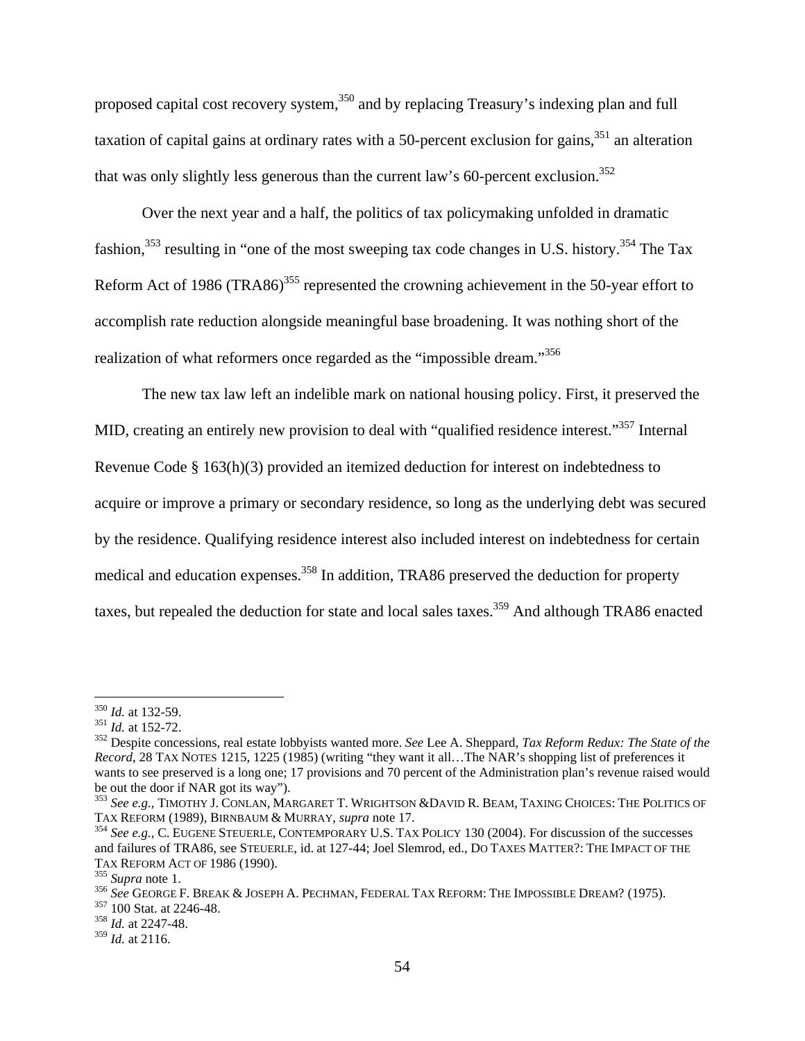proposed capital cost recovery system,[350] and by replacing Treasury's indexing plan and full taxation of capital gains at ordinary rates with a 50-percent exclusion for gains,[351] an alteration that was only slightly less generous than the current law's 60-percent exclusion.[352]

Over the next year and a half, the politics of tax policymaking unfolded in dramatic fashion,[353] resulting in "one of the most sweeping tax code changes in U.S. history.[354] The Tax Reform Act of 1986 (TRA86)[355] represented the crowning achievement in the 50-year effort to accomplish rate reduction alongside meaningful base broadening. It was nothing short of the realization of what reformers once regarded as the "impossible dream."[356]

The new tax law left an indelible mark on national housing policy. First, it preserved the MID, creating an entirely new provision to deal with "qualified residence interest."[357] Internal Revenue Code § 163(h)(3) provided an itemized deduction for interest on indebtedness to acquire or improve a primary or secondary residence, so long as the underlying debt was secured by the residence. Qualifying residence interest also included interest on indebtedness for certain medical and education expenses.[358] In addition, TRA86 preserved the deduction for property taxes, but repealed the deduction for state and local sales taxes.[359] And although TRA86 enacted

---

[350] *Id.* at 132-59.

[351] *Id.* at 152-72.

[352] Despite concessions, real estate lobbyists wanted more. *See* Lee A. Sheppard, *Tax Reform Redux: The State of the Record*, 28 TAX NOTES 1215, 1225 (1985) (writing "they want it all…The NAR's shopping list of preferences it wants to see preserved is a long one; 17 provisions and 70 percent of the Administration plan's revenue raised would be out the door if NAR got its way").

[353] *See e.g.*, TIMOTHY J. CONLAN, MARGARET T. WRIGHTSON &DAVID R. BEAM, TAXING CHOICES: THE POLITICS OF TAX REFORM (1989), BIRNBAUM & MURRAY, *supra* note 17.

[354] *See e.g.*, C. EUGENE STEUERLE, CONTEMPORARY U.S. TAX POLICY 130 (2004). For discussion of the successes and failures of TRA86, see STEUERLE, id. at 127-44; Joel Slemrod, ed., DO TAXES MATTER?: THE IMPACT OF THE TAX REFORM ACT OF 1986 (1990).

[355] *Supra* note 1.

[356] *See* GEORGE F. BREAK & JOSEPH A. PECHMAN, FEDERAL TAX REFORM: THE IMPOSSIBLE DREAM? (1975).

[357] 100 Stat. at 2246-48.

[358] *Id.* at 2247-48.

[359] *Id.* at 2116.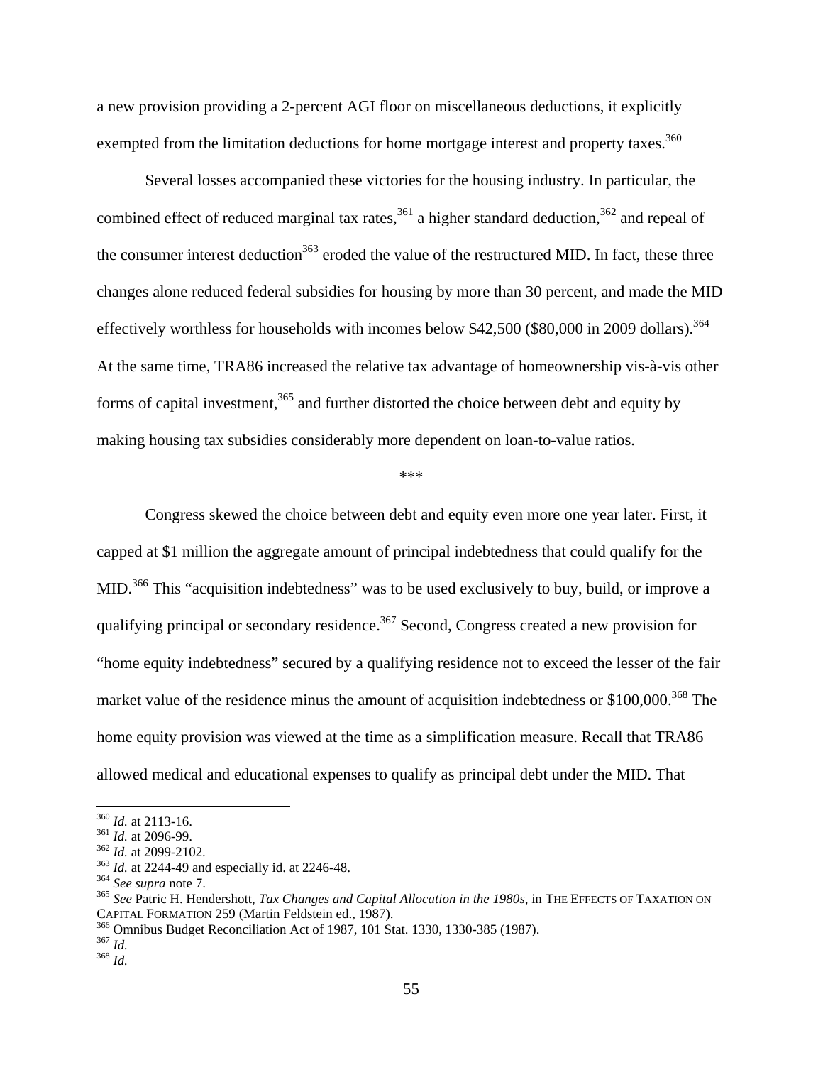a new provision providing a 2-percent AGI floor on miscellaneous deductions, it explicitly exempted from the limitation deductions for home mortgage interest and property taxes.[360]

Several losses accompanied these victories for the housing industry. In particular, the combined effect of reduced marginal tax rates,[361] a higher standard deduction,[362] and repeal of the consumer interest deduction[363] eroded the value of the restructured MID. In fact, these three changes alone reduced federal subsidies for housing by more than 30 percent, and made the MID effectively worthless for households with incomes below $42,500 ($80,000 in 2009 dollars).[364] At the same time, TRA86 increased the relative tax advantage of homeownership vis-à-vis other forms of capital investment,[365] and further distorted the choice between debt and equity by making housing tax subsidies considerably more dependent on loan-to-value ratios.

***

Congress skewed the choice between debt and equity even more one year later. First, it capped at $1 million the aggregate amount of principal indebtedness that could qualify for the MID.[366] This "acquisition indebtedness" was to be used exclusively to buy, build, or improve a qualifying principal or secondary residence.[367] Second, Congress created a new provision for "home equity indebtedness" secured by a qualifying residence not to exceed the lesser of the fair market value of the residence minus the amount of acquisition indebtedness or $100,000.[368] The home equity provision was viewed at the time as a simplification measure. Recall that TRA86 allowed medical and educational expenses to qualify as principal debt under the MID. That

---

[360] *Id.* at 2113-16.
[361] *Id.* at 2096-99.
[362] *Id.* at 2099-2102.
[363] *Id.* at 2244-49 and especially id. at 2246-48.
[364] *See supra* note 7.
[365] *See* Patric H. Hendershott, *Tax Changes and Capital Allocation in the 1980s*, in THE EFFECTS OF TAXATION ON CAPITAL FORMATION 259 (Martin Feldstein ed., 1987).
[366] Omnibus Budget Reconciliation Act of 1987, 101 Stat. 1330, 1330-385 (1987).
[367] *Id.*
[368] *Id.*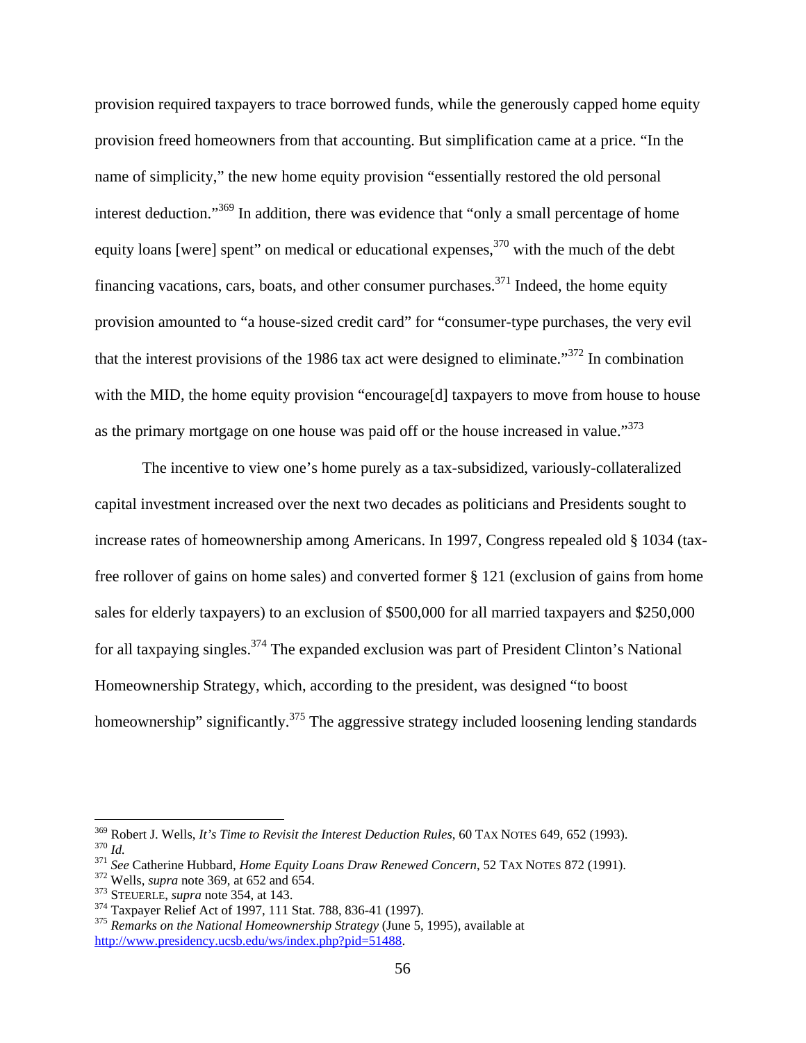provision required taxpayers to trace borrowed funds, while the generously capped home equity provision freed homeowners from that accounting. But simplification came at a price. "In the name of simplicity," the new home equity provision "essentially restored the old personal interest deduction."[369] In addition, there was evidence that "only a small percentage of home equity loans [were] spent" on medical or educational expenses,[370] with the much of the debt financing vacations, cars, boats, and other consumer purchases.[371] Indeed, the home equity provision amounted to "a house-sized credit card" for "consumer-type purchases, the very evil that the interest provisions of the 1986 tax act were designed to eliminate."[372] In combination with the MID, the home equity provision "encourage[d] taxpayers to move from house to house as the primary mortgage on one house was paid off or the house increased in value."[373]

The incentive to view one's home purely as a tax-subsidized, variously-collateralized capital investment increased over the next two decades as politicians and Presidents sought to increase rates of homeownership among Americans. In 1997, Congress repealed old § 1034 (tax-free rollover of gains on home sales) and converted former § 121 (exclusion of gains from home sales for elderly taxpayers) to an exclusion of $500,000 for all married taxpayers and $250,000 for all taxpaying singles.[374] The expanded exclusion was part of President Clinton's National Homeownership Strategy, which, according to the president, was designed "to boost homeownership" significantly.[375] The aggressive strategy included loosening lending standards

---

[369] Robert J. Wells, *It's Time to Revisit the Interest Deduction Rules*, 60 TAX NOTES 649, 652 (1993).

[370] *Id.*

[371] *See* Catherine Hubbard, *Home Equity Loans Draw Renewed Concern*, 52 TAX NOTES 872 (1991).

[372] Wells, *supra* note 369, at 652 and 654.

[373] STEUERLE, *supra* note 354, at 143.

[374] Taxpayer Relief Act of 1997, 111 Stat. 788, 836-41 (1997).

[375] *Remarks on the National Homeownership Strategy* (June 5, 1995), available at http://www.presidency.ucsb.edu/ws/index.php?pid=51488.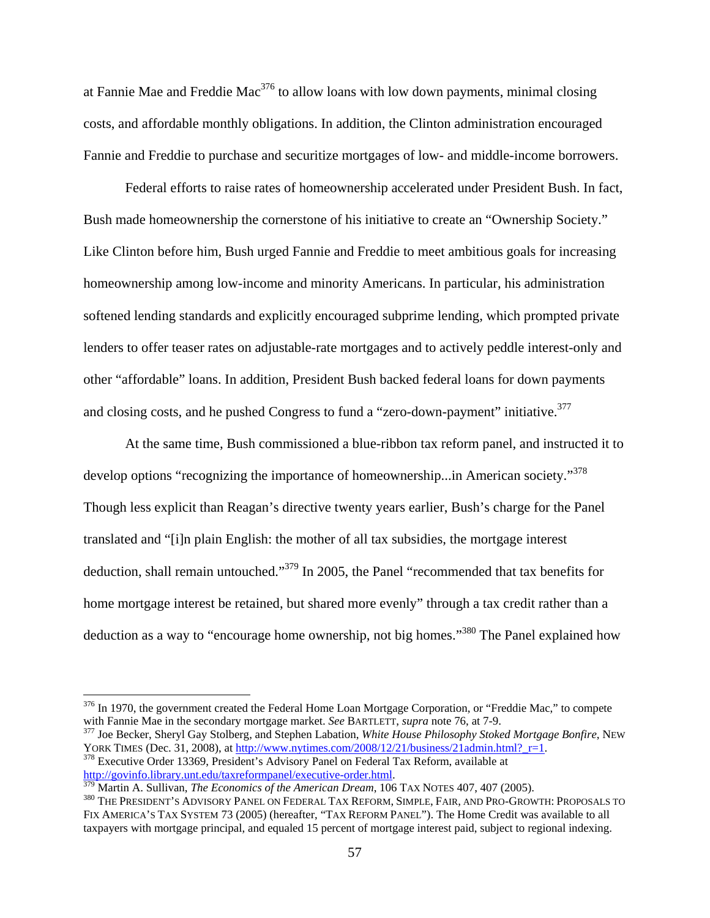at Fannie Mae and Freddie Mac[376] to allow loans with low down payments, minimal closing costs, and affordable monthly obligations. In addition, the Clinton administration encouraged Fannie and Freddie to purchase and securitize mortgages of low- and middle-income borrowers.

Federal efforts to raise rates of homeownership accelerated under President Bush. In fact, Bush made homeownership the cornerstone of his initiative to create an "Ownership Society." Like Clinton before him, Bush urged Fannie and Freddie to meet ambitious goals for increasing homeownership among low-income and minority Americans. In particular, his administration softened lending standards and explicitly encouraged subprime lending, which prompted private lenders to offer teaser rates on adjustable-rate mortgages and to actively peddle interest-only and other "affordable" loans. In addition, President Bush backed federal loans for down payments and closing costs, and he pushed Congress to fund a "zero-down-payment" initiative.[377]

At the same time, Bush commissioned a blue-ribbon tax reform panel, and instructed it to develop options "recognizing the importance of homeownership...in American society."[378] Though less explicit than Reagan's directive twenty years earlier, Bush's charge for the Panel translated and "[i]n plain English: the mother of all tax subsidies, the mortgage interest deduction, shall remain untouched."[379] In 2005, the Panel "recommended that tax benefits for home mortgage interest be retained, but shared more evenly" through a tax credit rather than a deduction as a way to "encourage home ownership, not big homes."[380] The Panel explained how

---

[376] In 1970, the government created the Federal Home Loan Mortgage Corporation, or "Freddie Mac," to compete with Fannie Mae in the secondary mortgage market. *See* BARTLETT, *supra* note 76, at 7-9.

[377] Joe Becker, Sheryl Gay Stolberg, and Stephen Labation, *White House Philosophy Stoked Mortgage Bonfire*, NEW YORK TIMES (Dec. 31, 2008), at http://www.nytimes.com/2008/12/21/business/21admin.html?_r=1.

[378] Executive Order 13369, President's Advisory Panel on Federal Tax Reform, available at http://govinfo.library.unt.edu/taxreformpanel/executive-order.html.

[379] Martin A. Sullivan, *The Economics of the American Dream*, 106 TAX NOTES 407, 407 (2005).

[380] THE PRESIDENT'S ADVISORY PANEL ON FEDERAL TAX REFORM, SIMPLE, FAIR, AND PRO-GROWTH: PROPOSALS TO FIX AMERICA'S TAX SYSTEM 73 (2005) (hereafter, "TAX REFORM PANEL"). The Home Credit was available to all taxpayers with mortgage principal, and equaled 15 percent of mortgage interest paid, subject to regional indexing.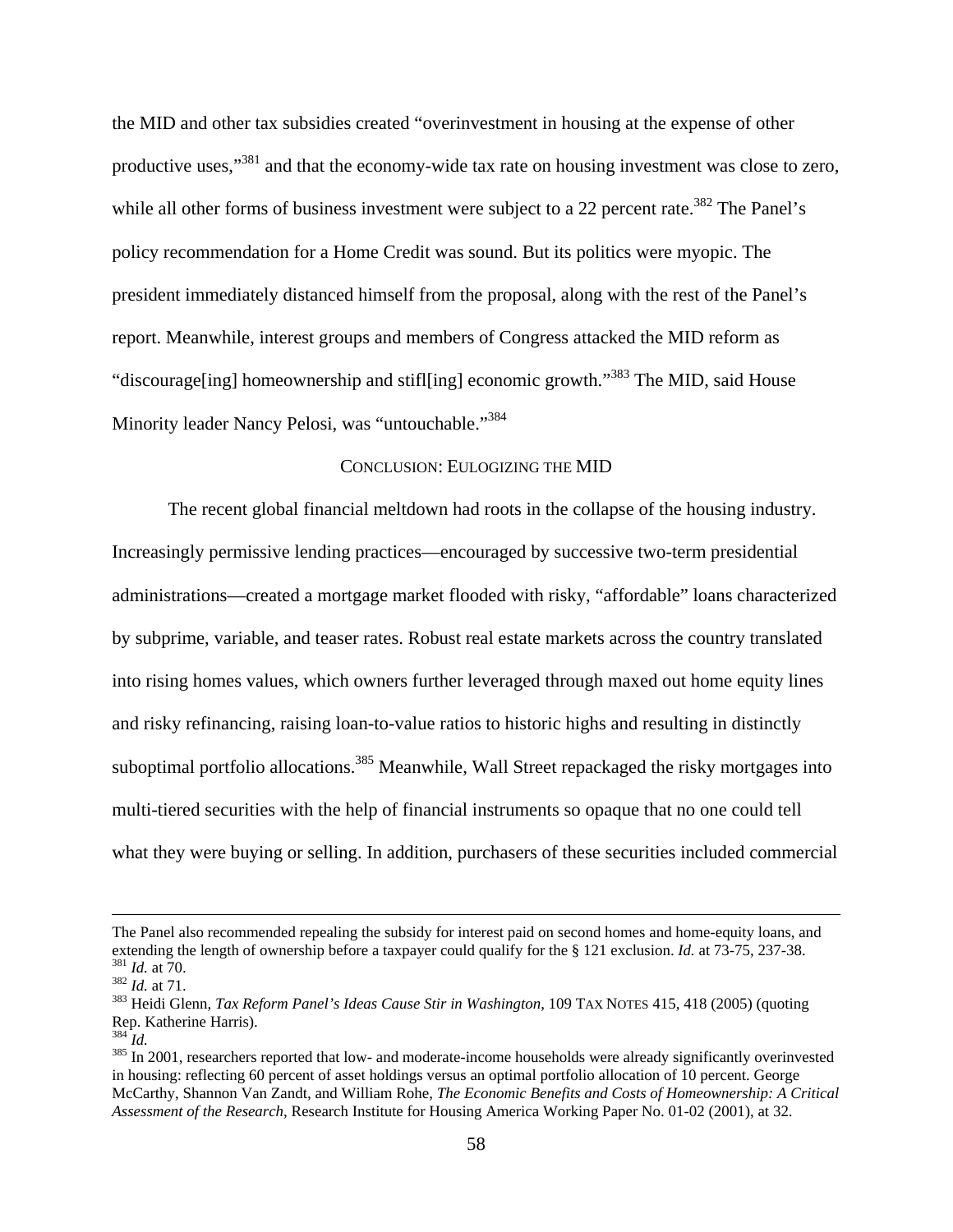the MID and other tax subsidies created "overinvestment in housing at the expense of other productive uses,"[381] and that the economy-wide tax rate on housing investment was close to zero, while all other forms of business investment were subject to a 22 percent rate.[382] The Panel's policy recommendation for a Home Credit was sound. But its politics were myopic. The president immediately distanced himself from the proposal, along with the rest of the Panel's report. Meanwhile, interest groups and members of Congress attacked the MID reform as "discourage[ing] homeownership and stifl[ing] economic growth."[383] The MID, said House Minority leader Nancy Pelosi, was "untouchable."[384]

## CONCLUSION: EULOGIZING THE MID

The recent global financial meltdown had roots in the collapse of the housing industry. Increasingly permissive lending practices—encouraged by successive two-term presidential administrations—created a mortgage market flooded with risky, "affordable" loans characterized by subprime, variable, and teaser rates. Robust real estate markets across the country translated into rising homes values, which owners further leveraged through maxed out home equity lines and risky refinancing, raising loan-to-value ratios to historic highs and resulting in distinctly suboptimal portfolio allocations.[385] Meanwhile, Wall Street repackaged the risky mortgages into multi-tiered securities with the help of financial instruments so opaque that no one could tell what they were buying or selling. In addition, purchasers of these securities included commercial

---

The Panel also recommended repealing the subsidy for interest paid on second homes and home-equity loans, and extending the length of ownership before a taxpayer could qualify for the § 121 exclusion. *Id.* at 73-75, 237-38.

[381] *Id.* at 70.

[382] *Id.* at 71.

[383] Heidi Glenn, *Tax Reform Panel's Ideas Cause Stir in Washington*, 109 TAX NOTES 415, 418 (2005) (quoting Rep. Katherine Harris).

[384] *Id.*

[385] In 2001, researchers reported that low- and moderate-income households were already significantly overinvested in housing: reflecting 60 percent of asset holdings versus an optimal portfolio allocation of 10 percent. George McCarthy, Shannon Van Zandt, and William Rohe, *The Economic Benefits and Costs of Homeownership: A Critical Assessment of the Research*, Research Institute for Housing America Working Paper No. 01-02 (2001), at 32.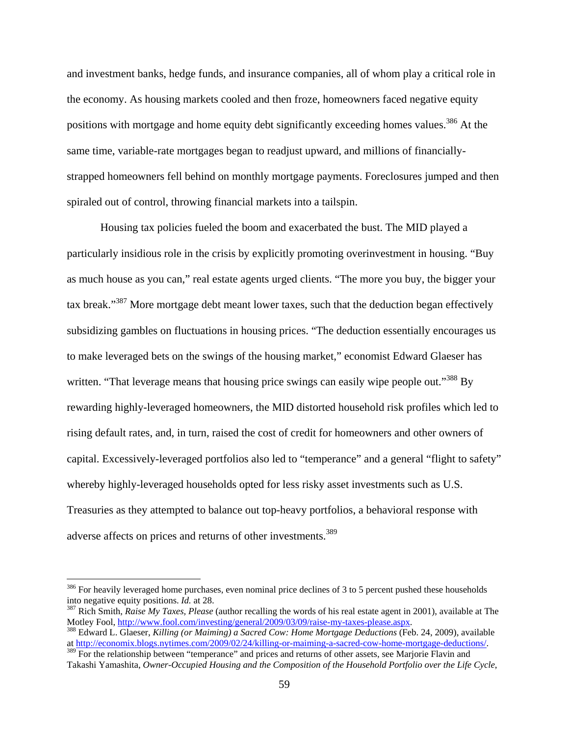and investment banks, hedge funds, and insurance companies, all of whom play a critical role in the economy. As housing markets cooled and then froze, homeowners faced negative equity positions with mortgage and home equity debt significantly exceeding homes values.[386] At the same time, variable-rate mortgages began to readjust upward, and millions of financially-strapped homeowners fell behind on monthly mortgage payments. Foreclosures jumped and then spiraled out of control, throwing financial markets into a tailspin.

Housing tax policies fueled the boom and exacerbated the bust. The MID played a particularly insidious role in the crisis by explicitly promoting overinvestment in housing. "Buy as much house as you can," real estate agents urged clients. "The more you buy, the bigger your tax break."[387] More mortgage debt meant lower taxes, such that the deduction began effectively subsidizing gambles on fluctuations in housing prices. "The deduction essentially encourages us to make leveraged bets on the swings of the housing market," economist Edward Glaeser has written. "That leverage means that housing price swings can easily wipe people out."[388] By rewarding highly-leveraged homeowners, the MID distorted household risk profiles which led to rising default rates, and, in turn, raised the cost of credit for homeowners and other owners of capital. Excessively-leveraged portfolios also led to "temperance" and a general "flight to safety" whereby highly-leveraged households opted for less risky asset investments such as U.S. Treasuries as they attempted to balance out top-heavy portfolios, a behavioral response with adverse affects on prices and returns of other investments.[389]

---

[386] For heavily leveraged home purchases, even nominal price declines of 3 to 5 percent pushed these households into negative equity positions. *Id.* at 28.

[387] Rich Smith, *Raise My Taxes, Please* (author recalling the words of his real estate agent in 2001), available at The Motley Fool, http://www.fool.com/investing/general/2009/03/09/raise-my-taxes-please.aspx.

[388] Edward L. Glaeser, *Killing (or Maiming) a Sacred Cow: Home Mortgage Deductions* (Feb. 24, 2009), available at http://economix.blogs.nytimes.com/2009/02/24/killing-or-maiming-a-sacred-cow-home-mortgage-deductions/.

[389] For the relationship between "temperance" and prices and returns of other assets, see Marjorie Flavin and Takashi Yamashita, *Owner-Occupied Housing and the Composition of the Household Portfolio over the Life Cycle*,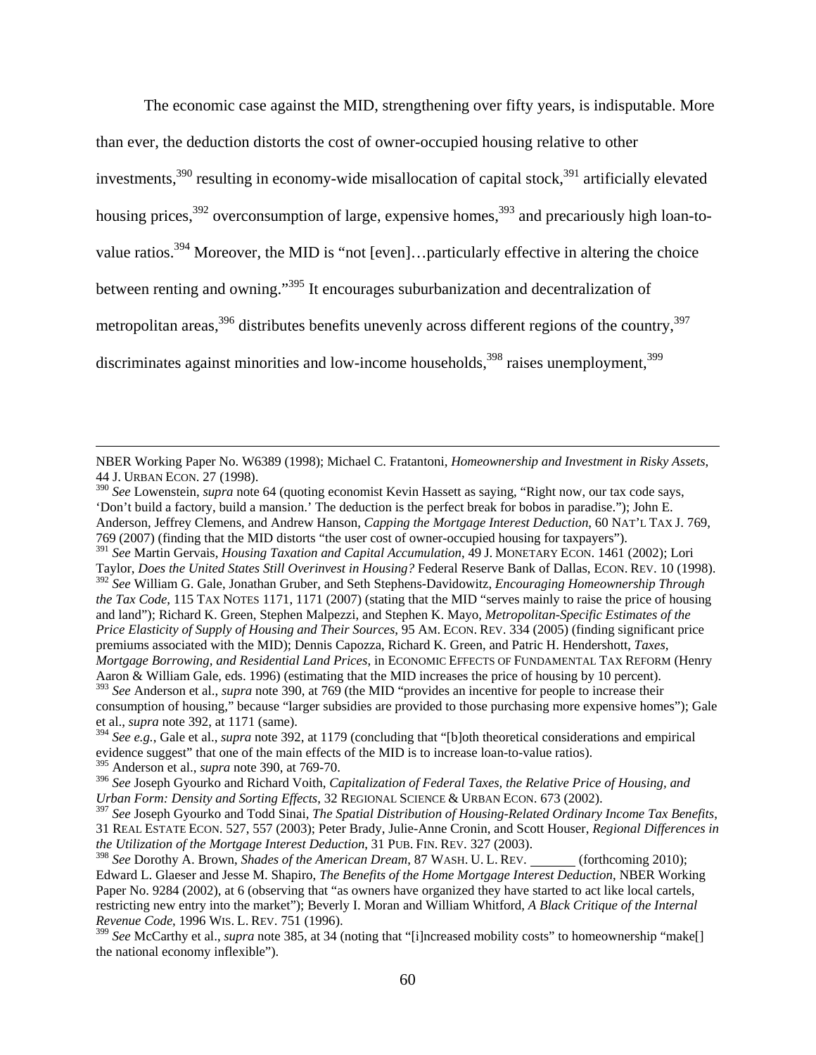The economic case against the MID, strengthening over fifty years, is indisputable. More than ever, the deduction distorts the cost of owner-occupied housing relative to other investments,[390] resulting in economy-wide misallocation of capital stock,[391] artificially elevated housing prices,[392] overconsumption of large, expensive homes,[393] and precariously high loan-to-value ratios.[394] Moreover, the MID is "not [even]…particularly effective in altering the choice between renting and owning."[395] It encourages suburbanization and decentralization of metropolitan areas,[396] distributes benefits unevenly across different regions of the country,[397] discriminates against minorities and low-income households,[398] raises unemployment,[399]

---

NBER Working Paper No. W6389 (1998); Michael C. Fratantoni, *Homeownership and Investment in Risky Assets*, 44 J. URBAN ECON. 27 (1998).

[390] *See* Lowenstein, *supra* note 64 (quoting economist Kevin Hassett as saying, "Right now, our tax code says, 'Don't build a factory, build a mansion.' The deduction is the perfect break for bobos in paradise."); John E. Anderson, Jeffrey Clemens, and Andrew Hanson, *Capping the Mortgage Interest Deduction*, 60 NAT'L TAX J. 769, 769 (2007) (finding that the MID distorts "the user cost of owner-occupied housing for taxpayers").

[391] *See* Martin Gervais, *Housing Taxation and Capital Accumulation*, 49 J. MONETARY ECON. 1461 (2002); Lori Taylor, *Does the United States Still Overinvest in Housing?* Federal Reserve Bank of Dallas, ECON. REV. 10 (1998).

[392] *See* William G. Gale, Jonathan Gruber, and Seth Stephens-Davidowitz, *Encouraging Homeownership Through the Tax Code*, 115 TAX NOTES 1171, 1171 (2007) (stating that the MID "serves mainly to raise the price of housing and land"); Richard K. Green, Stephen Malpezzi, and Stephen K. Mayo, *Metropolitan-Specific Estimates of the Price Elasticity of Supply of Housing and Their Sources*, 95 AM. ECON. REV. 334 (2005) (finding significant price premiums associated with the MID); Dennis Capozza, Richard K. Green, and Patric H. Hendershott, *Taxes, Mortgage Borrowing, and Residential Land Prices*, in ECONOMIC EFFECTS OF FUNDAMENTAL TAX REFORM (Henry Aaron & William Gale, eds. 1996) (estimating that the MID increases the price of housing by 10 percent).

[393] *See* Anderson et al., *supra* note 390, at 769 (the MID "provides an incentive for people to increase their consumption of housing," because "larger subsidies are provided to those purchasing more expensive homes"); Gale et al., *supra* note 392, at 1171 (same).

[394] *See e.g.*, Gale et al., *supra* note 392, at 1179 (concluding that "[b]oth theoretical considerations and empirical evidence suggest" that one of the main effects of the MID is to increase loan-to-value ratios).

[395] Anderson et al., *supra* note 390, at 769-70.

[396] *See* Joseph Gyourko and Richard Voith, *Capitalization of Federal Taxes, the Relative Price of Housing, and Urban Form: Density and Sorting Effects*, 32 REGIONAL SCIENCE & URBAN ECON. 673 (2002).

[397] *See* Joseph Gyourko and Todd Sinai, *The Spatial Distribution of Housing-Related Ordinary Income Tax Benefits*, 31 REAL ESTATE ECON. 527, 557 (2003); Peter Brady, Julie-Anne Cronin, and Scott Houser, *Regional Differences in the Utilization of the Mortgage Interest Deduction*, 31 PUB. FIN. REV. 327 (2003).

[398] *See* Dorothy A. Brown, *Shades of the American Dream*, 87 WASH. U. L. REV. _______ (forthcoming 2010); Edward L. Glaeser and Jesse M. Shapiro, *The Benefits of the Home Mortgage Interest Deduction*, NBER Working Paper No. 9284 (2002), at 6 (observing that "as owners have organized they have started to act like local cartels, restricting new entry into the market"); Beverly I. Moran and William Whitford, *A Black Critique of the Internal Revenue Code*, 1996 WIS. L. REV. 751 (1996).

[399] *See* McCarthy et al., *supra* note 385, at 34 (noting that "[i]ncreased mobility costs" to homeownership "make[] the national economy inflexible").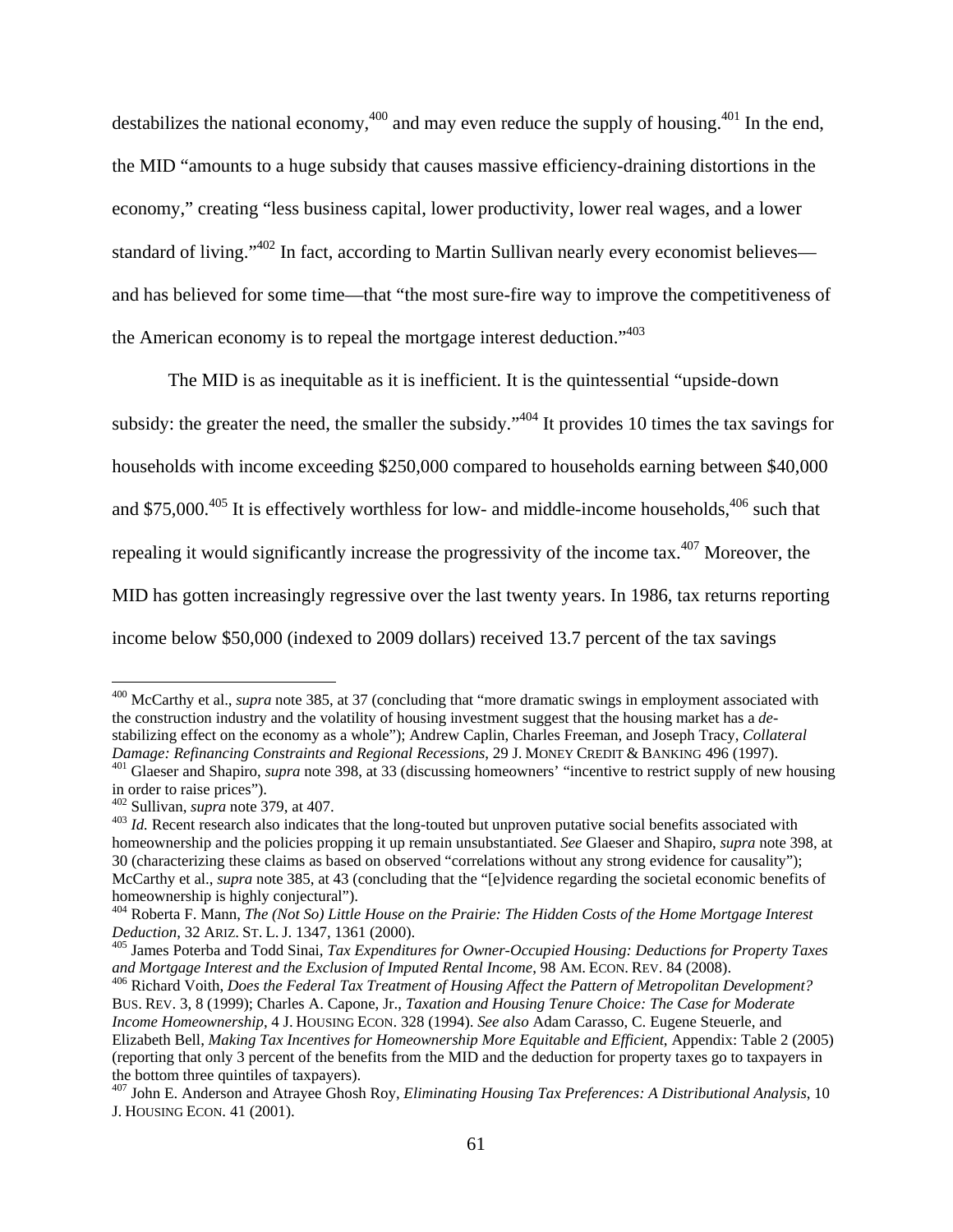destabilizes the national economy,[400] and may even reduce the supply of housing.[401] In the end, the MID "amounts to a huge subsidy that causes massive efficiency-draining distortions in the economy," creating "less business capital, lower productivity, lower real wages, and a lower standard of living."[402] In fact, according to Martin Sullivan nearly every economist believes—and has believed for some time—that "the most sure-fire way to improve the competitiveness of the American economy is to repeal the mortgage interest deduction."[403]

The MID is as inequitable as it is inefficient. It is the quintessential "upside-down subsidy: the greater the need, the smaller the subsidy."[404] It provides 10 times the tax savings for households with income exceeding $250,000 compared to households earning between $40,000 and $75,000.[405] It is effectively worthless for low- and middle-income households,[406] such that repealing it would significantly increase the progressivity of the income tax.[407] Moreover, the MID has gotten increasingly regressive over the last twenty years. In 1986, tax returns reporting income below $50,000 (indexed to 2009 dollars) received 13.7 percent of the tax savings

---

[400] McCarthy et al., *supra* note 385, at 37 (concluding that "more dramatic swings in employment associated with the construction industry and the volatility of housing investment suggest that the housing market has a *de*-stabilizing effect on the economy as a whole"); Andrew Caplin, Charles Freeman, and Joseph Tracy, *Collateral Damage: Refinancing Constraints and Regional Recessions*, 29 J. MONEY CREDIT & BANKING 496 (1997).

[401] Glaeser and Shapiro, *supra* note 398, at 33 (discussing homeowners' "incentive to restrict supply of new housing in order to raise prices").

[402] Sullivan, *supra* note 379, at 407.

[403] *Id.* Recent research also indicates that the long-touted but unproven putative social benefits associated with homeownership and the policies propping it up remain unsubstantiated. *See* Glaeser and Shapiro, *supra* note 398, at 30 (characterizing these claims as based on observed "correlations without any strong evidence for causality"); McCarthy et al., *supra* note 385, at 43 (concluding that the "[e]vidence regarding the societal economic benefits of homeownership is highly conjectural").

[404] Roberta F. Mann, *The (Not So) Little House on the Prairie: The Hidden Costs of the Home Mortgage Interest Deduction*, 32 ARIZ. ST. L. J. 1347, 1361 (2000).

[405] James Poterba and Todd Sinai, *Tax Expenditures for Owner-Occupied Housing: Deductions for Property Taxes and Mortgage Interest and the Exclusion of Imputed Rental Income*, 98 AM. ECON. REV. 84 (2008).

[406] Richard Voith, *Does the Federal Tax Treatment of Housing Affect the Pattern of Metropolitan Development?* BUS. REV. 3, 8 (1999); Charles A. Capone, Jr., *Taxation and Housing Tenure Choice: The Case for Moderate Income Homeownership*, 4 J. HOUSING ECON. 328 (1994). *See also* Adam Carasso, C. Eugene Steuerle, and Elizabeth Bell, *Making Tax Incentives for Homeownership More Equitable and Efficient*, Appendix: Table 2 (2005) (reporting that only 3 percent of the benefits from the MID and the deduction for property taxes go to taxpayers in the bottom three quintiles of taxpayers).

[407] John E. Anderson and Atrayee Ghosh Roy, *Eliminating Housing Tax Preferences: A Distributional Analysis*, 10 J. HOUSING ECON. 41 (2001).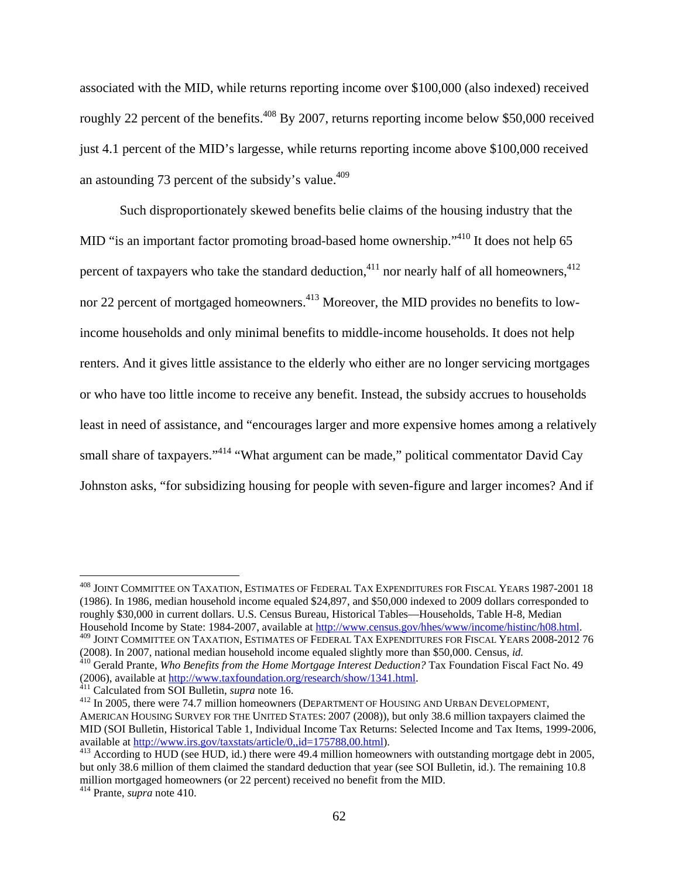associated with the MID, while returns reporting income over $100,000 (also indexed) received roughly 22 percent of the benefits.[408] By 2007, returns reporting income below $50,000 received just 4.1 percent of the MID's largesse, while returns reporting income above $100,000 received an astounding 73 percent of the subsidy's value.[409]

Such disproportionately skewed benefits belie claims of the housing industry that the MID "is an important factor promoting broad-based home ownership."[410] It does not help 65 percent of taxpayers who take the standard deduction,[411] nor nearly half of all homeowners,[412] nor 22 percent of mortgaged homeowners.[413] Moreover, the MID provides no benefits to low-income households and only minimal benefits to middle-income households. It does not help renters. And it gives little assistance to the elderly who either are no longer servicing mortgages or who have too little income to receive any benefit. Instead, the subsidy accrues to households least in need of assistance, and "encourages larger and more expensive homes among a relatively small share of taxpayers."[414] "What argument can be made," political commentator David Cay Johnston asks, "for subsidizing housing for people with seven-figure and larger incomes? And if

---

[408] JOINT COMMITTEE ON TAXATION, ESTIMATES OF FEDERAL TAX EXPENDITURES FOR FISCAL YEARS 1987-2001 18 (1986). In 1986, median household income equaled $24,897, and $50,000 indexed to 2009 dollars corresponded to roughly $30,000 in current dollars. U.S. Census Bureau, Historical Tables—Households, Table H-8, Median Household Income by State: 1984-2007, available at http://www.census.gov/hhes/www/income/histinc/h08.html.

[409] JOINT COMMITTEE ON TAXATION, ESTIMATES OF FEDERAL TAX EXPENDITURES FOR FISCAL YEARS 2008-2012 76 (2008). In 2007, national median household income equaled slightly more than $50,000. Census, *id.*

[410] Gerald Prante, *Who Benefits from the Home Mortgage Interest Deduction?* Tax Foundation Fiscal Fact No. 49 (2006), available at http://www.taxfoundation.org/research/show/1341.html.

[411] Calculated from SOI Bulletin, *supra* note 16.

[412] In 2005, there were 74.7 million homeowners (DEPARTMENT OF HOUSING AND URBAN DEVELOPMENT, AMERICAN HOUSING SURVEY FOR THE UNITED STATES: 2007 (2008)), but only 38.6 million taxpayers claimed the MID (SOI Bulletin, Historical Table 1, Individual Income Tax Returns: Selected Income and Tax Items, 1999-2006, available at http://www.irs.gov/taxstats/article/0,,id=175788,00.html).

[413] According to HUD (see HUD, id.) there were 49.4 million homeowners with outstanding mortgage debt in 2005, but only 38.6 million of them claimed the standard deduction that year (see SOI Bulletin, id.). The remaining 10.8 million mortgaged homeowners (or 22 percent) received no benefit from the MID.

[414] Prante, *supra* note 410.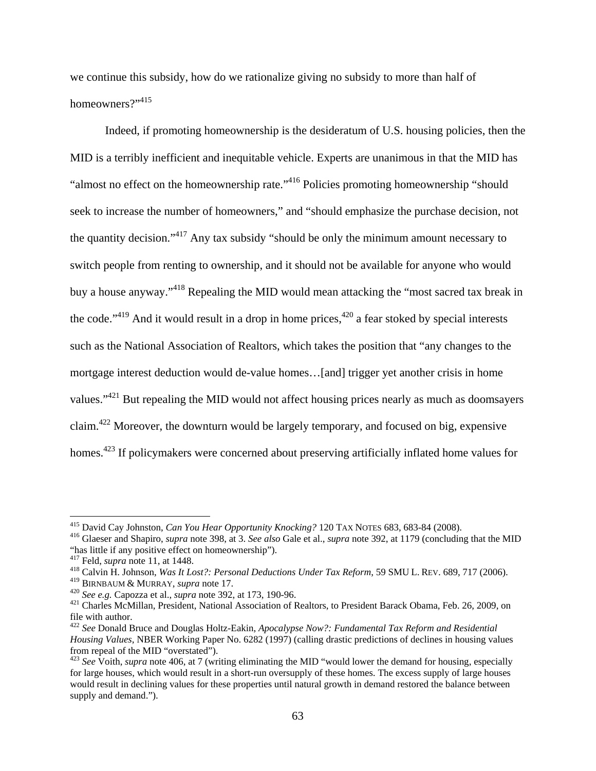we continue this subsidy, how do we rationalize giving no subsidy to more than half of homeowners?"[415]

Indeed, if promoting homeownership is the desideratum of U.S. housing policies, then the MID is a terribly inefficient and inequitable vehicle. Experts are unanimous in that the MID has "almost no effect on the homeownership rate."[416] Policies promoting homeownership "should seek to increase the number of homeowners," and "should emphasize the purchase decision, not the quantity decision."[417] Any tax subsidy "should be only the minimum amount necessary to switch people from renting to ownership, and it should not be available for anyone who would buy a house anyway."[418] Repealing the MID would mean attacking the "most sacred tax break in the code."[419] And it would result in a drop in home prices,[420] a fear stoked by special interests such as the National Association of Realtors, which takes the position that "any changes to the mortgage interest deduction would de-value homes…[and] trigger yet another crisis in home values."[421] But repealing the MID would not affect housing prices nearly as much as doomsayers claim.[422] Moreover, the downturn would be largely temporary, and focused on big, expensive homes.[423] If policymakers were concerned about preserving artificially inflated home values for

---

[415] David Cay Johnston, *Can You Hear Opportunity Knocking?* 120 TAX NOTES 683, 683-84 (2008).

[416] Glaeser and Shapiro, *supra* note 398, at 3. *See also* Gale et al., *supra* note 392, at 1179 (concluding that the MID "has little if any positive effect on homeownership").

[417] Feld, *supra* note 11, at 1448.

[418] Calvin H. Johnson, *Was It Lost?: Personal Deductions Under Tax Reform*, 59 SMU L. REV. 689, 717 (2006).

[419] BIRNBAUM & MURRAY, *supra* note 17.

[420] *See e.g.* Capozza et al., *supra* note 392, at 173, 190-96.

[421] Charles McMillan, President, National Association of Realtors, to President Barack Obama, Feb. 26, 2009, on file with author.

[422] *See* Donald Bruce and Douglas Holtz-Eakin, *Apocalypse Now?: Fundamental Tax Reform and Residential Housing Values*, NBER Working Paper No. 6282 (1997) (calling drastic predictions of declines in housing values from repeal of the MID "overstated").

[423] *See* Voith, *supra* note 406, at 7 (writing eliminating the MID "would lower the demand for housing, especially for large houses, which would result in a short-run oversupply of these homes. The excess supply of large houses would result in declining values for these properties until natural growth in demand restored the balance between supply and demand.").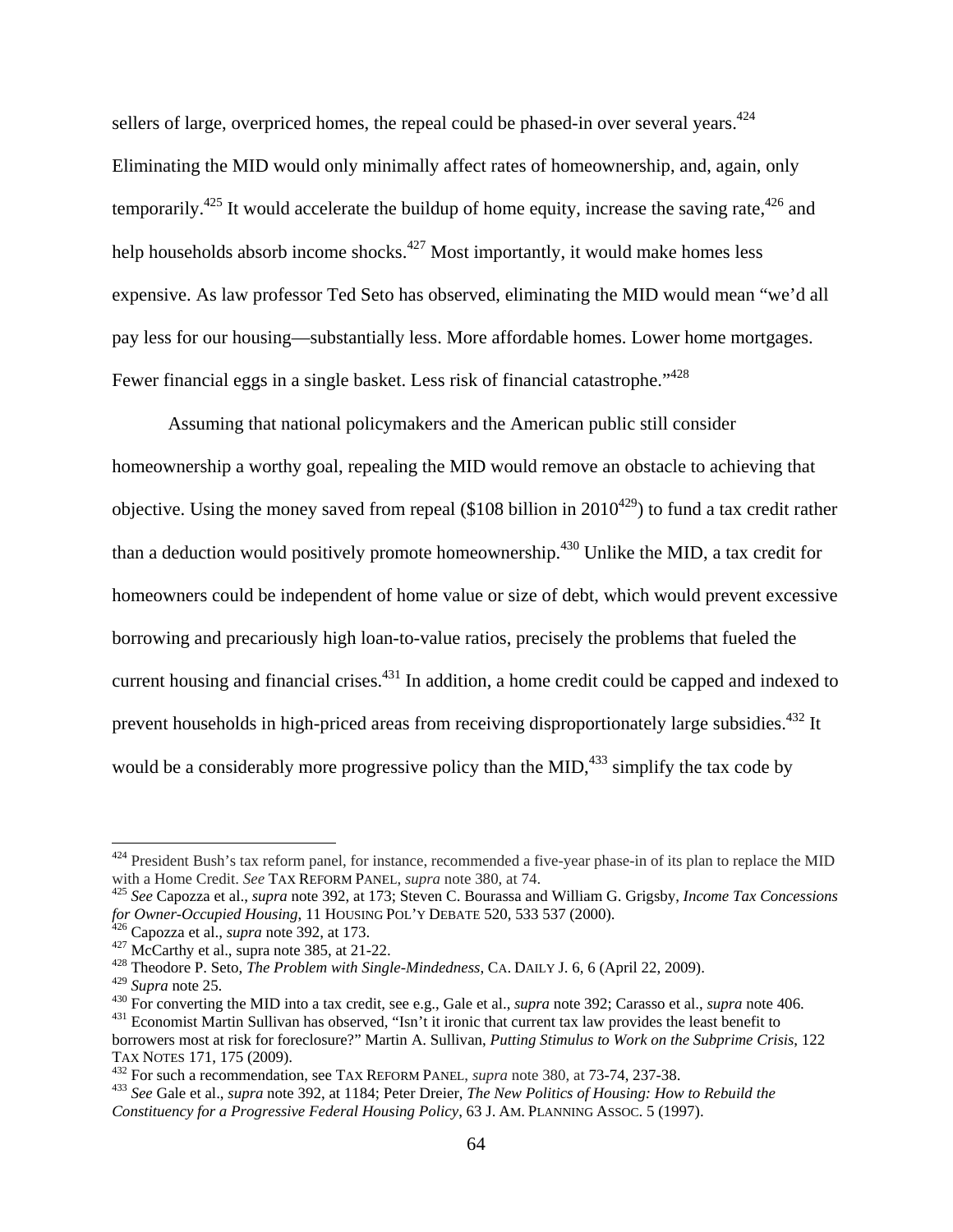sellers of large, overpriced homes, the repeal could be phased-in over several years.[424] Eliminating the MID would only minimally affect rates of homeownership, and, again, only temporarily.[425] It would accelerate the buildup of home equity, increase the saving rate,[426] and help households absorb income shocks.[427] Most importantly, it would make homes less expensive. As law professor Ted Seto has observed, eliminating the MID would mean "we'd all pay less for our housing—substantially less. More affordable homes. Lower home mortgages. Fewer financial eggs in a single basket. Less risk of financial catastrophe."[428]

Assuming that national policymakers and the American public still consider homeownership a worthy goal, repealing the MID would remove an obstacle to achieving that objective. Using the money saved from repeal ($108 billion in 2010[429]) to fund a tax credit rather than a deduction would positively promote homeownership.[430] Unlike the MID, a tax credit for homeowners could be independent of home value or size of debt, which would prevent excessive borrowing and precariously high loan-to-value ratios, precisely the problems that fueled the current housing and financial crises.[431] In addition, a home credit could be capped and indexed to prevent households in high-priced areas from receiving disproportionately large subsidies.[432] It would be a considerably more progressive policy than the MID,[433] simplify the tax code by

---

[424] President Bush's tax reform panel, for instance, recommended a five-year phase-in of its plan to replace the MID with a Home Credit. *See* TAX REFORM PANEL, *supra* note 380, at 74.

[425] *See* Capozza et al., *supra* note 392, at 173; Steven C. Bourassa and William G. Grigsby, *Income Tax Concessions for Owner-Occupied Housing*, 11 HOUSING POL'Y DEBATE 520, 533 537 (2000).

[426] Capozza et al., *supra* note 392, at 173.

[427] McCarthy et al., supra note 385, at 21-22.

[428] Theodore P. Seto, *The Problem with Single-Mindedness*, CA. DAILY J. 6, 6 (April 22, 2009).

[429] *Supra* note 25.

[430] For converting the MID into a tax credit, see e.g., Gale et al., *supra* note 392; Carasso et al., *supra* note 406.

[431] Economist Martin Sullivan has observed, "Isn't it ironic that current tax law provides the least benefit to borrowers most at risk for foreclosure?" Martin A. Sullivan, *Putting Stimulus to Work on the Subprime Crisis*, 122 TAX NOTES 171, 175 (2009).

[432] For such a recommendation, see TAX REFORM PANEL, *supra* note 380, at 73-74, 237-38.

[433] *See* Gale et al., *supra* note 392, at 1184; Peter Dreier, *The New Politics of Housing: How to Rebuild the Constituency for a Progressive Federal Housing Policy*, 63 J. AM. PLANNING ASSOC. 5 (1997).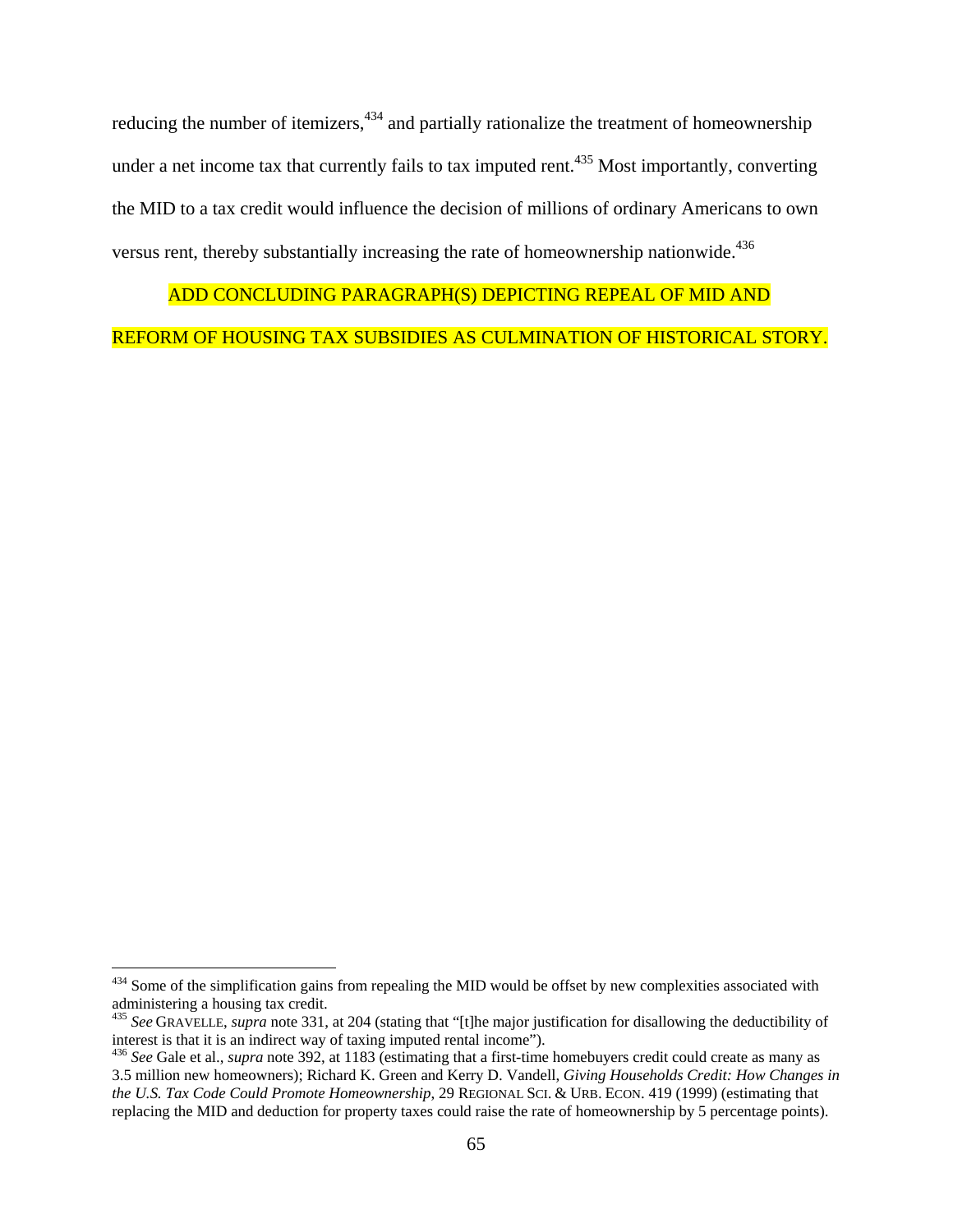reducing the number of itemizers,[434] and partially rationalize the treatment of homeownership under a net income tax that currently fails to tax imputed rent.[435] Most importantly, converting the MID to a tax credit would influence the decision of millions of ordinary Americans to own versus rent, thereby substantially increasing the rate of homeownership nationwide.[436]

ADD CONCLUDING PARAGRAPH(S) DEPICTING REPEAL OF MID AND REFORM OF HOUSING TAX SUBSIDIES AS CULMINATION OF HISTORICAL STORY.

---

[434] Some of the simplification gains from repealing the MID would be offset by new complexities associated with administering a housing tax credit.

[435] *See* GRAVELLE, *supra* note 331, at 204 (stating that "[t]he major justification for disallowing the deductibility of interest is that it is an indirect way of taxing imputed rental income").

[436] *See* Gale et al., *supra* note 392, at 1183 (estimating that a first-time homebuyers credit could create as many as 3.5 million new homeowners); Richard K. Green and Kerry D. Vandell, *Giving Households Credit: How Changes in the U.S. Tax Code Could Promote Homeownership*, 29 REGIONAL SCI. & URB. ECON. 419 (1999) (estimating that replacing the MID and deduction for property taxes could raise the rate of homeownership by 5 percentage points).